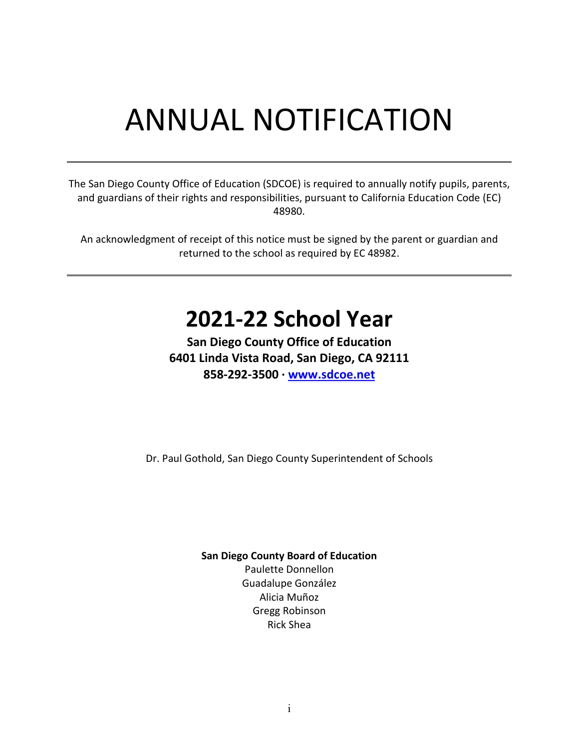# ANNUAL NOTIFICATION

---

The San Diego County Office of Education (SDCOE) is required to annually notify pupils, parents, and guardians of their rights and responsibilities, pursuant to California Education Code (EC) 48980.

An acknowledgment of receipt of this notice must be signed by the parent or guardian and returned to the school as required by EC 48982.

---

## 2021-22 School Year

**San Diego County Office of Education**
**6401 Linda Vista Road, San Diego, CA 92111**
**858-292-3500 · [www.sdcoe.net](http://www.sdcoe.net)**

Dr. Paul Gothold, San Diego County Superintendent of Schools

**San Diego County Board of Education**
Paulette Donnellon
Guadalupe González
Alicia Muñoz
Gregg Robinson
Rick Shea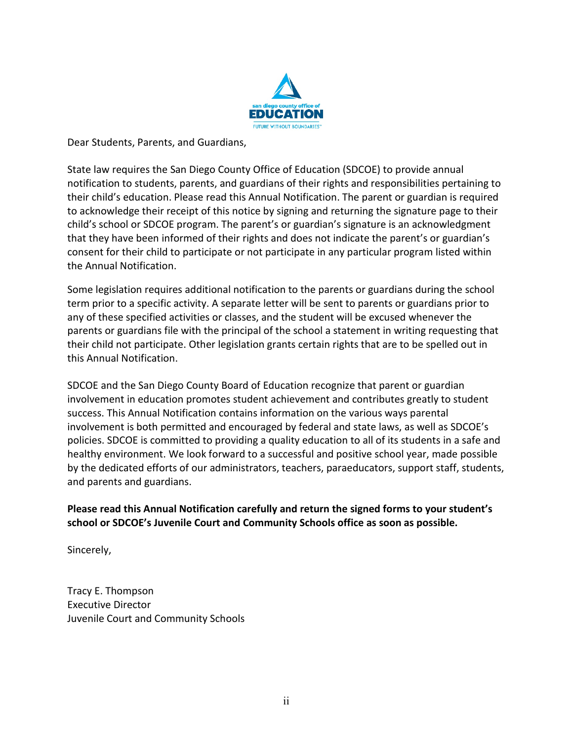Dear Students, Parents, and Guardians,

State law requires the San Diego County Office of Education (SDCOE) to provide annual notification to students, parents, and guardians of their rights and responsibilities pertaining to their child's education. Please read this Annual Notification. The parent or guardian is required to acknowledge their receipt of this notice by signing and returning the signature page to their child's school or SDCOE program. The parent's or guardian's signature is an acknowledgment that they have been informed of their rights and does not indicate the parent's or guardian's consent for their child to participate or not participate in any particular program listed within the Annual Notification.

Some legislation requires additional notification to the parents or guardians during the school term prior to a specific activity. A separate letter will be sent to parents or guardians prior to any of these specified activities or classes, and the student will be excused whenever the parents or guardians file with the principal of the school a statement in writing requesting that their child not participate. Other legislation grants certain rights that are to be spelled out in this Annual Notification.

SDCOE and the San Diego County Board of Education recognize that parent or guardian involvement in education promotes student achievement and contributes greatly to student success. This Annual Notification contains information on the various ways parental involvement is both permitted and encouraged by federal and state laws, as well as SDCOE's policies. SDCOE is committed to providing a quality education to all of its students in a safe and healthy environment. We look forward to a successful and positive school year, made possible by the dedicated efforts of our administrators, teachers, paraeducators, support staff, students, and parents and guardians.

**Please read this Annual Notification carefully and return the signed forms to your student's school or SDCOE's Juvenile Court and Community Schools office as soon as possible.**

Sincerely,

Tracy E. Thompson
Executive Director
Juvenile Court and Community Schools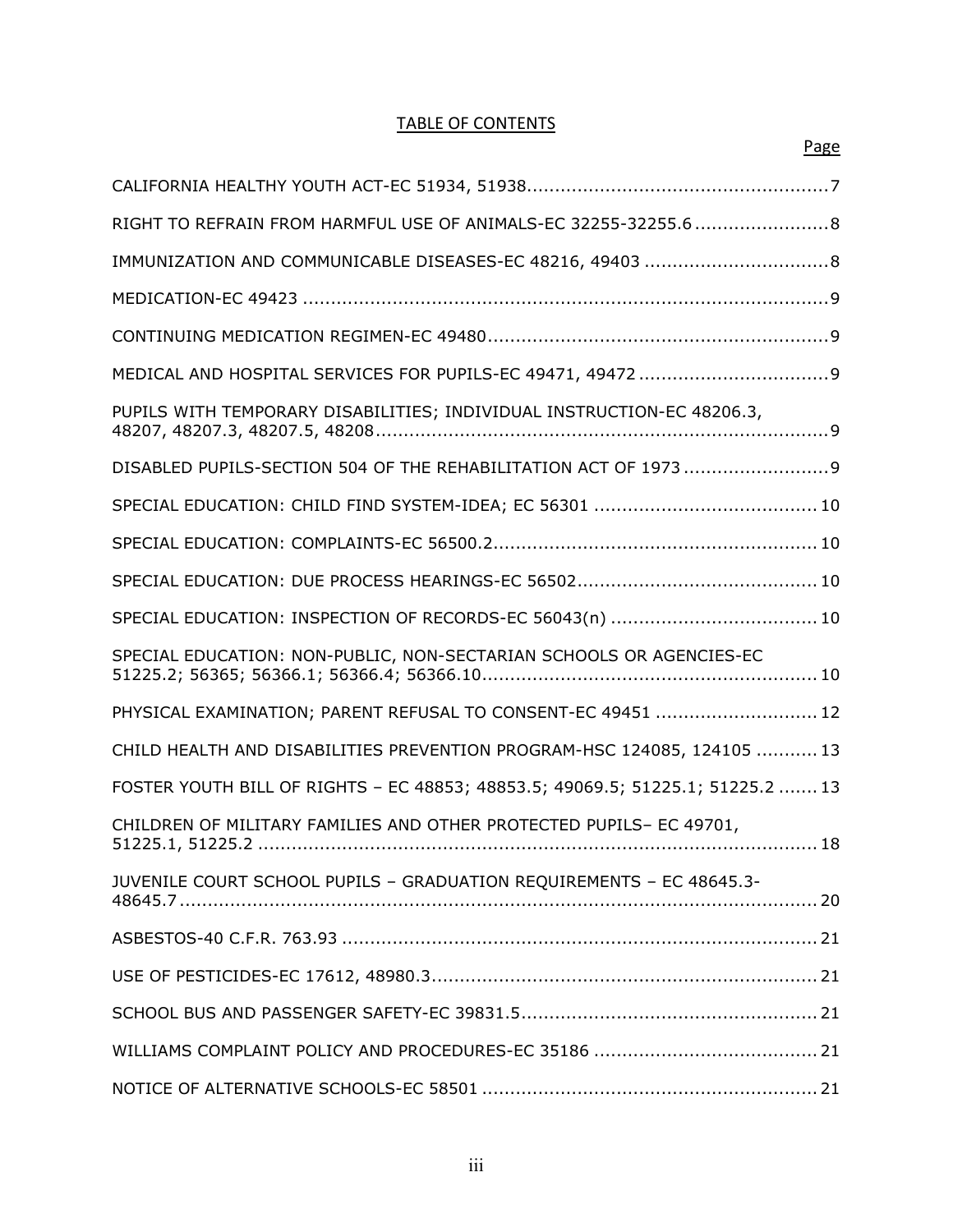# TABLE OF CONTENTS

| | Page |
|---|---|
| CALIFORNIA HEALTHY YOUTH ACT-EC 51934, 51938 | 7 |
| RIGHT TO REFRAIN FROM HARMFUL USE OF ANIMALS-EC 32255-32255.6 | 8 |
| IMMUNIZATION AND COMMUNICABLE DISEASES-EC 48216, 49403 | 8 |
| MEDICATION-EC 49423 | 9 |
| CONTINUING MEDICATION REGIMEN-EC 49480 | 9 |
| MEDICAL AND HOSPITAL SERVICES FOR PUPILS-EC 49471, 49472 | 9 |
| PUPILS WITH TEMPORARY DISABILITIES; INDIVIDUAL INSTRUCTION-EC 48206.3, 48207, 48207.3, 48207.5, 48208 | 9 |
| DISABLED PUPILS-SECTION 504 OF THE REHABILITATION ACT OF 1973 | 9 |
| SPECIAL EDUCATION: CHILD FIND SYSTEM-IDEA; EC 56301 | 10 |
| SPECIAL EDUCATION: COMPLAINTS-EC 56500.2 | 10 |
| SPECIAL EDUCATION: DUE PROCESS HEARINGS-EC 56502 | 10 |
| SPECIAL EDUCATION: INSPECTION OF RECORDS-EC 56043(n) | 10 |
| SPECIAL EDUCATION: NON-PUBLIC, NON-SECTARIAN SCHOOLS OR AGENCIES-EC 51225.2; 56365; 56366.1; 56366.4; 56366.10 | 10 |
| PHYSICAL EXAMINATION; PARENT REFUSAL TO CONSENT-EC 49451 | 12 |
| CHILD HEALTH AND DISABILITIES PREVENTION PROGRAM-HSC 124085, 124105 | 13 |
| FOSTER YOUTH BILL OF RIGHTS – EC 48853; 48853.5; 49069.5; 51225.1; 51225.2 | 13 |
| CHILDREN OF MILITARY FAMILIES AND OTHER PROTECTED PUPILS– EC 49701, 51225.1, 51225.2 | 18 |
| JUVENILE COURT SCHOOL PUPILS – GRADUATION REQUIREMENTS – EC 48645.3-48645.7 | 20 |
| ASBESTOS-40 C.F.R. 763.93 | 21 |
| USE OF PESTICIDES-EC 17612, 48980.3 | 21 |
| SCHOOL BUS AND PASSENGER SAFETY-EC 39831.5 | 21 |
| WILLIAMS COMPLAINT POLICY AND PROCEDURES-EC 35186 | 21 |
| NOTICE OF ALTERNATIVE SCHOOLS-EC 58501 | 21 |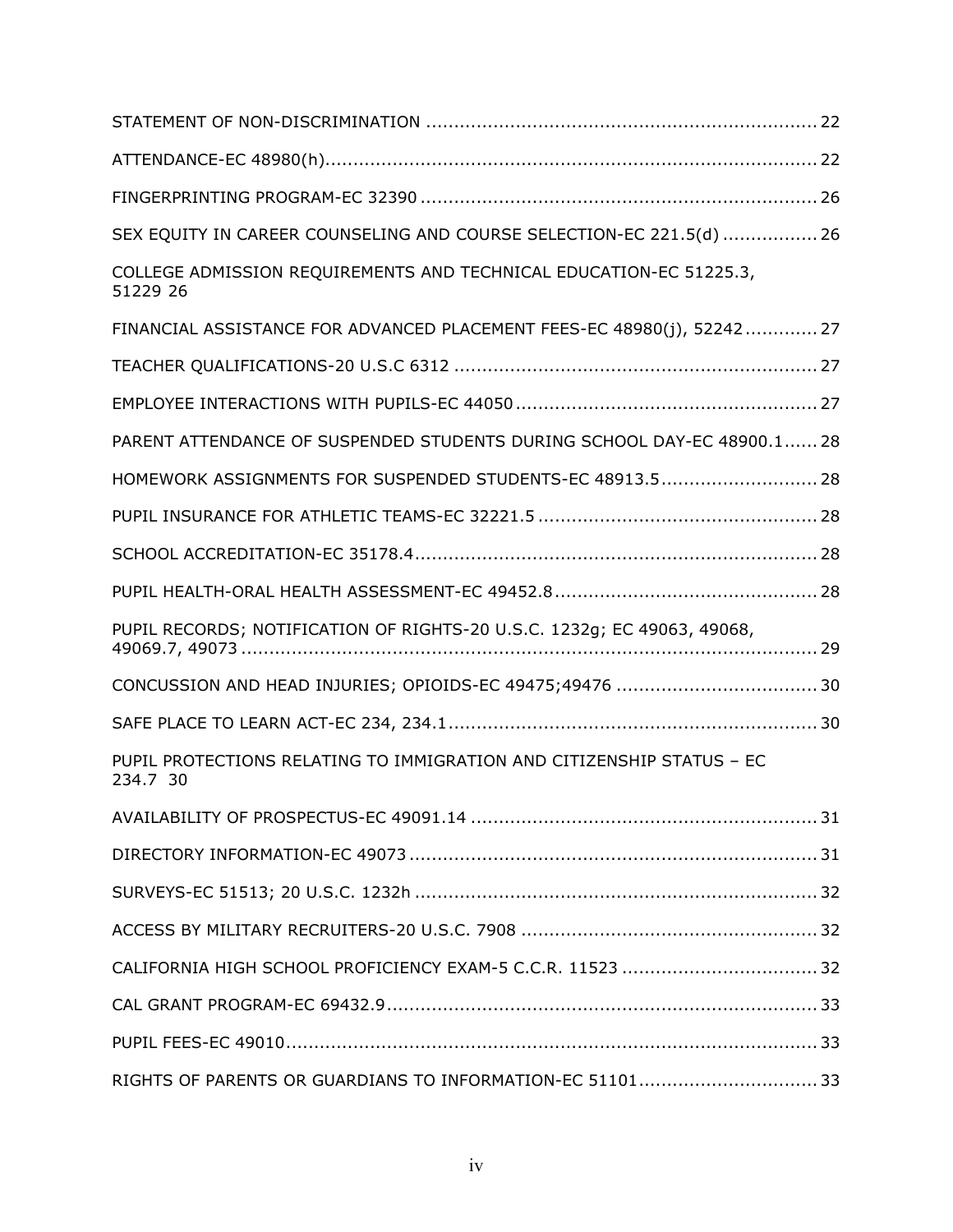STATEMENT OF NON-DISCRIMINATION ..................................................................... 22

ATTENDANCE-EC 48980(h)........................................................................................ 22

FINGERPRINTING PROGRAM-EC 32390 ...................................................................... 26

SEX EQUITY IN CAREER COUNSELING AND COURSE SELECTION-EC 221.5(d) ................ 26

COLLEGE ADMISSION REQUIREMENTS AND TECHNICAL EDUCATION-EC 51225.3, 51229 26

FINANCIAL ASSISTANCE FOR ADVANCED PLACEMENT FEES-EC 48980(j), 52242............. 27

TEACHER QUALIFICATIONS-20 U.S.C 6312 ................................................................ 27

EMPLOYEE INTERACTIONS WITH PUPILS-EC 44050 ..................................................... 27

PARENT ATTENDANCE OF SUSPENDED STUDENTS DURING SCHOOL DAY-EC 48900.1...... 28

HOMEWORK ASSIGNMENTS FOR SUSPENDED STUDENTS-EC 48913.5............................ 28

PUPIL INSURANCE FOR ATHLETIC TEAMS-EC 32221.5 ................................................. 28

SCHOOL ACCREDITATION-EC 35178.4....................................................................... 28

PUPIL HEALTH-ORAL HEALTH ASSESSMENT-EC 49452.8 .............................................. 28

PUPIL RECORDS; NOTIFICATION OF RIGHTS-20 U.S.C. 1232g; EC 49063, 49068, 49069.7, 49073 ........................................................................................................ 29

CONCUSSION AND HEAD INJURIES; OPIOIDS-EC 49475;49476 .................................... 30

SAFE PLACE TO LEARN ACT-EC 234, 234.1................................................................. 30

PUPIL PROTECTIONS RELATING TO IMMIGRATION AND CITIZENSHIP STATUS – EC 234.7 30

AVAILABILITY OF PROSPECTUS-EC 49091.14 ............................................................. 31

DIRECTORY INFORMATION-EC 49073 ........................................................................ 31

SURVEYS-EC 51513; 20 U.S.C. 1232h ....................................................................... 32

ACCESS BY MILITARY RECRUITERS-20 U.S.C. 7908 .................................................... 32

CALIFORNIA HIGH SCHOOL PROFICIENCY EXAM-5 C.C.R. 11523 .................................. 32

CAL GRANT PROGRAM-EC 69432.9............................................................................ 33

PUPIL FEES-EC 49010............................................................................................... 33

RIGHTS OF PARENTS OR GUARDIANS TO INFORMATION-EC 51101............................... 33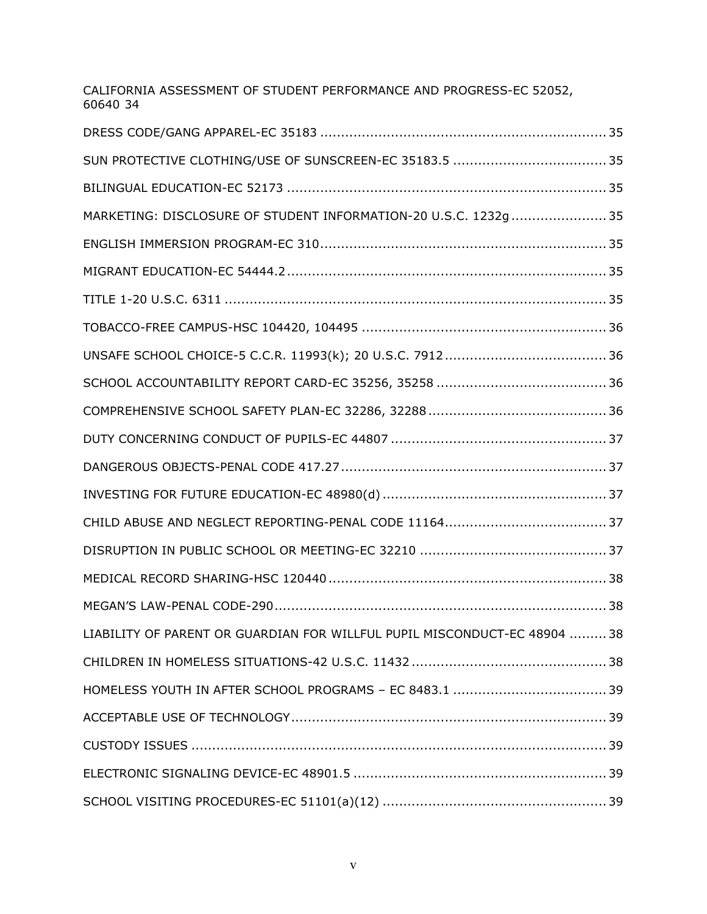CALIFORNIA ASSESSMENT OF STUDENT PERFORMANCE AND PROGRESS-EC 52052, 60640 34

DRESS CODE/GANG APPAREL-EC 35183 .................................................................... 35

SUN PROTECTIVE CLOTHING/USE OF SUNSCREEN-EC 35183.5 .................................... 35

BILINGUAL EDUCATION-EC 52173 ............................................................................ 35

MARKETING: DISCLOSURE OF STUDENT INFORMATION-20 U.S.C. 1232g ...................... 35

ENGLISH IMMERSION PROGRAM-EC 310.................................................................... 35

MIGRANT EDUCATION-EC 54444.2............................................................................ 35

TITLE 1-20 U.S.C. 6311 .......................................................................................... 35

TOBACCO-FREE CAMPUS-HSC 104420, 104495 .......................................................... 36

UNSAFE SCHOOL CHOICE-5 C.C.R. 11993(k); 20 U.S.C. 7912 ...................................... 36

SCHOOL ACCOUNTABILITY REPORT CARD-EC 35256, 35258 ........................................ 36

COMPREHENSIVE SCHOOL SAFETY PLAN-EC 32286, 32288 .......................................... 36

DUTY CONCERNING CONDUCT OF PUPILS-EC 44807 .................................................... 37

DANGEROUS OBJECTS-PENAL CODE 417.27................................................................ 37

INVESTING FOR FUTURE EDUCATION-EC 48980(d) ...................................................... 37

CHILD ABUSE AND NEGLECT REPORTING-PENAL CODE 11164...................................... 37

DISRUPTION IN PUBLIC SCHOOL OR MEETING-EC 32210 ............................................ 37

MEDICAL RECORD SHARING-HSC 120440 .................................................................. 38

MEGAN'S LAW-PENAL CODE-290............................................................................... 38

LIABILITY OF PARENT OR GUARDIAN FOR WILLFUL PUPIL MISCONDUCT-EC 48904 ......... 38

CHILDREN IN HOMELESS SITUATIONS-42 U.S.C. 11432 .............................................. 38

HOMELESS YOUTH IN AFTER SCHOOL PROGRAMS – EC 8483.1 .................................... 39

ACCEPTABLE USE OF TECHNOLOGY........................................................................... 39

CUSTODY ISSUES ................................................................................................... 39

ELECTRONIC SIGNALING DEVICE-EC 48901.5 ............................................................ 39

SCHOOL VISITING PROCEDURES-EC 51101(a)(12) ..................................................... 39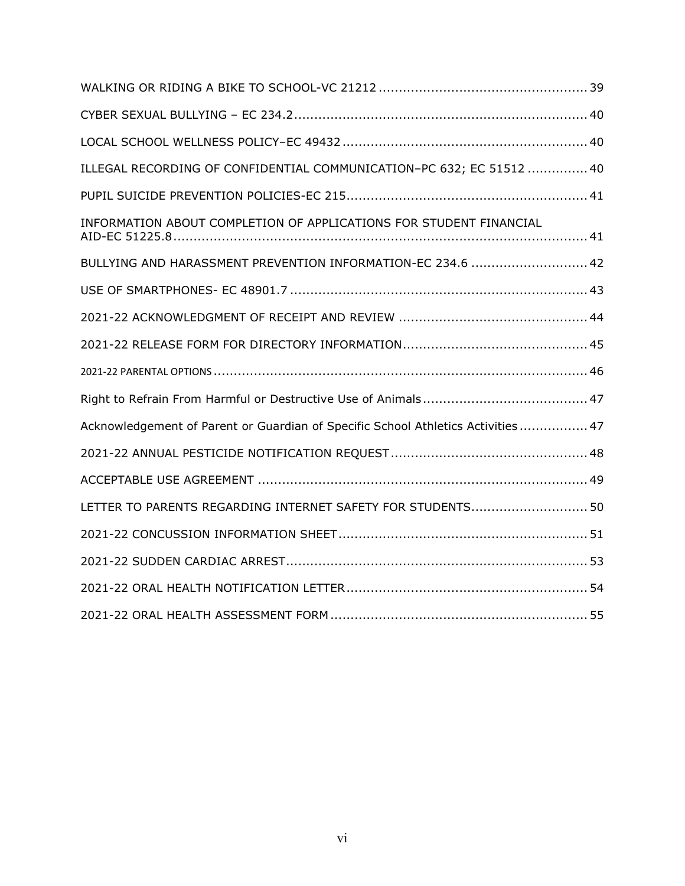WALKING OR RIDING A BIKE TO SCHOOL-VC 21212 .................................................. 39

CYBER SEXUAL BULLYING – EC 234.2 ........................................................................ 40

LOCAL SCHOOL WELLNESS POLICY–EC 49432 ............................................................ 40

ILLEGAL RECORDING OF CONFIDENTIAL COMMUNICATION–PC 632; EC 51512 ............... 40

PUPIL SUICIDE PREVENTION POLICIES-EC 215 ........................................................... 41

INFORMATION ABOUT COMPLETION OF APPLICATIONS FOR STUDENT FINANCIAL AID-EC 51225.8 ...................................................................................................... 41

BULLYING AND HARASSMENT PREVENTION INFORMATION-EC 234.6 ............................. 42

USE OF SMARTPHONES- EC 48901.7 ......................................................................... 43

2021-22 ACKNOWLEDGMENT OF RECEIPT AND REVIEW .............................................. 44

2021-22 RELEASE FORM FOR DIRECTORY INFORMATION ............................................. 45

2021-22 PARENTAL OPTIONS ........................................................................................ 46

Right to Refrain From Harmful or Destructive Use of Animals ......................................... 47

Acknowledgement of Parent or Guardian of Specific School Athletics Activities ................ 47

2021-22 ANNUAL PESTICIDE NOTIFICATION REQUEST ................................................ 48

ACCEPTABLE USE AGREEMENT .................................................................................. 49

LETTER TO PARENTS REGARDING INTERNET SAFETY FOR STUDENTS ............................ 50

2021-22 CONCUSSION INFORMATION SHEET ............................................................. 51

2021-22 SUDDEN CARDIAC ARREST ........................................................................... 53

2021-22 ORAL HEALTH NOTIFICATION LETTER ........................................................... 54

2021-22 ORAL HEALTH ASSESSMENT FORM ............................................................... 55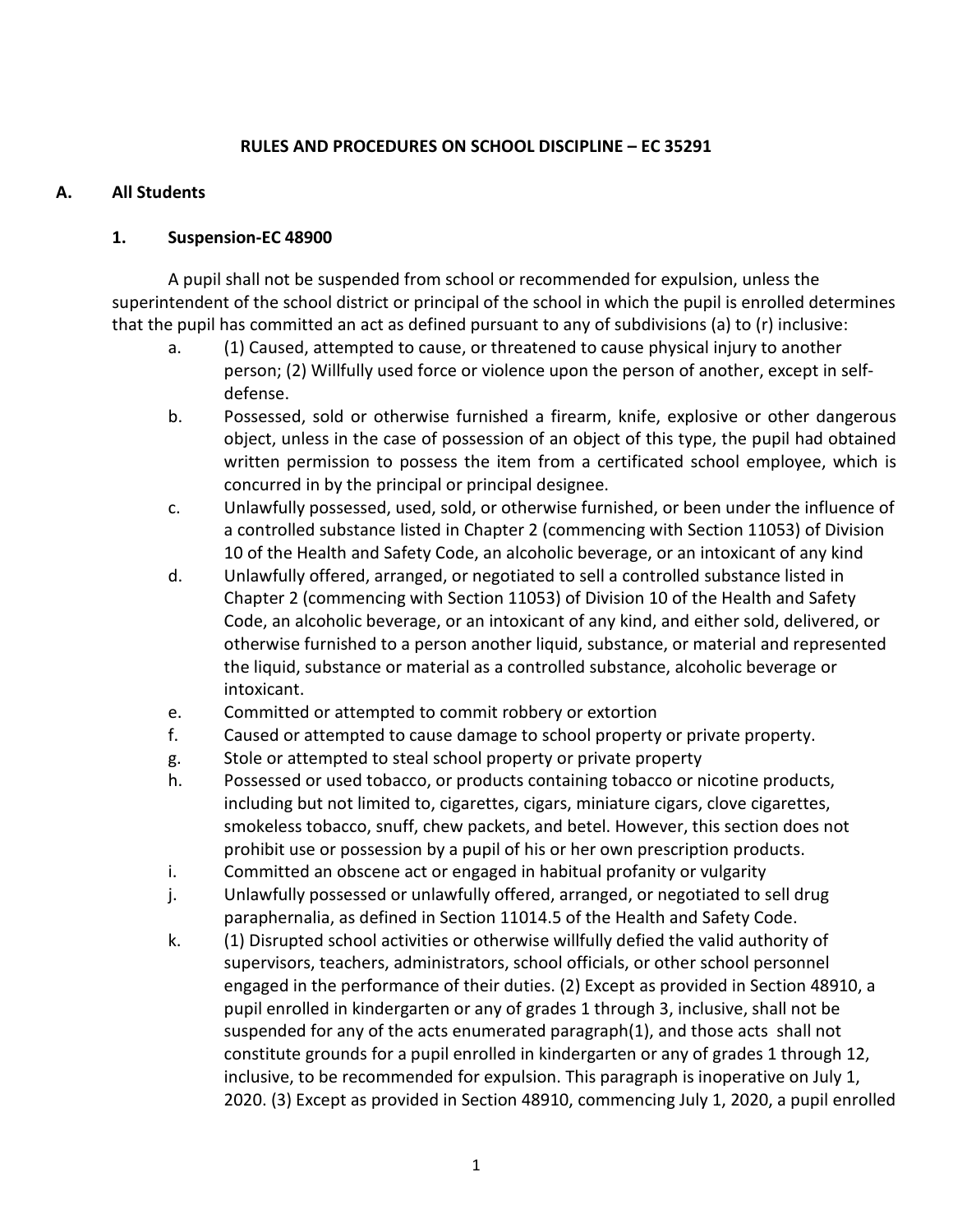## RULES AND PROCEDURES ON SCHOOL DISCIPLINE – EC 35291

### A. All Students

#### 1. Suspension-EC 48900

A pupil shall not be suspended from school or recommended for expulsion, unless the superintendent of the school district or principal of the school in which the pupil is enrolled determines that the pupil has committed an act as defined pursuant to any of subdivisions (a) to (r) inclusive:

a. (1) Caused, attempted to cause, or threatened to cause physical injury to another person; (2) Willfully used force or violence upon the person of another, except in self-defense.

b. Possessed, sold or otherwise furnished a firearm, knife, explosive or other dangerous object, unless in the case of possession of an object of this type, the pupil had obtained written permission to possess the item from a certificated school employee, which is concurred in by the principal or principal designee.

c. Unlawfully possessed, used, sold, or otherwise furnished, or been under the influence of a controlled substance listed in Chapter 2 (commencing with Section 11053) of Division 10 of the Health and Safety Code, an alcoholic beverage, or an intoxicant of any kind

d. Unlawfully offered, arranged, or negotiated to sell a controlled substance listed in Chapter 2 (commencing with Section 11053) of Division 10 of the Health and Safety Code, an alcoholic beverage, or an intoxicant of any kind, and either sold, delivered, or otherwise furnished to a person another liquid, substance, or material and represented the liquid, substance or material as a controlled substance, alcoholic beverage or intoxicant.

e. Committed or attempted to commit robbery or extortion

f. Caused or attempted to cause damage to school property or private property.

g. Stole or attempted to steal school property or private property

h. Possessed or used tobacco, or products containing tobacco or nicotine products, including but not limited to, cigarettes, cigars, miniature cigars, clove cigarettes, smokeless tobacco, snuff, chew packets, and betel. However, this section does not prohibit use or possession by a pupil of his or her own prescription products.

i. Committed an obscene act or engaged in habitual profanity or vulgarity

j. Unlawfully possessed or unlawfully offered, arranged, or negotiated to sell drug paraphernalia, as defined in Section 11014.5 of the Health and Safety Code.

k. (1) Disrupted school activities or otherwise willfully defied the valid authority of supervisors, teachers, administrators, school officials, or other school personnel engaged in the performance of their duties. (2) Except as provided in Section 48910, a pupil enrolled in kindergarten or any of grades 1 through 3, inclusive, shall not be suspended for any of the acts enumerated paragraph(1), and those acts shall not constitute grounds for a pupil enrolled in kindergarten or any of grades 1 through 12, inclusive, to be recommended for expulsion. This paragraph is inoperative on July 1, 2020. (3) Except as provided in Section 48910, commencing July 1, 2020, a pupil enrolled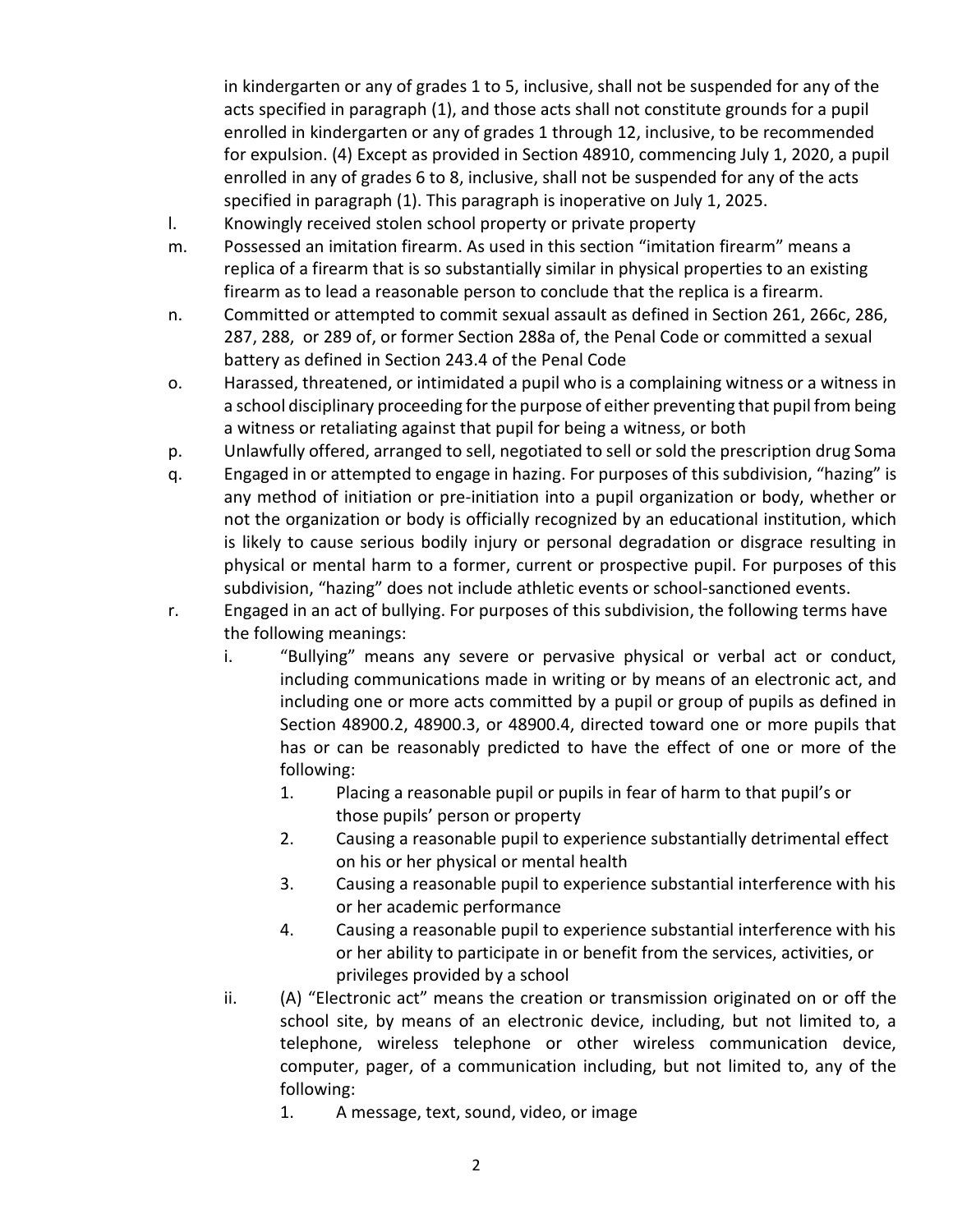in kindergarten or any of grades 1 to 5, inclusive, shall not be suspended for any of the acts specified in paragraph (1), and those acts shall not constitute grounds for a pupil enrolled in kindergarten or any of grades 1 through 12, inclusive, to be recommended for expulsion. (4) Except as provided in Section 48910, commencing July 1, 2020, a pupil enrolled in any of grades 6 to 8, inclusive, shall not be suspended for any of the acts specified in paragraph (1). This paragraph is inoperative on July 1, 2025.

l. Knowingly received stolen school property or private property

m. Possessed an imitation firearm. As used in this section "imitation firearm" means a replica of a firearm that is so substantially similar in physical properties to an existing firearm as to lead a reasonable person to conclude that the replica is a firearm.

n. Committed or attempted to commit sexual assault as defined in Section 261, 266c, 286, 287, 288, or 289 of, or former Section 288a of, the Penal Code or committed a sexual battery as defined in Section 243.4 of the Penal Code

o. Harassed, threatened, or intimidated a pupil who is a complaining witness or a witness in a school disciplinary proceeding for the purpose of either preventing that pupil from being a witness or retaliating against that pupil for being a witness, or both

p. Unlawfully offered, arranged to sell, negotiated to sell or sold the prescription drug Soma

q. Engaged in or attempted to engage in hazing. For purposes of this subdivision, "hazing" is any method of initiation or pre-initiation into a pupil organization or body, whether or not the organization or body is officially recognized by an educational institution, which is likely to cause serious bodily injury or personal degradation or disgrace resulting in physical or mental harm to a former, current or prospective pupil. For purposes of this subdivision, "hazing" does not include athletic events or school-sanctioned events.

r. Engaged in an act of bullying. For purposes of this subdivision, the following terms have the following meanings:

   i. "Bullying" means any severe or pervasive physical or verbal act or conduct, including communications made in writing or by means of an electronic act, and including one or more acts committed by a pupil or group of pupils as defined in Section 48900.2, 48900.3, or 48900.4, directed toward one or more pupils that has or can be reasonably predicted to have the effect of one or more of the following:

      1. Placing a reasonable pupil or pupils in fear of harm to that pupil's or those pupils' person or property
      2. Causing a reasonable pupil to experience substantially detrimental effect on his or her physical or mental health
      3. Causing a reasonable pupil to experience substantial interference with his or her academic performance
      4. Causing a reasonable pupil to experience substantial interference with his or her ability to participate in or benefit from the services, activities, or privileges provided by a school

   ii. (A) "Electronic act" means the creation or transmission originated on or off the school site, by means of an electronic device, including, but not limited to, a telephone, wireless telephone or other wireless communication device, computer, pager, of a communication including, but not limited to, any of the following:

      1. A message, text, sound, video, or image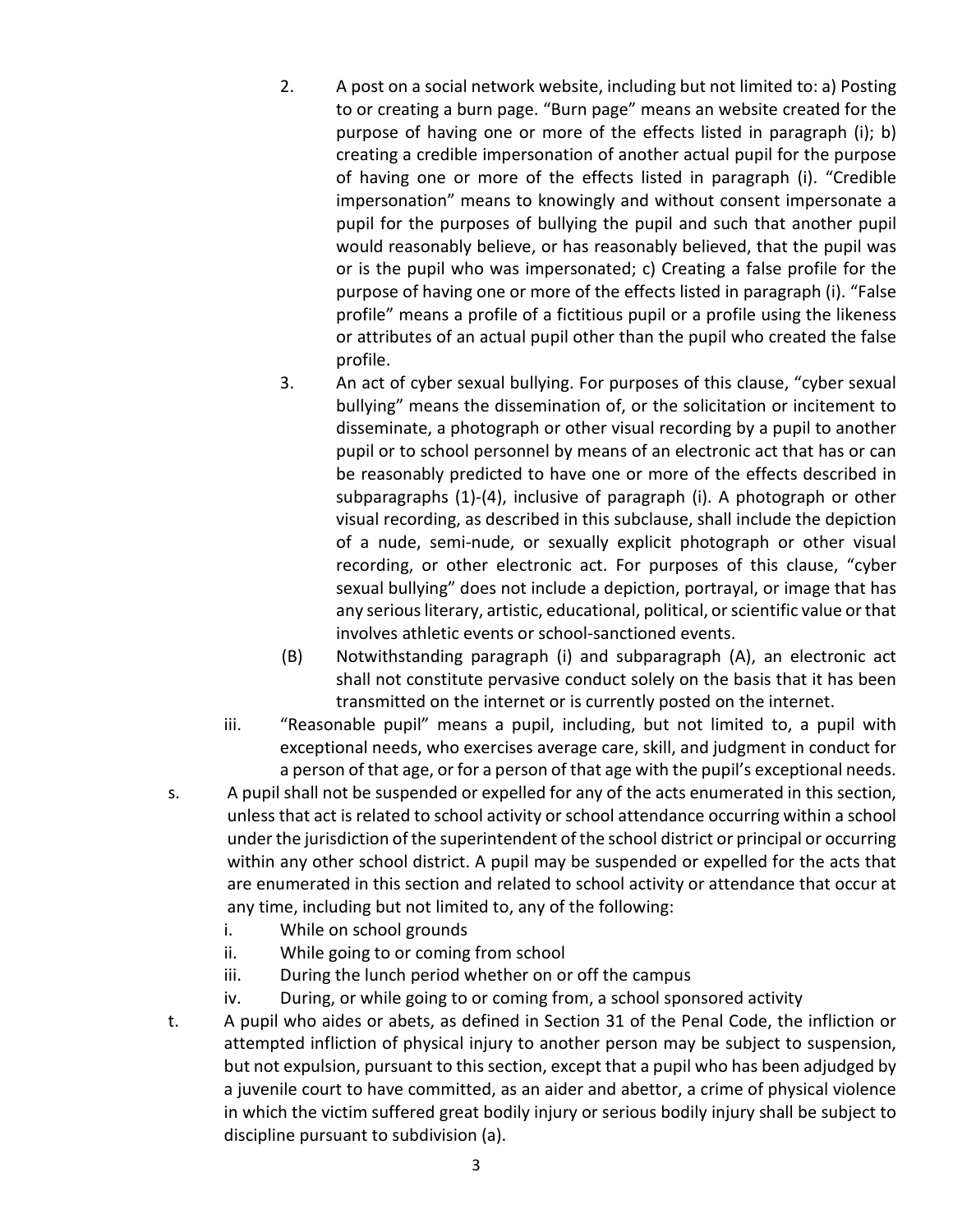2. A post on a social network website, including but not limited to: a) Posting to or creating a burn page. "Burn page" means an website created for the purpose of having one or more of the effects listed in paragraph (i); b) creating a credible impersonation of another actual pupil for the purpose of having one or more of the effects listed in paragraph (i). "Credible impersonation" means to knowingly and without consent impersonate a pupil for the purposes of bullying the pupil and such that another pupil would reasonably believe, or has reasonably believed, that the pupil was or is the pupil who was impersonated; c) Creating a false profile for the purpose of having one or more of the effects listed in paragraph (i). "False profile" means a profile of a fictitious pupil or a profile using the likeness or attributes of an actual pupil other than the pupil who created the false profile.
3. An act of cyber sexual bullying. For purposes of this clause, "cyber sexual bullying" means the dissemination of, or the solicitation or incitement to disseminate, a photograph or other visual recording by a pupil to another pupil or to school personnel by means of an electronic act that has or can be reasonably predicted to have one or more of the effects described in subparagraphs (1)-(4), inclusive of paragraph (i). A photograph or other visual recording, as described in this subclause, shall include the depiction of a nude, semi-nude, or sexually explicit photograph or other visual recording, or other electronic act. For purposes of this clause, "cyber sexual bullying" does not include a depiction, portrayal, or image that has any serious literary, artistic, educational, political, or scientific value or that involves athletic events or school-sanctioned events.

(B) Notwithstanding paragraph (i) and subparagraph (A), an electronic act shall not constitute pervasive conduct solely on the basis that it has been transmitted on the internet or is currently posted on the internet.

iii. "Reasonable pupil" means a pupil, including, but not limited to, a pupil with exceptional needs, who exercises average care, skill, and judgment in conduct for a person of that age, or for a person of that age with the pupil's exceptional needs.

s. A pupil shall not be suspended or expelled for any of the acts enumerated in this section, unless that act is related to school activity or school attendance occurring within a school under the jurisdiction of the superintendent of the school district or principal or occurring within any other school district. A pupil may be suspended or expelled for the acts that are enumerated in this section and related to school activity or attendance that occur at any time, including but not limited to, any of the following:
   i. While on school grounds
   ii. While going to or coming from school
   iii. During the lunch period whether on or off the campus
   iv. During, or while going to or coming from, a school sponsored activity

t. A pupil who aides or abets, as defined in Section 31 of the Penal Code, the infliction or attempted infliction of physical injury to another person may be subject to suspension, but not expulsion, pursuant to this section, except that a pupil who has been adjudged by a juvenile court to have committed, as an aider and abettor, a crime of physical violence in which the victim suffered great bodily injury or serious bodily injury shall be subject to discipline pursuant to subdivision (a).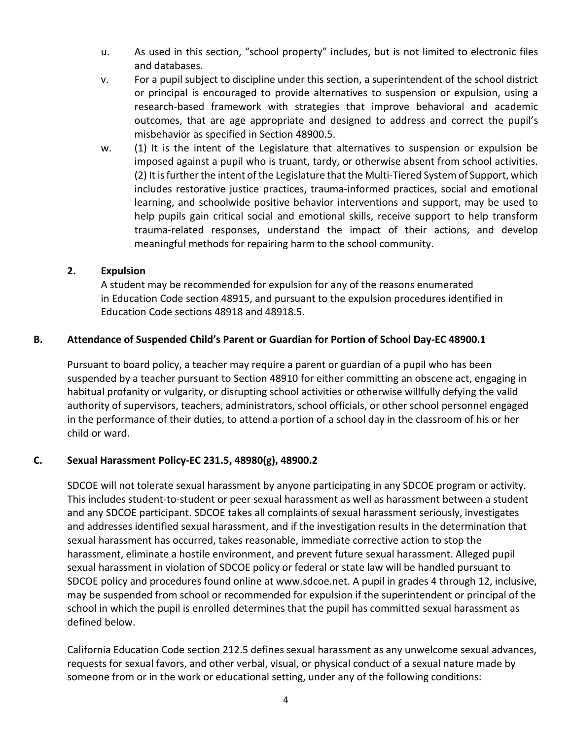u. As used in this section, "school property" includes, but is not limited to electronic files and databases.

v. For a pupil subject to discipline under this section, a superintendent of the school district or principal is encouraged to provide alternatives to suspension or expulsion, using a research-based framework with strategies that improve behavioral and academic outcomes, that are age appropriate and designed to address and correct the pupil's misbehavior as specified in Section 48900.5.

w. (1) It is the intent of the Legislature that alternatives to suspension or expulsion be imposed against a pupil who is truant, tardy, or otherwise absent from school activities. (2) It is further the intent of the Legislature that the Multi-Tiered System of Support, which includes restorative justice practices, trauma-informed practices, social and emotional learning, and schoolwide positive behavior interventions and support, may be used to help pupils gain critical social and emotional skills, receive support to help transform trauma-related responses, understand the impact of their actions, and develop meaningful methods for repairing harm to the school community.

**2. Expulsion**

A student may be recommended for expulsion for any of the reasons enumerated in Education Code section 48915, and pursuant to the expulsion procedures identified in Education Code sections 48918 and 48918.5.

## B. Attendance of Suspended Child's Parent or Guardian for Portion of School Day-EC 48900.1

Pursuant to board policy, a teacher may require a parent or guardian of a pupil who has been suspended by a teacher pursuant to Section 48910 for either committing an obscene act, engaging in habitual profanity or vulgarity, or disrupting school activities or otherwise willfully defying the valid authority of supervisors, teachers, administrators, school officials, or other school personnel engaged in the performance of their duties, to attend a portion of a school day in the classroom of his or her child or ward.

## C. Sexual Harassment Policy-EC 231.5, 48980(g), 48900.2

SDCOE will not tolerate sexual harassment by anyone participating in any SDCOE program or activity. This includes student-to-student or peer sexual harassment as well as harassment between a student and any SDCOE participant. SDCOE takes all complaints of sexual harassment seriously, investigates and addresses identified sexual harassment, and if the investigation results in the determination that sexual harassment has occurred, takes reasonable, immediate corrective action to stop the harassment, eliminate a hostile environment, and prevent future sexual harassment. Alleged pupil sexual harassment in violation of SDCOE policy or federal or state law will be handled pursuant to SDCOE policy and procedures found online at www.sdcoe.net. A pupil in grades 4 through 12, inclusive, may be suspended from school or recommended for expulsion if the superintendent or principal of the school in which the pupil is enrolled determines that the pupil has committed sexual harassment as defined below.

California Education Code section 212.5 defines sexual harassment as any unwelcome sexual advances, requests for sexual favors, and other verbal, visual, or physical conduct of a sexual nature made by someone from or in the work or educational setting, under any of the following conditions: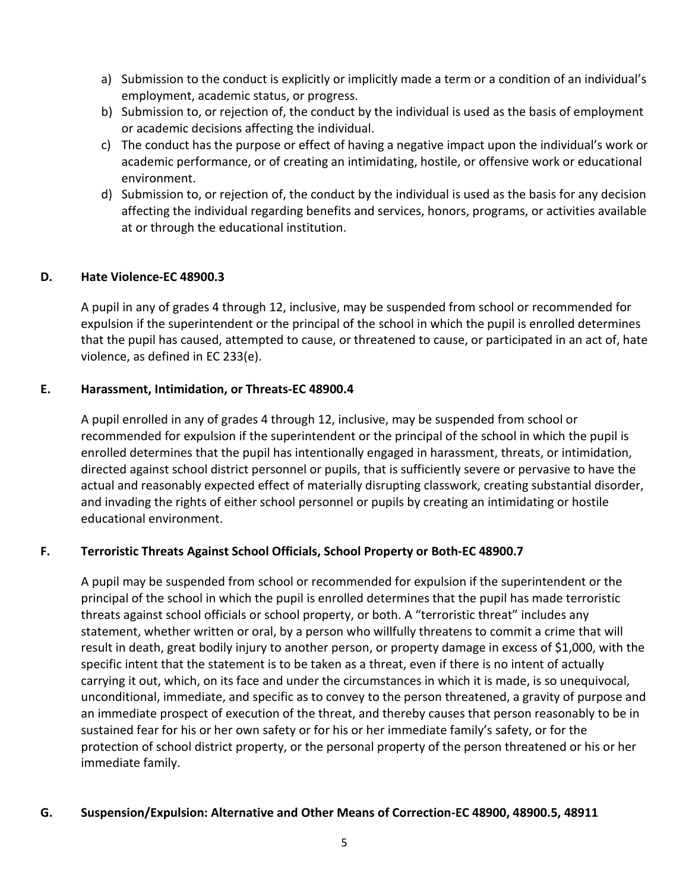a) Submission to the conduct is explicitly or implicitly made a term or a condition of an individual's employment, academic status, or progress.
b) Submission to, or rejection of, the conduct by the individual is used as the basis of employment or academic decisions affecting the individual.
c) The conduct has the purpose or effect of having a negative impact upon the individual's work or academic performance, or of creating an intimidating, hostile, or offensive work or educational environment.
d) Submission to, or rejection of, the conduct by the individual is used as the basis for any decision affecting the individual regarding benefits and services, honors, programs, or activities available at or through the educational institution.

### D. Hate Violence-EC 48900.3

A pupil in any of grades 4 through 12, inclusive, may be suspended from school or recommended for expulsion if the superintendent or the principal of the school in which the pupil is enrolled determines that the pupil has caused, attempted to cause, or threatened to cause, or participated in an act of, hate violence, as defined in EC 233(e).

### E. Harassment, Intimidation, or Threats-EC 48900.4

A pupil enrolled in any of grades 4 through 12, inclusive, may be suspended from school or recommended for expulsion if the superintendent or the principal of the school in which the pupil is enrolled determines that the pupil has intentionally engaged in harassment, threats, or intimidation, directed against school district personnel or pupils, that is sufficiently severe or pervasive to have the actual and reasonably expected effect of materially disrupting classwork, creating substantial disorder, and invading the rights of either school personnel or pupils by creating an intimidating or hostile educational environment.

### F. Terroristic Threats Against School Officials, School Property or Both-EC 48900.7

A pupil may be suspended from school or recommended for expulsion if the superintendent or the principal of the school in which the pupil is enrolled determines that the pupil has made terroristic threats against school officials or school property, or both. A "terroristic threat" includes any statement, whether written or oral, by a person who willfully threatens to commit a crime that will result in death, great bodily injury to another person, or property damage in excess of $1,000, with the specific intent that the statement is to be taken as a threat, even if there is no intent of actually carrying it out, which, on its face and under the circumstances in which it is made, is so unequivocal, unconditional, immediate, and specific as to convey to the person threatened, a gravity of purpose and an immediate prospect of execution of the threat, and thereby causes that person reasonably to be in sustained fear for his or her own safety or for his or her immediate family's safety, or for the protection of school district property, or the personal property of the person threatened or his or her immediate family.

### G. Suspension/Expulsion: Alternative and Other Means of Correction-EC 48900, 48900.5, 48911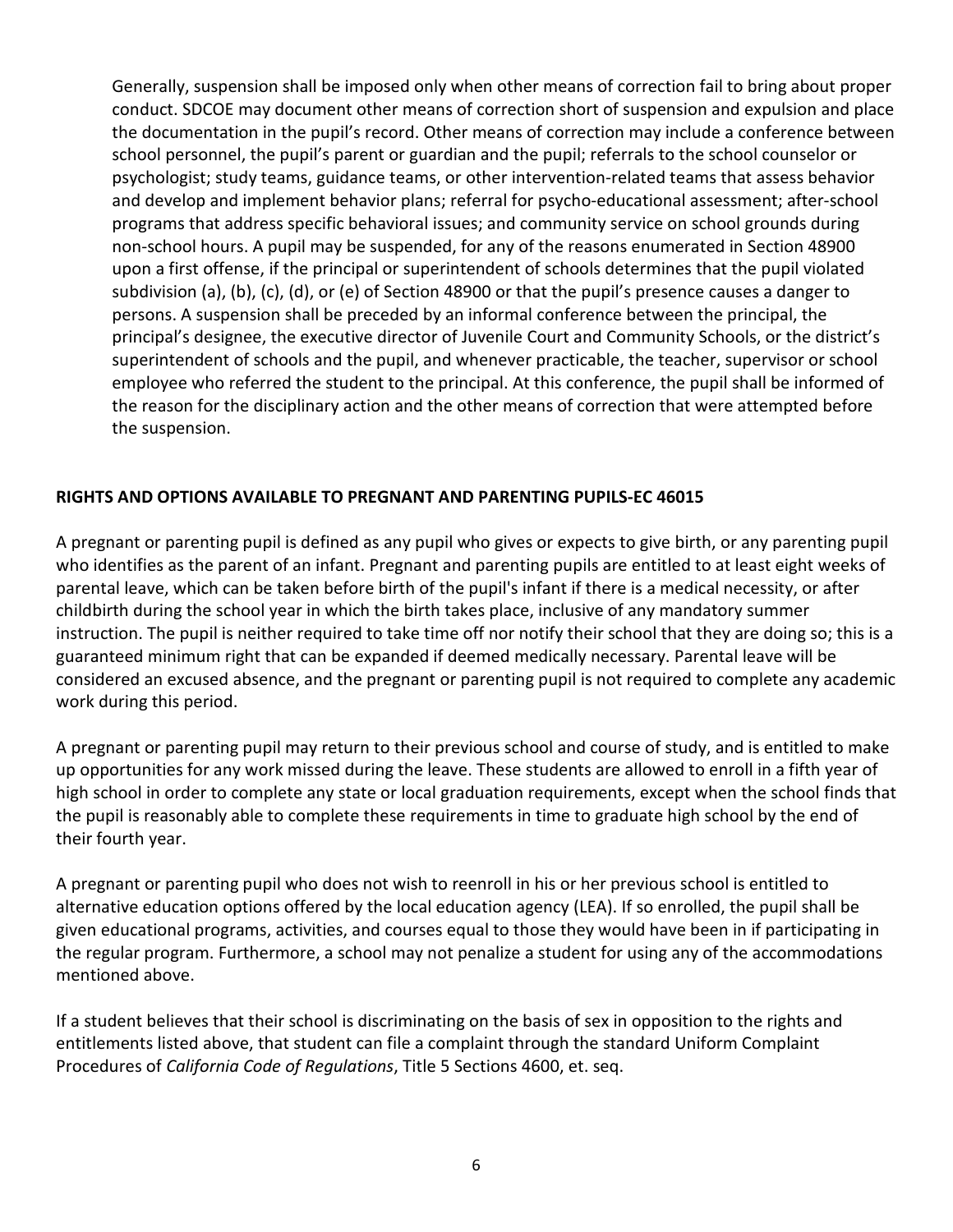Generally, suspension shall be imposed only when other means of correction fail to bring about proper conduct. SDCOE may document other means of correction short of suspension and expulsion and place the documentation in the pupil's record. Other means of correction may include a conference between school personnel, the pupil's parent or guardian and the pupil; referrals to the school counselor or psychologist; study teams, guidance teams, or other intervention-related teams that assess behavior and develop and implement behavior plans; referral for psycho-educational assessment; after-school programs that address specific behavioral issues; and community service on school grounds during non-school hours. A pupil may be suspended, for any of the reasons enumerated in Section 48900 upon a first offense, if the principal or superintendent of schools determines that the pupil violated subdivision (a), (b), (c), (d), or (e) of Section 48900 or that the pupil's presence causes a danger to persons. A suspension shall be preceded by an informal conference between the principal, the principal's designee, the executive director of Juvenile Court and Community Schools, or the district's superintendent of schools and the pupil, and whenever practicable, the teacher, supervisor or school employee who referred the student to the principal. At this conference, the pupil shall be informed of the reason for the disciplinary action and the other means of correction that were attempted before the suspension.

**RIGHTS AND OPTIONS AVAILABLE TO PREGNANT AND PARENTING PUPILS-EC 46015**

A pregnant or parenting pupil is defined as any pupil who gives or expects to give birth, or any parenting pupil who identifies as the parent of an infant. Pregnant and parenting pupils are entitled to at least eight weeks of parental leave, which can be taken before birth of the pupil's infant if there is a medical necessity, or after childbirth during the school year in which the birth takes place, inclusive of any mandatory summer instruction. The pupil is neither required to take time off nor notify their school that they are doing so; this is a guaranteed minimum right that can be expanded if deemed medically necessary. Parental leave will be considered an excused absence, and the pregnant or parenting pupil is not required to complete any academic work during this period.

A pregnant or parenting pupil may return to their previous school and course of study, and is entitled to make up opportunities for any work missed during the leave. These students are allowed to enroll in a fifth year of high school in order to complete any state or local graduation requirements, except when the school finds that the pupil is reasonably able to complete these requirements in time to graduate high school by the end of their fourth year.

A pregnant or parenting pupil who does not wish to reenroll in his or her previous school is entitled to alternative education options offered by the local education agency (LEA). If so enrolled, the pupil shall be given educational programs, activities, and courses equal to those they would have been in if participating in the regular program. Furthermore, a school may not penalize a student for using any of the accommodations mentioned above.

If a student believes that their school is discriminating on the basis of sex in opposition to the rights and entitlements listed above, that student can file a complaint through the standard Uniform Complaint Procedures of *California Code of Regulations*, Title 5 Sections 4600, et. seq.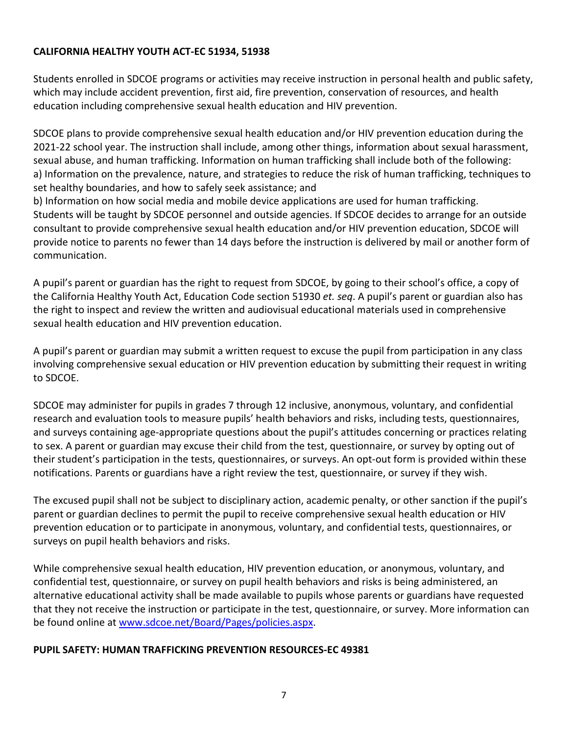**CALIFORNIA HEALTHY YOUTH ACT-EC 51934, 51938**

Students enrolled in SDCOE programs or activities may receive instruction in personal health and public safety, which may include accident prevention, first aid, fire prevention, conservation of resources, and health education including comprehensive sexual health education and HIV prevention.

SDCOE plans to provide comprehensive sexual health education and/or HIV prevention education during the 2021-22 school year. The instruction shall include, among other things, information about sexual harassment, sexual abuse, and human trafficking. Information on human trafficking shall include both of the following:
a) Information on the prevalence, nature, and strategies to reduce the risk of human trafficking, techniques to set healthy boundaries, and how to safely seek assistance; and
b) Information on how social media and mobile device applications are used for human trafficking.
Students will be taught by SDCOE personnel and outside agencies. If SDCOE decides to arrange for an outside consultant to provide comprehensive sexual health education and/or HIV prevention education, SDCOE will provide notice to parents no fewer than 14 days before the instruction is delivered by mail or another form of communication.

A pupil's parent or guardian has the right to request from SDCOE, by going to their school's office, a copy of the California Healthy Youth Act, Education Code section 51930 *et. seq*. A pupil's parent or guardian also has the right to inspect and review the written and audiovisual educational materials used in comprehensive sexual health education and HIV prevention education.

A pupil's parent or guardian may submit a written request to excuse the pupil from participation in any class involving comprehensive sexual education or HIV prevention education by submitting their request in writing to SDCOE.

SDCOE may administer for pupils in grades 7 through 12 inclusive, anonymous, voluntary, and confidential research and evaluation tools to measure pupils' health behaviors and risks, including tests, questionnaires, and surveys containing age-appropriate questions about the pupil's attitudes concerning or practices relating to sex. A parent or guardian may excuse their child from the test, questionnaire, or survey by opting out of their student's participation in the tests, questionnaires, or surveys. An opt-out form is provided within these notifications. Parents or guardians have a right review the test, questionnaire, or survey if they wish.

The excused pupil shall not be subject to disciplinary action, academic penalty, or other sanction if the pupil's parent or guardian declines to permit the pupil to receive comprehensive sexual health education or HIV prevention education or to participate in anonymous, voluntary, and confidential tests, questionnaires, or surveys on pupil health behaviors and risks.

While comprehensive sexual health education, HIV prevention education, or anonymous, voluntary, and confidential test, questionnaire, or survey on pupil health behaviors and risks is being administered, an alternative educational activity shall be made available to pupils whose parents or guardians have requested that they not receive the instruction or participate in the test, questionnaire, or survey. More information can be found online at [www.sdcoe.net/Board/Pages/policies.aspx](www.sdcoe.net/Board/Pages/policies.aspx).

**PUPIL SAFETY: HUMAN TRAFFICKING PREVENTION RESOURCES-EC 49381**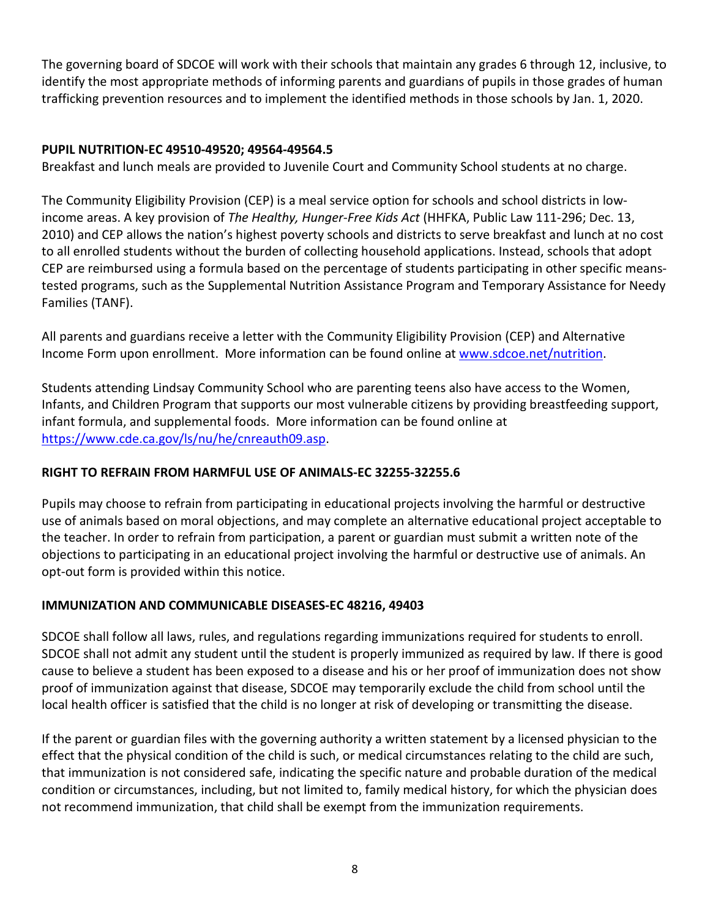The governing board of SDCOE will work with their schools that maintain any grades 6 through 12, inclusive, to identify the most appropriate methods of informing parents and guardians of pupils in those grades of human trafficking prevention resources and to implement the identified methods in those schools by Jan. 1, 2020.

**PUPIL NUTRITION-EC 49510-49520; 49564-49564.5**

Breakfast and lunch meals are provided to Juvenile Court and Community School students at no charge.

The Community Eligibility Provision (CEP) is a meal service option for schools and school districts in low-income areas. A key provision of *The Healthy, Hunger-Free Kids Act* (HHFKA, Public Law 111-296; Dec. 13, 2010) and CEP allows the nation's highest poverty schools and districts to serve breakfast and lunch at no cost to all enrolled students without the burden of collecting household applications. Instead, schools that adopt CEP are reimbursed using a formula based on the percentage of students participating in other specific means-tested programs, such as the Supplemental Nutrition Assistance Program and Temporary Assistance for Needy Families (TANF).

All parents and guardians receive a letter with the Community Eligibility Provision (CEP) and Alternative Income Form upon enrollment. More information can be found online at [www.sdcoe.net/nutrition](www.sdcoe.net/nutrition).

Students attending Lindsay Community School who are parenting teens also have access to the Women, Infants, and Children Program that supports our most vulnerable citizens by providing breastfeeding support, infant formula, and supplemental foods. More information can be found online at [https://www.cde.ca.gov/ls/nu/he/cnreauth09.asp](https://www.cde.ca.gov/ls/nu/he/cnreauth09.asp).

**RIGHT TO REFRAIN FROM HARMFUL USE OF ANIMALS-EC 32255-32255.6**

Pupils may choose to refrain from participating in educational projects involving the harmful or destructive use of animals based on moral objections, and may complete an alternative educational project acceptable to the teacher. In order to refrain from participation, a parent or guardian must submit a written note of the objections to participating in an educational project involving the harmful or destructive use of animals. An opt-out form is provided within this notice.

**IMMUNIZATION AND COMMUNICABLE DISEASES-EC 48216, 49403**

SDCOE shall follow all laws, rules, and regulations regarding immunizations required for students to enroll. SDCOE shall not admit any student until the student is properly immunized as required by law. If there is good cause to believe a student has been exposed to a disease and his or her proof of immunization does not show proof of immunization against that disease, SDCOE may temporarily exclude the child from school until the local health officer is satisfied that the child is no longer at risk of developing or transmitting the disease.

If the parent or guardian files with the governing authority a written statement by a licensed physician to the effect that the physical condition of the child is such, or medical circumstances relating to the child are such, that immunization is not considered safe, indicating the specific nature and probable duration of the medical condition or circumstances, including, but not limited to, family medical history, for which the physician does not recommend immunization, that child shall be exempt from the immunization requirements.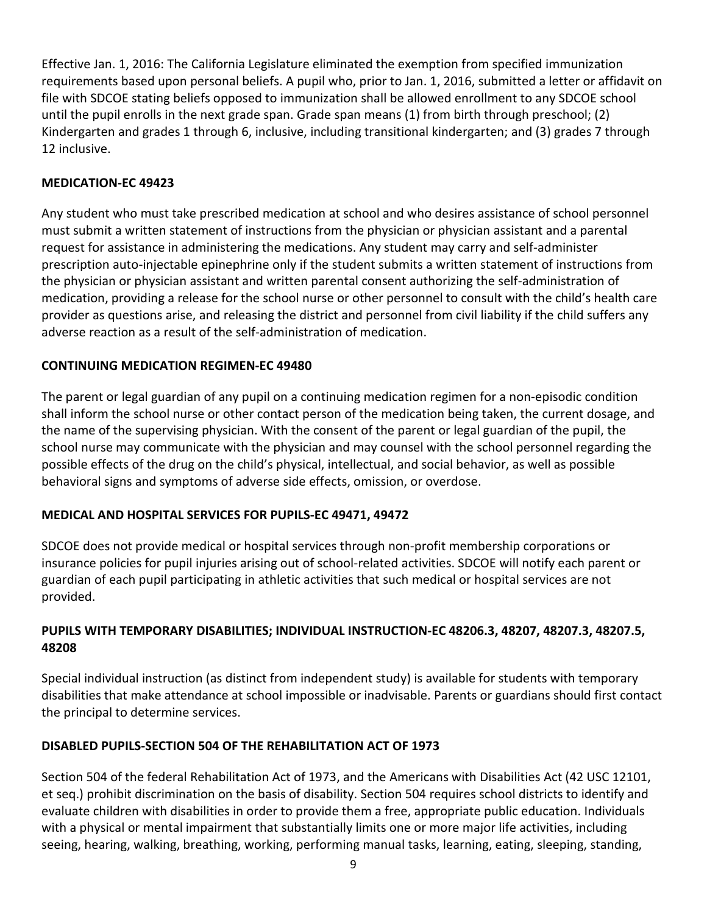Effective Jan. 1, 2016: The California Legislature eliminated the exemption from specified immunization requirements based upon personal beliefs. A pupil who, prior to Jan. 1, 2016, submitted a letter or affidavit on file with SDCOE stating beliefs opposed to immunization shall be allowed enrollment to any SDCOE school until the pupil enrolls in the next grade span. Grade span means (1) from birth through preschool; (2) Kindergarten and grades 1 through 6, inclusive, including transitional kindergarten; and (3) grades 7 through 12 inclusive.

**MEDICATION-EC 49423**

Any student who must take prescribed medication at school and who desires assistance of school personnel must submit a written statement of instructions from the physician or physician assistant and a parental request for assistance in administering the medications. Any student may carry and self-administer prescription auto-injectable epinephrine only if the student submits a written statement of instructions from the physician or physician assistant and written parental consent authorizing the self-administration of medication, providing a release for the school nurse or other personnel to consult with the child's health care provider as questions arise, and releasing the district and personnel from civil liability if the child suffers any adverse reaction as a result of the self-administration of medication.

**CONTINUING MEDICATION REGIMEN-EC 49480**

The parent or legal guardian of any pupil on a continuing medication regimen for a non-episodic condition shall inform the school nurse or other contact person of the medication being taken, the current dosage, and the name of the supervising physician. With the consent of the parent or legal guardian of the pupil, the school nurse may communicate with the physician and may counsel with the school personnel regarding the possible effects of the drug on the child's physical, intellectual, and social behavior, as well as possible behavioral signs and symptoms of adverse side effects, omission, or overdose.

**MEDICAL AND HOSPITAL SERVICES FOR PUPILS-EC 49471, 49472**

SDCOE does not provide medical or hospital services through non-profit membership corporations or insurance policies for pupil injuries arising out of school-related activities. SDCOE will notify each parent or guardian of each pupil participating in athletic activities that such medical or hospital services are not provided.

**PUPILS WITH TEMPORARY DISABILITIES; INDIVIDUAL INSTRUCTION-EC 48206.3, 48207, 48207.3, 48207.5, 48208**

Special individual instruction (as distinct from independent study) is available for students with temporary disabilities that make attendance at school impossible or inadvisable. Parents or guardians should first contact the principal to determine services.

**DISABLED PUPILS-SECTION 504 OF THE REHABILITATION ACT OF 1973**

Section 504 of the federal Rehabilitation Act of 1973, and the Americans with Disabilities Act (42 USC 12101, et seq.) prohibit discrimination on the basis of disability. Section 504 requires school districts to identify and evaluate children with disabilities in order to provide them a free, appropriate public education. Individuals with a physical or mental impairment that substantially limits one or more major life activities, including seeing, hearing, walking, breathing, working, performing manual tasks, learning, eating, sleeping, standing,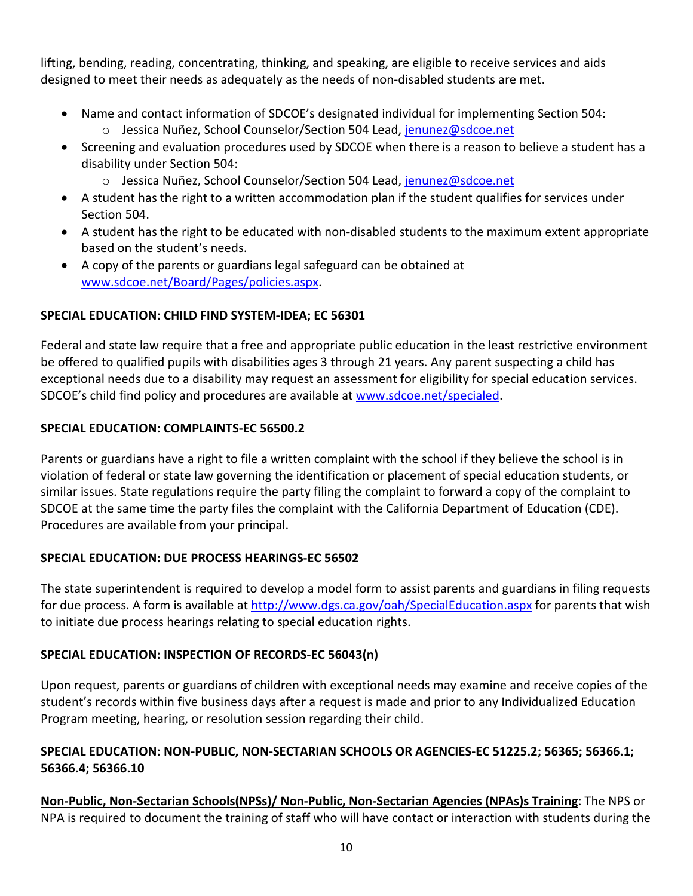lifting, bending, reading, concentrating, thinking, and speaking, are eligible to receive services and aids designed to meet their needs as adequately as the needs of non-disabled students are met.

- Name and contact information of SDCOE's designated individual for implementing Section 504:
  - Jessica Nuñez, School Counselor/Section 504 Lead, jenunez@sdcoe.net
- Screening and evaluation procedures used by SDCOE when there is a reason to believe a student has a disability under Section 504:
  - Jessica Nuñez, School Counselor/Section 504 Lead, jenunez@sdcoe.net
- A student has the right to a written accommodation plan if the student qualifies for services under Section 504.
- A student has the right to be educated with non-disabled students to the maximum extent appropriate based on the student's needs.
- A copy of the parents or guardians legal safeguard can be obtained at www.sdcoe.net/Board/Pages/policies.aspx.

**SPECIAL EDUCATION: CHILD FIND SYSTEM-IDEA; EC 56301**

Federal and state law require that a free and appropriate public education in the least restrictive environment be offered to qualified pupils with disabilities ages 3 through 21 years. Any parent suspecting a child has exceptional needs due to a disability may request an assessment for eligibility for special education services. SDCOE's child find policy and procedures are available at www.sdcoe.net/specialed.

**SPECIAL EDUCATION: COMPLAINTS-EC 56500.2**

Parents or guardians have a right to file a written complaint with the school if they believe the school is in violation of federal or state law governing the identification or placement of special education students, or similar issues. State regulations require the party filing the complaint to forward a copy of the complaint to SDCOE at the same time the party files the complaint with the California Department of Education (CDE). Procedures are available from your principal.

**SPECIAL EDUCATION: DUE PROCESS HEARINGS-EC 56502**

The state superintendent is required to develop a model form to assist parents and guardians in filing requests for due process. A form is available at http://www.dgs.ca.gov/oah/SpecialEducation.aspx for parents that wish to initiate due process hearings relating to special education rights.

**SPECIAL EDUCATION: INSPECTION OF RECORDS-EC 56043(n)**

Upon request, parents or guardians of children with exceptional needs may examine and receive copies of the student's records within five business days after a request is made and prior to any Individualized Education Program meeting, hearing, or resolution session regarding their child.

**SPECIAL EDUCATION: NON-PUBLIC, NON-SECTARIAN SCHOOLS OR AGENCIES-EC 51225.2; 56365; 56366.1; 56366.4; 56366.10**

**Non-Public, Non-Sectarian Schools(NPSs)/ Non-Public, Non-Sectarian Agencies (NPAs)s Training**: The NPS or NPA is required to document the training of staff who will have contact or interaction with students during the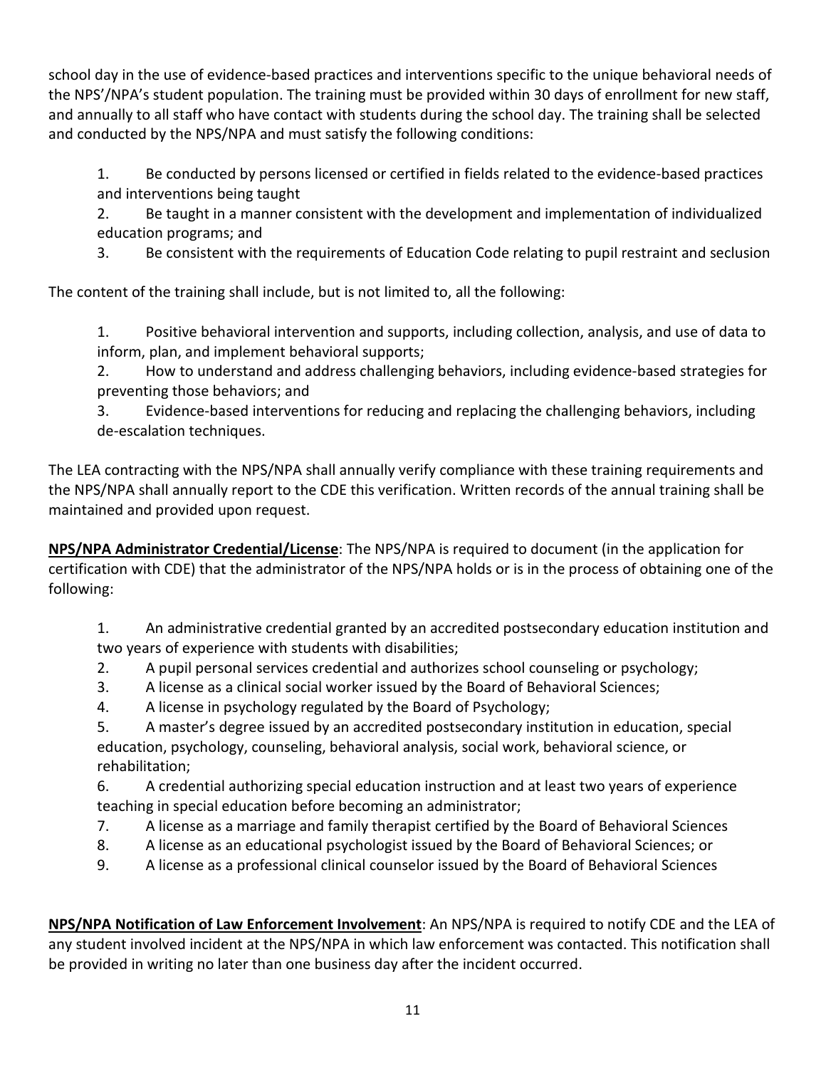school day in the use of evidence-based practices and interventions specific to the unique behavioral needs of the NPS'/NPA's student population. The training must be provided within 30 days of enrollment for new staff, and annually to all staff who have contact with students during the school day. The training shall be selected and conducted by the NPS/NPA and must satisfy the following conditions:

1. Be conducted by persons licensed or certified in fields related to the evidence-based practices and interventions being taught
2. Be taught in a manner consistent with the development and implementation of individualized education programs; and
3. Be consistent with the requirements of Education Code relating to pupil restraint and seclusion

The content of the training shall include, but is not limited to, all the following:

1. Positive behavioral intervention and supports, including collection, analysis, and use of data to inform, plan, and implement behavioral supports;
2. How to understand and address challenging behaviors, including evidence-based strategies for preventing those behaviors; and
3. Evidence-based interventions for reducing and replacing the challenging behaviors, including de-escalation techniques.

The LEA contracting with the NPS/NPA shall annually verify compliance with these training requirements and the NPS/NPA shall annually report to the CDE this verification. Written records of the annual training shall be maintained and provided upon request.

**NPS/NPA Administrator Credential/License**: The NPS/NPA is required to document (in the application for certification with CDE) that the administrator of the NPS/NPA holds or is in the process of obtaining one of the following:

1. An administrative credential granted by an accredited postsecondary education institution and two years of experience with students with disabilities;
2. A pupil personal services credential and authorizes school counseling or psychology;
3. A license as a clinical social worker issued by the Board of Behavioral Sciences;
4. A license in psychology regulated by the Board of Psychology;
5. A master's degree issued by an accredited postsecondary institution in education, special education, psychology, counseling, behavioral analysis, social work, behavioral science, or rehabilitation;
6. A credential authorizing special education instruction and at least two years of experience teaching in special education before becoming an administrator;
7. A license as a marriage and family therapist certified by the Board of Behavioral Sciences
8. A license as an educational psychologist issued by the Board of Behavioral Sciences; or
9. A license as a professional clinical counselor issued by the Board of Behavioral Sciences

**NPS/NPA Notification of Law Enforcement Involvement**: An NPS/NPA is required to notify CDE and the LEA of any student involved incident at the NPS/NPA in which law enforcement was contacted. This notification shall be provided in writing no later than one business day after the incident occurred.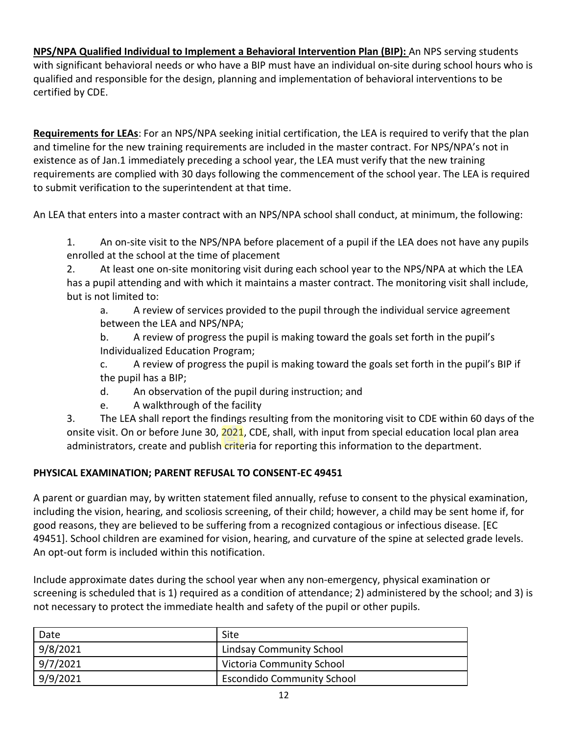**NPS/NPA Qualified Individual to Implement a Behavioral Intervention Plan (BIP):** An NPS serving students with significant behavioral needs or who have a BIP must have an individual on-site during school hours who is qualified and responsible for the design, planning and implementation of behavioral interventions to be certified by CDE.

**Requirements for LEAs**: For an NPS/NPA seeking initial certification, the LEA is required to verify that the plan and timeline for the new training requirements are included in the master contract. For NPS/NPA's not in existence as of Jan.1 immediately preceding a school year, the LEA must verify that the new training requirements are complied with 30 days following the commencement of the school year. The LEA is required to submit verification to the superintendent at that time.

An LEA that enters into a master contract with an NPS/NPA school shall conduct, at minimum, the following:

1. An on-site visit to the NPS/NPA before placement of a pupil if the LEA does not have any pupils enrolled at the school at the time of placement
2. At least one on-site monitoring visit during each school year to the NPS/NPA at which the LEA has a pupil attending and with which it maintains a master contract. The monitoring visit shall include, but is not limited to:
    a. A review of services provided to the pupil through the individual service agreement between the LEA and NPS/NPA;
    b. A review of progress the pupil is making toward the goals set forth in the pupil's Individualized Education Program;
    c. A review of progress the pupil is making toward the goals set forth in the pupil's BIP if the pupil has a BIP;
    d. An observation of the pupil during instruction; and
    e. A walkthrough of the facility
3. The LEA shall report the findings resulting from the monitoring visit to CDE within 60 days of the onsite visit. On or before June 30, 2021, CDE, shall, with input from special education local plan area administrators, create and publish criteria for reporting this information to the department.

**PHYSICAL EXAMINATION; PARENT REFUSAL TO CONSENT-EC 49451**

A parent or guardian may, by written statement filed annually, refuse to consent to the physical examination, including the vision, hearing, and scoliosis screening, of their child; however, a child may be sent home if, for good reasons, they are believed to be suffering from a recognized contagious or infectious disease. [EC 49451]. School children are examined for vision, hearing, and curvature of the spine at selected grade levels. An opt-out form is included within this notification.

Include approximate dates during the school year when any non-emergency, physical examination or screening is scheduled that is 1) required as a condition of attendance; 2) administered by the school; and 3) is not necessary to protect the immediate health and safety of the pupil or other pupils.

| Date | Site |
|---|---|
| 9/8/2021 | Lindsay Community School |
| 9/7/2021 | Victoria Community School |
| 9/9/2021 | Escondido Community School |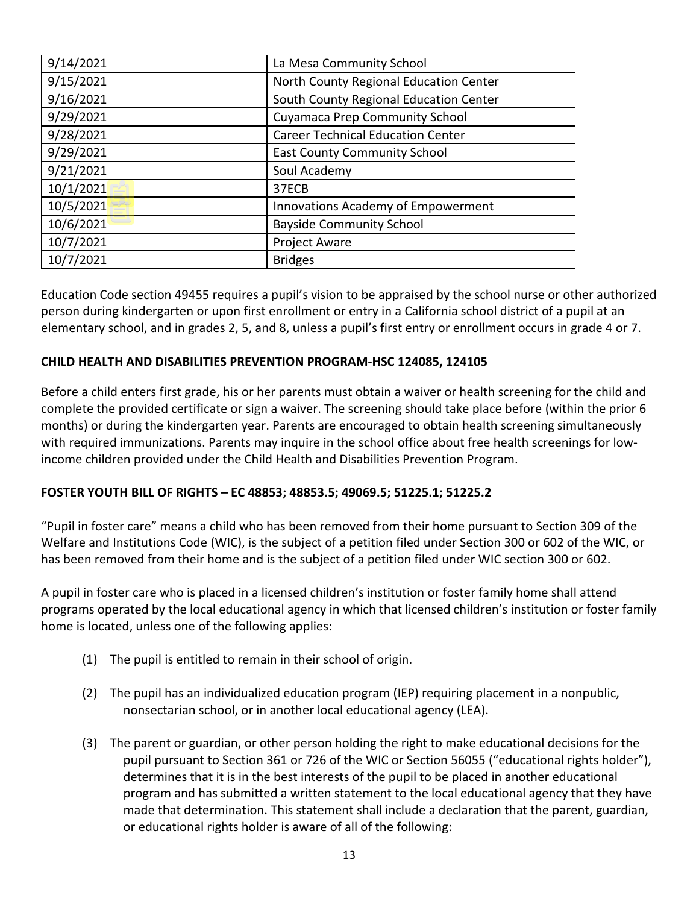| | |
|---|---|
| 9/14/2021 | La Mesa Community School |
| 9/15/2021 | North County Regional Education Center |
| 9/16/2021 | South County Regional Education Center |
| 9/29/2021 | Cuyamaca Prep Community School |
| 9/28/2021 | Career Technical Education Center |
| 9/29/2021 | East County Community School |
| 9/21/2021 | Soul Academy |
| 10/1/2021 | 37ECB |
| 10/5/2021 | Innovations Academy of Empowerment |
| 10/6/2021 | Bayside Community School |
| 10/7/2021 | Project Aware |
| 10/7/2021 | Bridges |

Education Code section 49455 requires a pupil's vision to be appraised by the school nurse or other authorized person during kindergarten or upon first enrollment or entry in a California school district of a pupil at an elementary school, and in grades 2, 5, and 8, unless a pupil's first entry or enrollment occurs in grade 4 or 7.

**CHILD HEALTH AND DISABILITIES PREVENTION PROGRAM-HSC 124085, 124105**

Before a child enters first grade, his or her parents must obtain a waiver or health screening for the child and complete the provided certificate or sign a waiver. The screening should take place before (within the prior 6 months) or during the kindergarten year. Parents are encouraged to obtain health screening simultaneously with required immunizations. Parents may inquire in the school office about free health screenings for low-income children provided under the Child Health and Disabilities Prevention Program.

**FOSTER YOUTH BILL OF RIGHTS – EC 48853; 48853.5; 49069.5; 51225.1; 51225.2**

"Pupil in foster care" means a child who has been removed from their home pursuant to Section 309 of the Welfare and Institutions Code (WIC), is the subject of a petition filed under Section 300 or 602 of the WIC, or has been removed from their home and is the subject of a petition filed under WIC section 300 or 602.

A pupil in foster care who is placed in a licensed children's institution or foster family home shall attend programs operated by the local educational agency in which that licensed children's institution or foster family home is located, unless one of the following applies:

(1) The pupil is entitled to remain in their school of origin.

(2) The pupil has an individualized education program (IEP) requiring placement in a nonpublic, nonsectarian school, or in another local educational agency (LEA).

(3) The parent or guardian, or other person holding the right to make educational decisions for the pupil pursuant to Section 361 or 726 of the WIC or Section 56055 ("educational rights holder"), determines that it is in the best interests of the pupil to be placed in another educational program and has submitted a written statement to the local educational agency that they have made that determination. This statement shall include a declaration that the parent, guardian, or educational rights holder is aware of all of the following: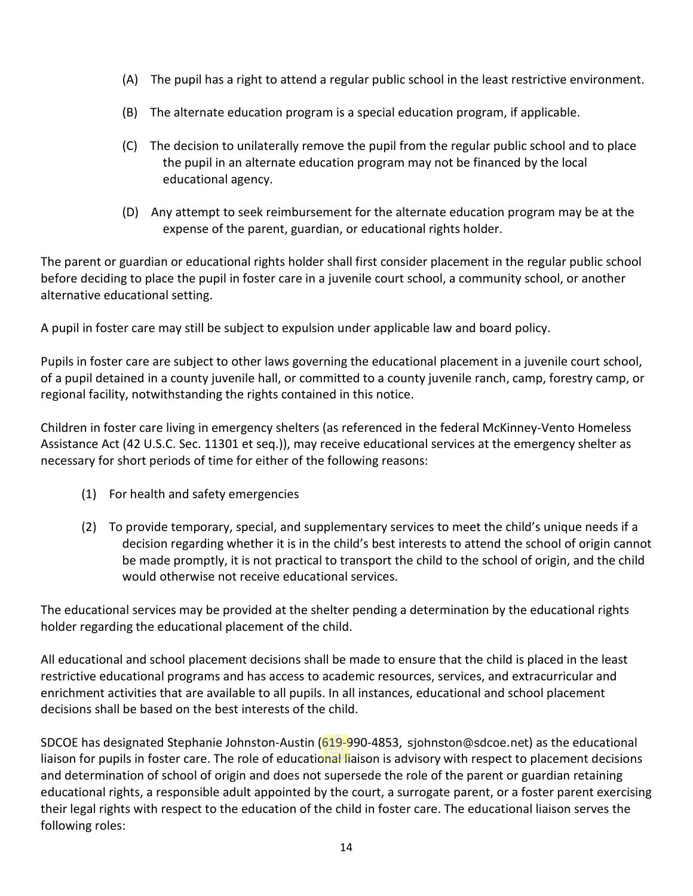(A) The pupil has a right to attend a regular public school in the least restrictive environment.

(B) The alternate education program is a special education program, if applicable.

(C) The decision to unilaterally remove the pupil from the regular public school and to place the pupil in an alternate education program may not be financed by the local educational agency.

(D) Any attempt to seek reimbursement for the alternate education program may be at the expense of the parent, guardian, or educational rights holder.

The parent or guardian or educational rights holder shall first consider placement in the regular public school before deciding to place the pupil in foster care in a juvenile court school, a community school, or another alternative educational setting.

A pupil in foster care may still be subject to expulsion under applicable law and board policy.

Pupils in foster care are subject to other laws governing the educational placement in a juvenile court school, of a pupil detained in a county juvenile hall, or committed to a county juvenile ranch, camp, forestry camp, or regional facility, notwithstanding the rights contained in this notice.

Children in foster care living in emergency shelters (as referenced in the federal McKinney-Vento Homeless Assistance Act (42 U.S.C. Sec. 11301 et seq.)), may receive educational services at the emergency shelter as necessary for short periods of time for either of the following reasons:

(1) For health and safety emergencies

(2) To provide temporary, special, and supplementary services to meet the child's unique needs if a decision regarding whether it is in the child's best interests to attend the school of origin cannot be made promptly, it is not practical to transport the child to the school of origin, and the child would otherwise not receive educational services.

The educational services may be provided at the shelter pending a determination by the educational rights holder regarding the educational placement of the child.

All educational and school placement decisions shall be made to ensure that the child is placed in the least restrictive educational programs and has access to academic resources, services, and extracurricular and enrichment activities that are available to all pupils. In all instances, educational and school placement decisions shall be based on the best interests of the child.

SDCOE has designated Stephanie Johnston-Austin (619-990-4853, sjohnston@sdcoe.net) as the educational liaison for pupils in foster care. The role of educational liaison is advisory with respect to placement decisions and determination of school of origin and does not supersede the role of the parent or guardian retaining educational rights, a responsible adult appointed by the court, a surrogate parent, or a foster parent exercising their legal rights with respect to the education of the child in foster care. The educational liaison serves the following roles: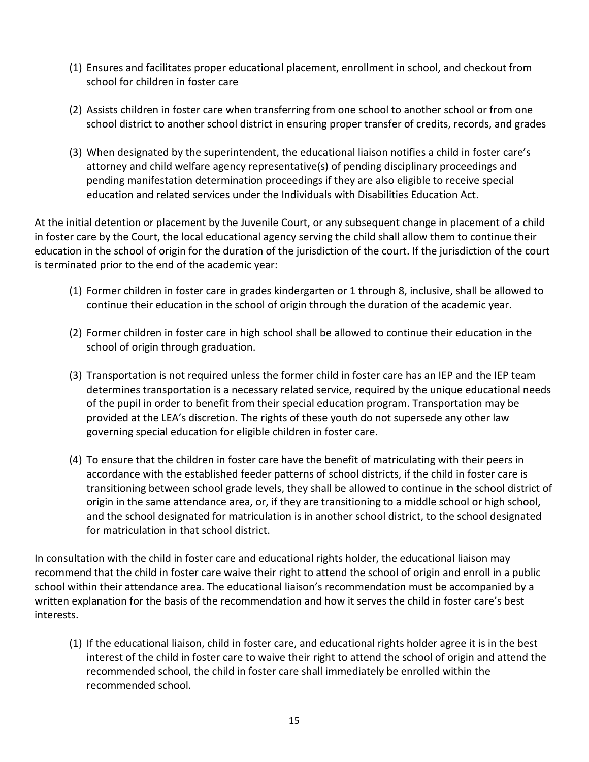(1) Ensures and facilitates proper educational placement, enrollment in school, and checkout from school for children in foster care

(2) Assists children in foster care when transferring from one school to another school or from one school district to another school district in ensuring proper transfer of credits, records, and grades

(3) When designated by the superintendent, the educational liaison notifies a child in foster care's attorney and child welfare agency representative(s) of pending disciplinary proceedings and pending manifestation determination proceedings if they are also eligible to receive special education and related services under the Individuals with Disabilities Education Act.

At the initial detention or placement by the Juvenile Court, or any subsequent change in placement of a child in foster care by the Court, the local educational agency serving the child shall allow them to continue their education in the school of origin for the duration of the jurisdiction of the court. If the jurisdiction of the court is terminated prior to the end of the academic year:

(1) Former children in foster care in grades kindergarten or 1 through 8, inclusive, shall be allowed to continue their education in the school of origin through the duration of the academic year.

(2) Former children in foster care in high school shall be allowed to continue their education in the school of origin through graduation.

(3) Transportation is not required unless the former child in foster care has an IEP and the IEP team determines transportation is a necessary related service, required by the unique educational needs of the pupil in order to benefit from their special education program. Transportation may be provided at the LEA's discretion. The rights of these youth do not supersede any other law governing special education for eligible children in foster care.

(4) To ensure that the children in foster care have the benefit of matriculating with their peers in accordance with the established feeder patterns of school districts, if the child in foster care is transitioning between school grade levels, they shall be allowed to continue in the school district of origin in the same attendance area, or, if they are transitioning to a middle school or high school, and the school designated for matriculation is in another school district, to the school designated for matriculation in that school district.

In consultation with the child in foster care and educational rights holder, the educational liaison may recommend that the child in foster care waive their right to attend the school of origin and enroll in a public school within their attendance area. The educational liaison's recommendation must be accompanied by a written explanation for the basis of the recommendation and how it serves the child in foster care's best interests.

(1) If the educational liaison, child in foster care, and educational rights holder agree it is in the best interest of the child in foster care to waive their right to attend the school of origin and attend the recommended school, the child in foster care shall immediately be enrolled within the recommended school.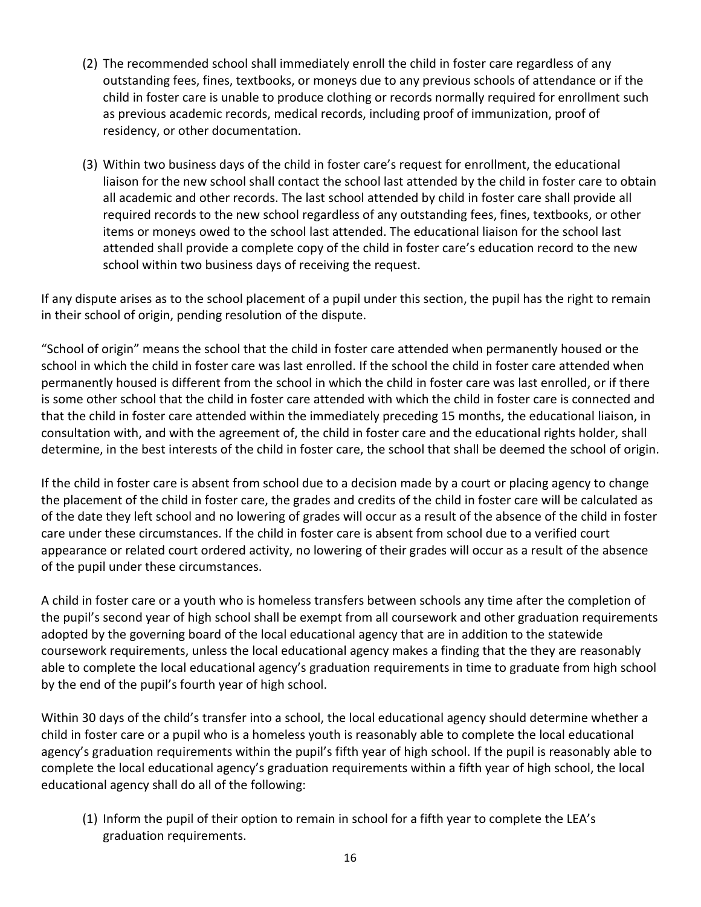(2) The recommended school shall immediately enroll the child in foster care regardless of any outstanding fees, fines, textbooks, or moneys due to any previous schools of attendance or if the child in foster care is unable to produce clothing or records normally required for enrollment such as previous academic records, medical records, including proof of immunization, proof of residency, or other documentation.

(3) Within two business days of the child in foster care's request for enrollment, the educational liaison for the new school shall contact the school last attended by the child in foster care to obtain all academic and other records. The last school attended by child in foster care shall provide all required records to the new school regardless of any outstanding fees, fines, textbooks, or other items or moneys owed to the school last attended. The educational liaison for the school last attended shall provide a complete copy of the child in foster care's education record to the new school within two business days of receiving the request.

If any dispute arises as to the school placement of a pupil under this section, the pupil has the right to remain in their school of origin, pending resolution of the dispute.

"School of origin" means the school that the child in foster care attended when permanently housed or the school in which the child in foster care was last enrolled. If the school the child in foster care attended when permanently housed is different from the school in which the child in foster care was last enrolled, or if there is some other school that the child in foster care attended with which the child in foster care is connected and that the child in foster care attended within the immediately preceding 15 months, the educational liaison, in consultation with, and with the agreement of, the child in foster care and the educational rights holder, shall determine, in the best interests of the child in foster care, the school that shall be deemed the school of origin.

If the child in foster care is absent from school due to a decision made by a court or placing agency to change the placement of the child in foster care, the grades and credits of the child in foster care will be calculated as of the date they left school and no lowering of grades will occur as a result of the absence of the child in foster care under these circumstances. If the child in foster care is absent from school due to a verified court appearance or related court ordered activity, no lowering of their grades will occur as a result of the absence of the pupil under these circumstances.

A child in foster care or a youth who is homeless transfers between schools any time after the completion of the pupil's second year of high school shall be exempt from all coursework and other graduation requirements adopted by the governing board of the local educational agency that are in addition to the statewide coursework requirements, unless the local educational agency makes a finding that the they are reasonably able to complete the local educational agency's graduation requirements in time to graduate from high school by the end of the pupil's fourth year of high school.

Within 30 days of the child's transfer into a school, the local educational agency should determine whether a child in foster care or a pupil who is a homeless youth is reasonably able to complete the local educational agency's graduation requirements within the pupil's fifth year of high school. If the pupil is reasonably able to complete the local educational agency's graduation requirements within a fifth year of high school, the local educational agency shall do all of the following:

(1) Inform the pupil of their option to remain in school for a fifth year to complete the LEA's graduation requirements.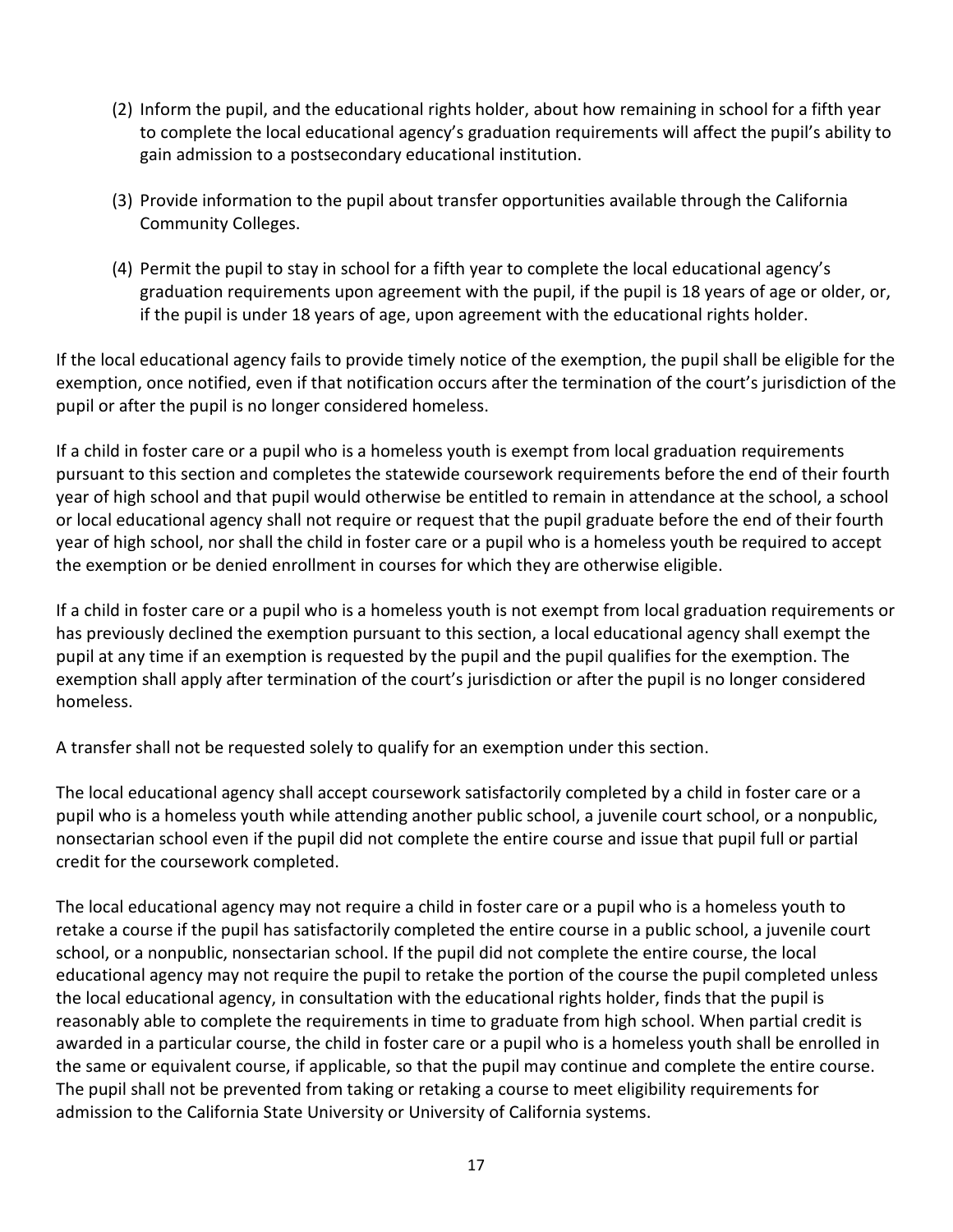(2) Inform the pupil, and the educational rights holder, about how remaining in school for a fifth year to complete the local educational agency's graduation requirements will affect the pupil's ability to gain admission to a postsecondary educational institution.

(3) Provide information to the pupil about transfer opportunities available through the California Community Colleges.

(4) Permit the pupil to stay in school for a fifth year to complete the local educational agency's graduation requirements upon agreement with the pupil, if the pupil is 18 years of age or older, or, if the pupil is under 18 years of age, upon agreement with the educational rights holder.

If the local educational agency fails to provide timely notice of the exemption, the pupil shall be eligible for the exemption, once notified, even if that notification occurs after the termination of the court's jurisdiction of the pupil or after the pupil is no longer considered homeless.

If a child in foster care or a pupil who is a homeless youth is exempt from local graduation requirements pursuant to this section and completes the statewide coursework requirements before the end of their fourth year of high school and that pupil would otherwise be entitled to remain in attendance at the school, a school or local educational agency shall not require or request that the pupil graduate before the end of their fourth year of high school, nor shall the child in foster care or a pupil who is a homeless youth be required to accept the exemption or be denied enrollment in courses for which they are otherwise eligible.

If a child in foster care or a pupil who is a homeless youth is not exempt from local graduation requirements or has previously declined the exemption pursuant to this section, a local educational agency shall exempt the pupil at any time if an exemption is requested by the pupil and the pupil qualifies for the exemption. The exemption shall apply after termination of the court's jurisdiction or after the pupil is no longer considered homeless.

A transfer shall not be requested solely to qualify for an exemption under this section.

The local educational agency shall accept coursework satisfactorily completed by a child in foster care or a pupil who is a homeless youth while attending another public school, a juvenile court school, or a nonpublic, nonsectarian school even if the pupil did not complete the entire course and issue that pupil full or partial credit for the coursework completed.

The local educational agency may not require a child in foster care or a pupil who is a homeless youth to retake a course if the pupil has satisfactorily completed the entire course in a public school, a juvenile court school, or a nonpublic, nonsectarian school. If the pupil did not complete the entire course, the local educational agency may not require the pupil to retake the portion of the course the pupil completed unless the local educational agency, in consultation with the educational rights holder, finds that the pupil is reasonably able to complete the requirements in time to graduate from high school. When partial credit is awarded in a particular course, the child in foster care or a pupil who is a homeless youth shall be enrolled in the same or equivalent course, if applicable, so that the pupil may continue and complete the entire course. The pupil shall not be prevented from taking or retaking a course to meet eligibility requirements for admission to the California State University or University of California systems.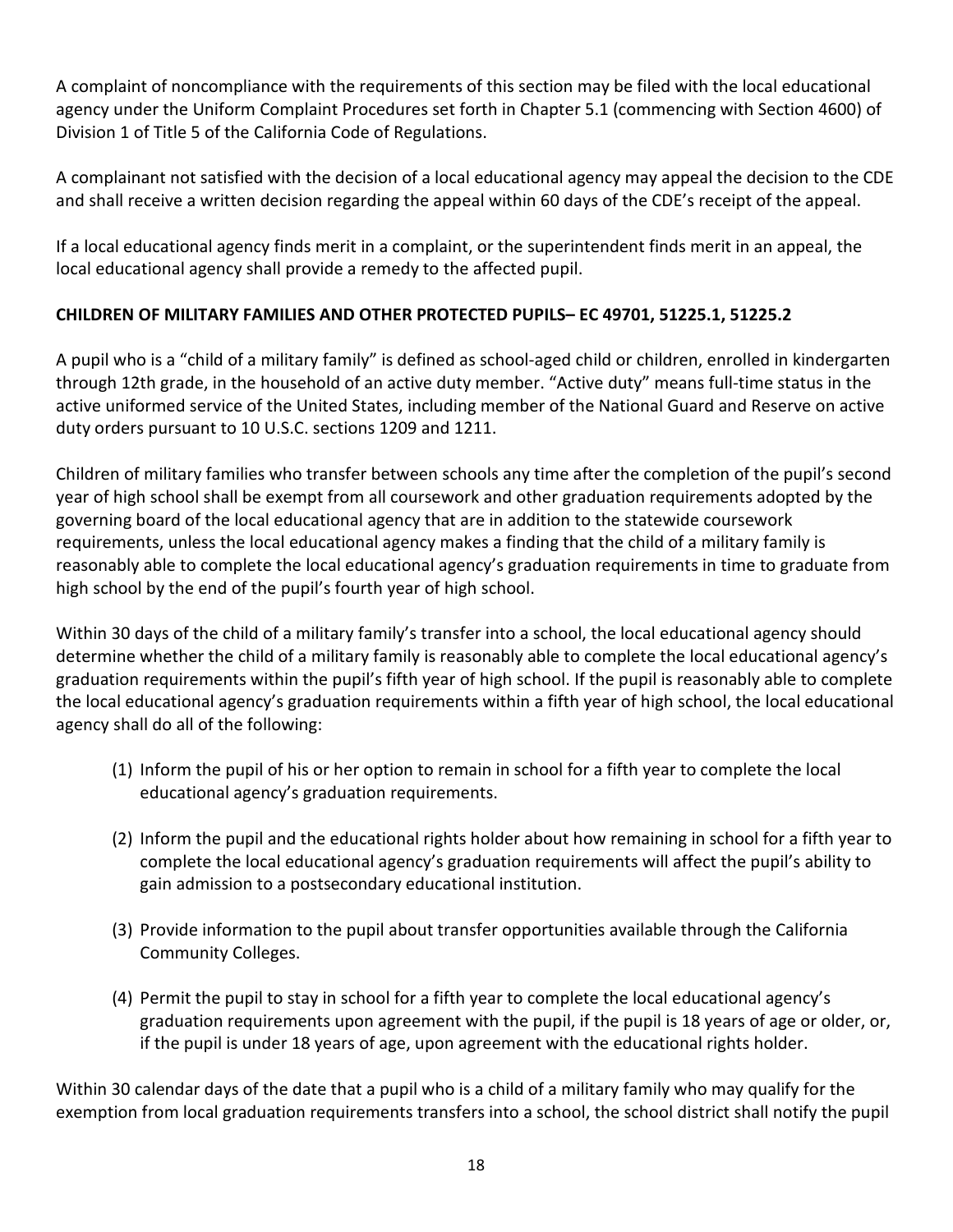A complaint of noncompliance with the requirements of this section may be filed with the local educational agency under the Uniform Complaint Procedures set forth in Chapter 5.1 (commencing with Section 4600) of Division 1 of Title 5 of the California Code of Regulations.

A complainant not satisfied with the decision of a local educational agency may appeal the decision to the CDE and shall receive a written decision regarding the appeal within 60 days of the CDE's receipt of the appeal.

If a local educational agency finds merit in a complaint, or the superintendent finds merit in an appeal, the local educational agency shall provide a remedy to the affected pupil.

**CHILDREN OF MILITARY FAMILIES AND OTHER PROTECTED PUPILS– EC 49701, 51225.1, 51225.2**

A pupil who is a "child of a military family" is defined as school-aged child or children, enrolled in kindergarten through 12th grade, in the household of an active duty member. "Active duty" means full-time status in the active uniformed service of the United States, including member of the National Guard and Reserve on active duty orders pursuant to 10 U.S.C. sections 1209 and 1211.

Children of military families who transfer between schools any time after the completion of the pupil's second year of high school shall be exempt from all coursework and other graduation requirements adopted by the governing board of the local educational agency that are in addition to the statewide coursework requirements, unless the local educational agency makes a finding that the child of a military family is reasonably able to complete the local educational agency's graduation requirements in time to graduate from high school by the end of the pupil's fourth year of high school.

Within 30 days of the child of a military family's transfer into a school, the local educational agency should determine whether the child of a military family is reasonably able to complete the local educational agency's graduation requirements within the pupil's fifth year of high school. If the pupil is reasonably able to complete the local educational agency's graduation requirements within a fifth year of high school, the local educational agency shall do all of the following:

(1) Inform the pupil of his or her option to remain in school for a fifth year to complete the local educational agency's graduation requirements.

(2) Inform the pupil and the educational rights holder about how remaining in school for a fifth year to complete the local educational agency's graduation requirements will affect the pupil's ability to gain admission to a postsecondary educational institution.

(3) Provide information to the pupil about transfer opportunities available through the California Community Colleges.

(4) Permit the pupil to stay in school for a fifth year to complete the local educational agency's graduation requirements upon agreement with the pupil, if the pupil is 18 years of age or older, or, if the pupil is under 18 years of age, upon agreement with the educational rights holder.

Within 30 calendar days of the date that a pupil who is a child of a military family who may qualify for the exemption from local graduation requirements transfers into a school, the school district shall notify the pupil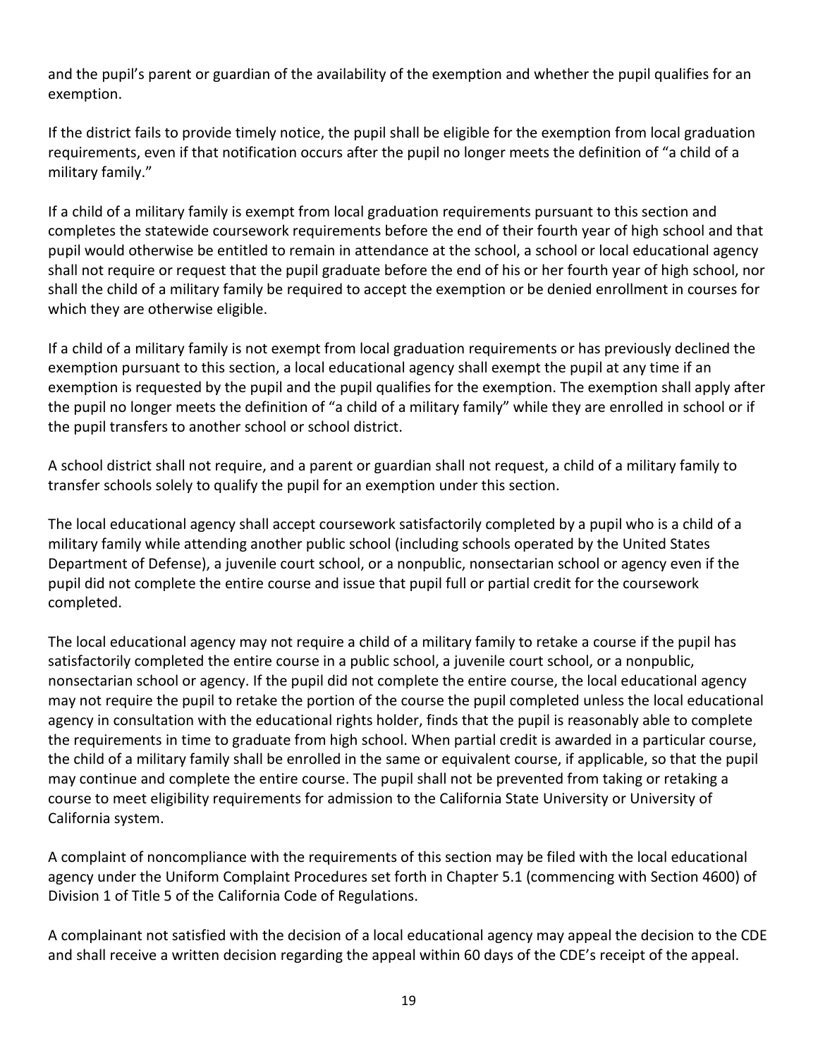and the pupil's parent or guardian of the availability of the exemption and whether the pupil qualifies for an exemption.

If the district fails to provide timely notice, the pupil shall be eligible for the exemption from local graduation requirements, even if that notification occurs after the pupil no longer meets the definition of "a child of a military family."

If a child of a military family is exempt from local graduation requirements pursuant to this section and completes the statewide coursework requirements before the end of their fourth year of high school and that pupil would otherwise be entitled to remain in attendance at the school, a school or local educational agency shall not require or request that the pupil graduate before the end of his or her fourth year of high school, nor shall the child of a military family be required to accept the exemption or be denied enrollment in courses for which they are otherwise eligible.

If a child of a military family is not exempt from local graduation requirements or has previously declined the exemption pursuant to this section, a local educational agency shall exempt the pupil at any time if an exemption is requested by the pupil and the pupil qualifies for the exemption. The exemption shall apply after the pupil no longer meets the definition of "a child of a military family" while they are enrolled in school or if the pupil transfers to another school or school district.

A school district shall not require, and a parent or guardian shall not request, a child of a military family to transfer schools solely to qualify the pupil for an exemption under this section.

The local educational agency shall accept coursework satisfactorily completed by a pupil who is a child of a military family while attending another public school (including schools operated by the United States Department of Defense), a juvenile court school, or a nonpublic, nonsectarian school or agency even if the pupil did not complete the entire course and issue that pupil full or partial credit for the coursework completed.

The local educational agency may not require a child of a military family to retake a course if the pupil has satisfactorily completed the entire course in a public school, a juvenile court school, or a nonpublic, nonsectarian school or agency. If the pupil did not complete the entire course, the local educational agency may not require the pupil to retake the portion of the course the pupil completed unless the local educational agency in consultation with the educational rights holder, finds that the pupil is reasonably able to complete the requirements in time to graduate from high school. When partial credit is awarded in a particular course, the child of a military family shall be enrolled in the same or equivalent course, if applicable, so that the pupil may continue and complete the entire course. The pupil shall not be prevented from taking or retaking a course to meet eligibility requirements for admission to the California State University or University of California system.

A complaint of noncompliance with the requirements of this section may be filed with the local educational agency under the Uniform Complaint Procedures set forth in Chapter 5.1 (commencing with Section 4600) of Division 1 of Title 5 of the California Code of Regulations.

A complainant not satisfied with the decision of a local educational agency may appeal the decision to the CDE and shall receive a written decision regarding the appeal within 60 days of the CDE's receipt of the appeal.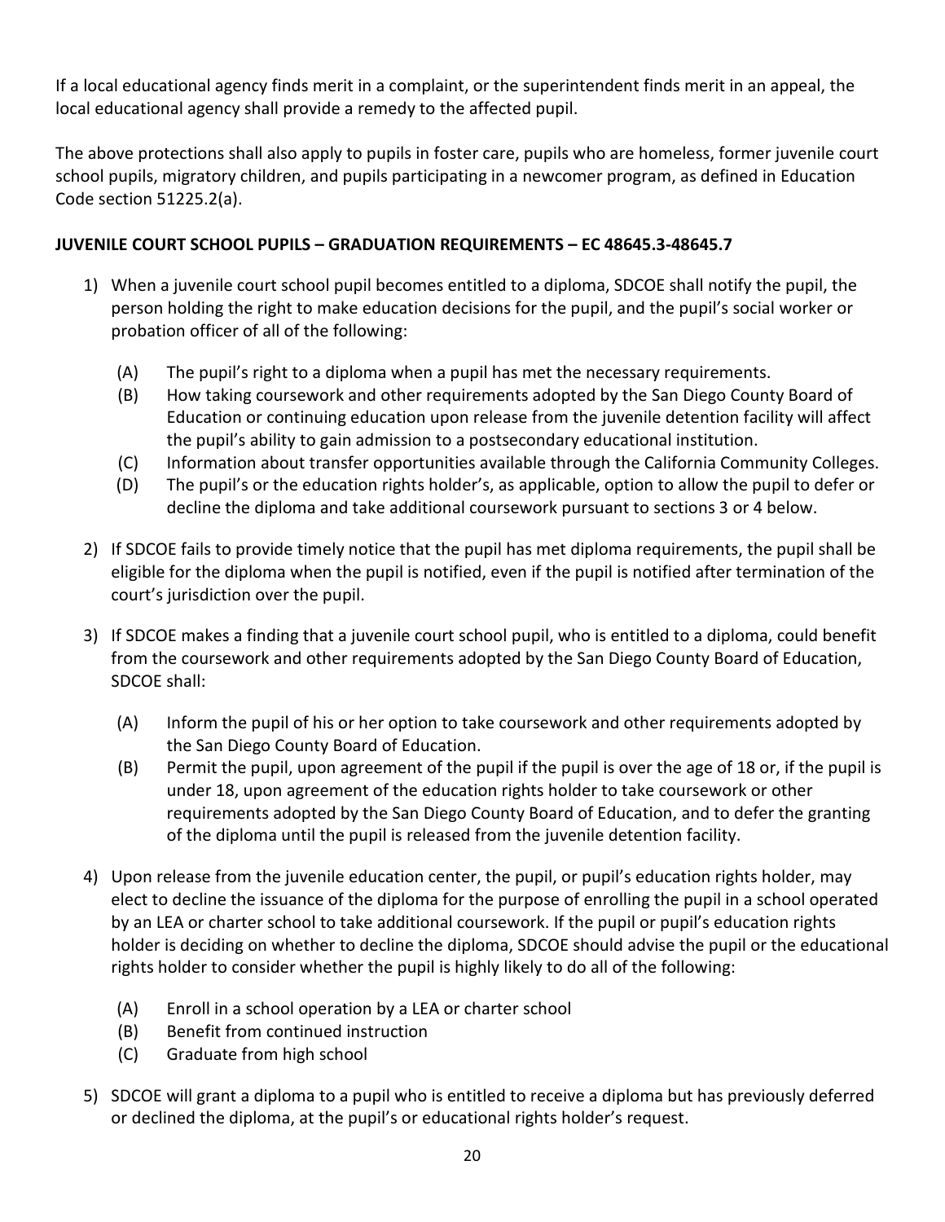If a local educational agency finds merit in a complaint, or the superintendent finds merit in an appeal, the local educational agency shall provide a remedy to the affected pupil.

The above protections shall also apply to pupils in foster care, pupils who are homeless, former juvenile court school pupils, migratory children, and pupils participating in a newcomer program, as defined in Education Code section 51225.2(a).

**JUVENILE COURT SCHOOL PUPILS – GRADUATION REQUIREMENTS – EC 48645.3-48645.7**

1) When a juvenile court school pupil becomes entitled to a diploma, SDCOE shall notify the pupil, the person holding the right to make education decisions for the pupil, and the pupil's social worker or probation officer of all of the following:

   (A) The pupil's right to a diploma when a pupil has met the necessary requirements.
   (B) How taking coursework and other requirements adopted by the San Diego County Board of Education or continuing education upon release from the juvenile detention facility will affect the pupil's ability to gain admission to a postsecondary educational institution.
   (C) Information about transfer opportunities available through the California Community Colleges.
   (D) The pupil's or the education rights holder's, as applicable, option to allow the pupil to defer or decline the diploma and take additional coursework pursuant to sections 3 or 4 below.

2) If SDCOE fails to provide timely notice that the pupil has met diploma requirements, the pupil shall be eligible for the diploma when the pupil is notified, even if the pupil is notified after termination of the court's jurisdiction over the pupil.

3) If SDCOE makes a finding that a juvenile court school pupil, who is entitled to a diploma, could benefit from the coursework and other requirements adopted by the San Diego County Board of Education, SDCOE shall:

   (A) Inform the pupil of his or her option to take coursework and other requirements adopted by the San Diego County Board of Education.
   (B) Permit the pupil, upon agreement of the pupil if the pupil is over the age of 18 or, if the pupil is under 18, upon agreement of the education rights holder to take coursework or other requirements adopted by the San Diego County Board of Education, and to defer the granting of the diploma until the pupil is released from the juvenile detention facility.

4) Upon release from the juvenile education center, the pupil, or pupil's education rights holder, may elect to decline the issuance of the diploma for the purpose of enrolling the pupil in a school operated by an LEA or charter school to take additional coursework. If the pupil or pupil's education rights holder is deciding on whether to decline the diploma, SDCOE should advise the pupil or the educational rights holder to consider whether the pupil is highly likely to do all of the following:

   (A) Enroll in a school operation by a LEA or charter school
   (B) Benefit from continued instruction
   (C) Graduate from high school

5) SDCOE will grant a diploma to a pupil who is entitled to receive a diploma but has previously deferred or declined the diploma, at the pupil's or educational rights holder's request.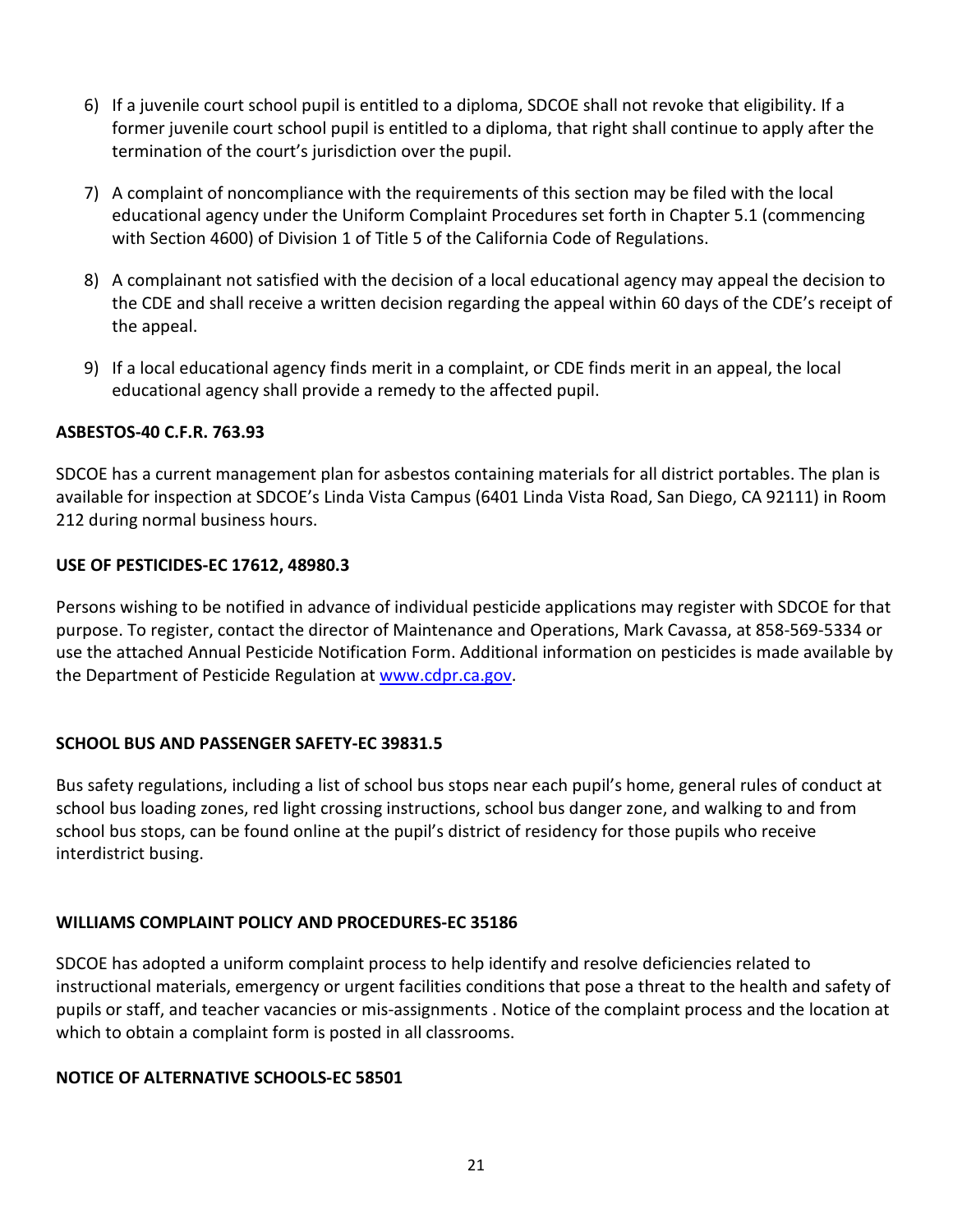6) If a juvenile court school pupil is entitled to a diploma, SDCOE shall not revoke that eligibility. If a former juvenile court school pupil is entitled to a diploma, that right shall continue to apply after the termination of the court's jurisdiction over the pupil.

7) A complaint of noncompliance with the requirements of this section may be filed with the local educational agency under the Uniform Complaint Procedures set forth in Chapter 5.1 (commencing with Section 4600) of Division 1 of Title 5 of the California Code of Regulations.

8) A complainant not satisfied with the decision of a local educational agency may appeal the decision to the CDE and shall receive a written decision regarding the appeal within 60 days of the CDE's receipt of the appeal.

9) If a local educational agency finds merit in a complaint, or CDE finds merit in an appeal, the local educational agency shall provide a remedy to the affected pupil.

**ASBESTOS-40 C.F.R. 763.93**

SDCOE has a current management plan for asbestos containing materials for all district portables. The plan is available for inspection at SDCOE's Linda Vista Campus (6401 Linda Vista Road, San Diego, CA 92111) in Room 212 during normal business hours.

**USE OF PESTICIDES-EC 17612, 48980.3**

Persons wishing to be notified in advance of individual pesticide applications may register with SDCOE for that purpose. To register, contact the director of Maintenance and Operations, Mark Cavassa, at 858-569-5334 or use the attached Annual Pesticide Notification Form. Additional information on pesticides is made available by the Department of Pesticide Regulation at www.cdpr.ca.gov.

**SCHOOL BUS AND PASSENGER SAFETY-EC 39831.5**

Bus safety regulations, including a list of school bus stops near each pupil's home, general rules of conduct at school bus loading zones, red light crossing instructions, school bus danger zone, and walking to and from school bus stops, can be found online at the pupil's district of residency for those pupils who receive interdistrict busing.

**WILLIAMS COMPLAINT POLICY AND PROCEDURES-EC 35186**

SDCOE has adopted a uniform complaint process to help identify and resolve deficiencies related to instructional materials, emergency or urgent facilities conditions that pose a threat to the health and safety of pupils or staff, and teacher vacancies or mis-assignments . Notice of the complaint process and the location at which to obtain a complaint form is posted in all classrooms.

**NOTICE OF ALTERNATIVE SCHOOLS-EC 58501**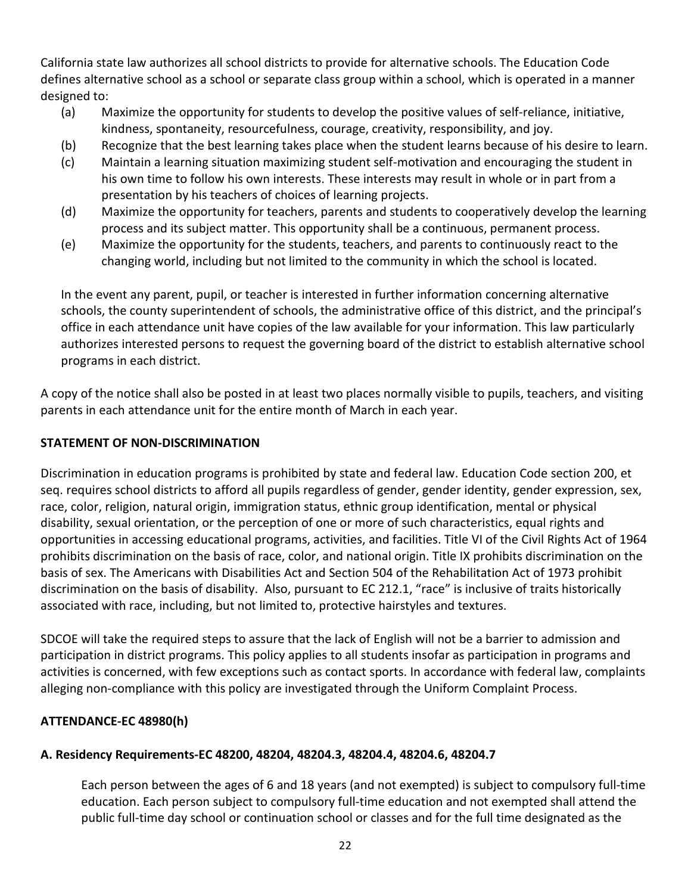California state law authorizes all school districts to provide for alternative schools. The Education Code defines alternative school as a school or separate class group within a school, which is operated in a manner designed to:

(a) Maximize the opportunity for students to develop the positive values of self-reliance, initiative, kindness, spontaneity, resourcefulness, courage, creativity, responsibility, and joy.

(b) Recognize that the best learning takes place when the student learns because of his desire to learn.

(c) Maintain a learning situation maximizing student self-motivation and encouraging the student in his own time to follow his own interests. These interests may result in whole or in part from a presentation by his teachers of choices of learning projects.

(d) Maximize the opportunity for teachers, parents and students to cooperatively develop the learning process and its subject matter. This opportunity shall be a continuous, permanent process.

(e) Maximize the opportunity for the students, teachers, and parents to continuously react to the changing world, including but not limited to the community in which the school is located.

In the event any parent, pupil, or teacher is interested in further information concerning alternative schools, the county superintendent of schools, the administrative office of this district, and the principal's office in each attendance unit have copies of the law available for your information. This law particularly authorizes interested persons to request the governing board of the district to establish alternative school programs in each district.

A copy of the notice shall also be posted in at least two places normally visible to pupils, teachers, and visiting parents in each attendance unit for the entire month of March in each year.

**STATEMENT OF NON-DISCRIMINATION**

Discrimination in education programs is prohibited by state and federal law. Education Code section 200, et seq. requires school districts to afford all pupils regardless of gender, gender identity, gender expression, sex, race, color, religion, natural origin, immigration status, ethnic group identification, mental or physical disability, sexual orientation, or the perception of one or more of such characteristics, equal rights and opportunities in accessing educational programs, activities, and facilities. Title VI of the Civil Rights Act of 1964 prohibits discrimination on the basis of race, color, and national origin. Title IX prohibits discrimination on the basis of sex. The Americans with Disabilities Act and Section 504 of the Rehabilitation Act of 1973 prohibit discrimination on the basis of disability. Also, pursuant to EC 212.1, "race" is inclusive of traits historically associated with race, including, but not limited to, protective hairstyles and textures.

SDCOE will take the required steps to assure that the lack of English will not be a barrier to admission and participation in district programs. This policy applies to all students insofar as participation in programs and activities is concerned, with few exceptions such as contact sports. In accordance with federal law, complaints alleging non-compliance with this policy are investigated through the Uniform Complaint Process.

**ATTENDANCE-EC 48980(h)**

**A. Residency Requirements-EC 48200, 48204, 48204.3, 48204.4, 48204.6, 48204.7**

Each person between the ages of 6 and 18 years (and not exempted) is subject to compulsory full-time education. Each person subject to compulsory full-time education and not exempted shall attend the public full-time day school or continuation school or classes and for the full time designated as the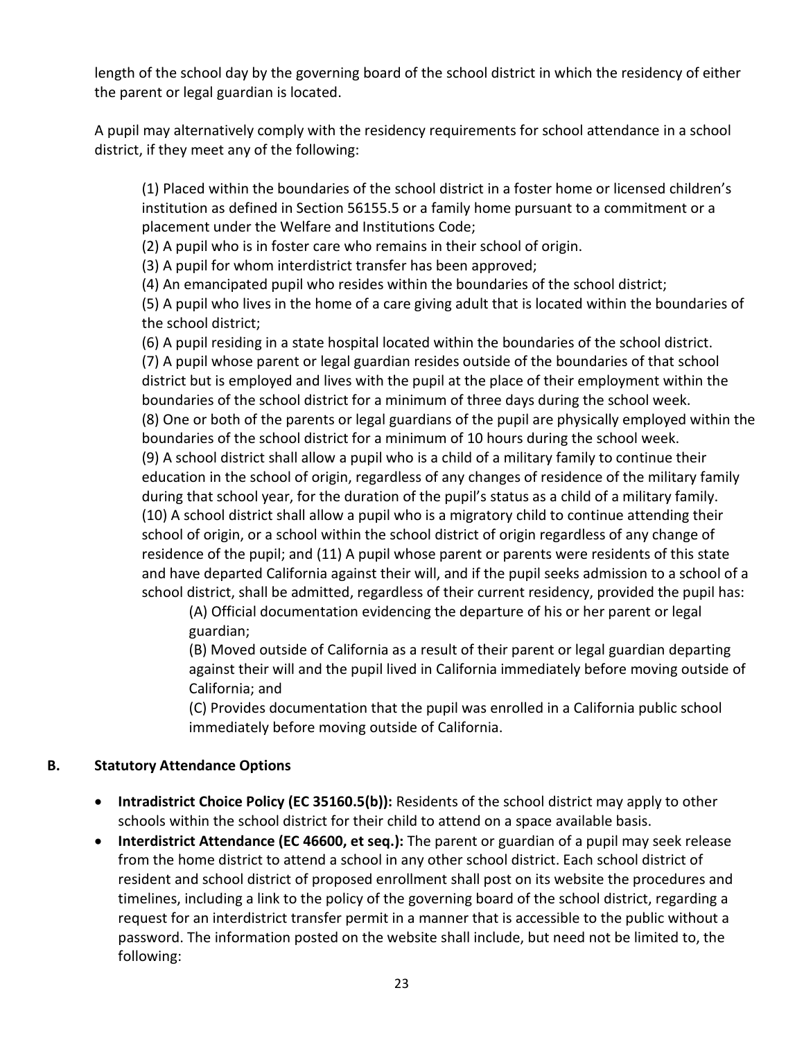length of the school day by the governing board of the school district in which the residency of either the parent or legal guardian is located.

A pupil may alternatively comply with the residency requirements for school attendance in a school district, if they meet any of the following:

(1) Placed within the boundaries of the school district in a foster home or licensed children's institution as defined in Section 56155.5 or a family home pursuant to a commitment or a placement under the Welfare and Institutions Code;
(2) A pupil who is in foster care who remains in their school of origin.
(3) A pupil for whom interdistrict transfer has been approved;
(4) An emancipated pupil who resides within the boundaries of the school district;
(5) A pupil who lives in the home of a care giving adult that is located within the boundaries of the school district;
(6) A pupil residing in a state hospital located within the boundaries of the school district.
(7) A pupil whose parent or legal guardian resides outside of the boundaries of that school district but is employed and lives with the pupil at the place of their employment within the boundaries of the school district for a minimum of three days during the school week.
(8) One or both of the parents or legal guardians of the pupil are physically employed within the boundaries of the school district for a minimum of 10 hours during the school week.
(9) A school district shall allow a pupil who is a child of a military family to continue their education in the school of origin, regardless of any changes of residence of the military family during that school year, for the duration of the pupil's status as a child of a military family.
(10) A school district shall allow a pupil who is a migratory child to continue attending their school of origin, or a school within the school district of origin regardless of any change of residence of the pupil; and (11) A pupil whose parent or parents were residents of this state and have departed California against their will, and if the pupil seeks admission to a school of a school district, shall be admitted, regardless of their current residency, provided the pupil has:

> (A) Official documentation evidencing the departure of his or her parent or legal guardian;
> (B) Moved outside of California as a result of their parent or legal guardian departing against their will and the pupil lived in California immediately before moving outside of California; and
> (C) Provides documentation that the pupil was enrolled in a California public school immediately before moving outside of California.

## B. Statutory Attendance Options

- **Intradistrict Choice Policy (EC 35160.5(b)):** Residents of the school district may apply to other schools within the school district for their child to attend on a space available basis.
- **Interdistrict Attendance (EC 46600, et seq.):** The parent or guardian of a pupil may seek release from the home district to attend a school in any other school district. Each school district of resident and school district of proposed enrollment shall post on its website the procedures and timelines, including a link to the policy of the governing board of the school district, regarding a request for an interdistrict transfer permit in a manner that is accessible to the public without a password. The information posted on the website shall include, but need not be limited to, the following: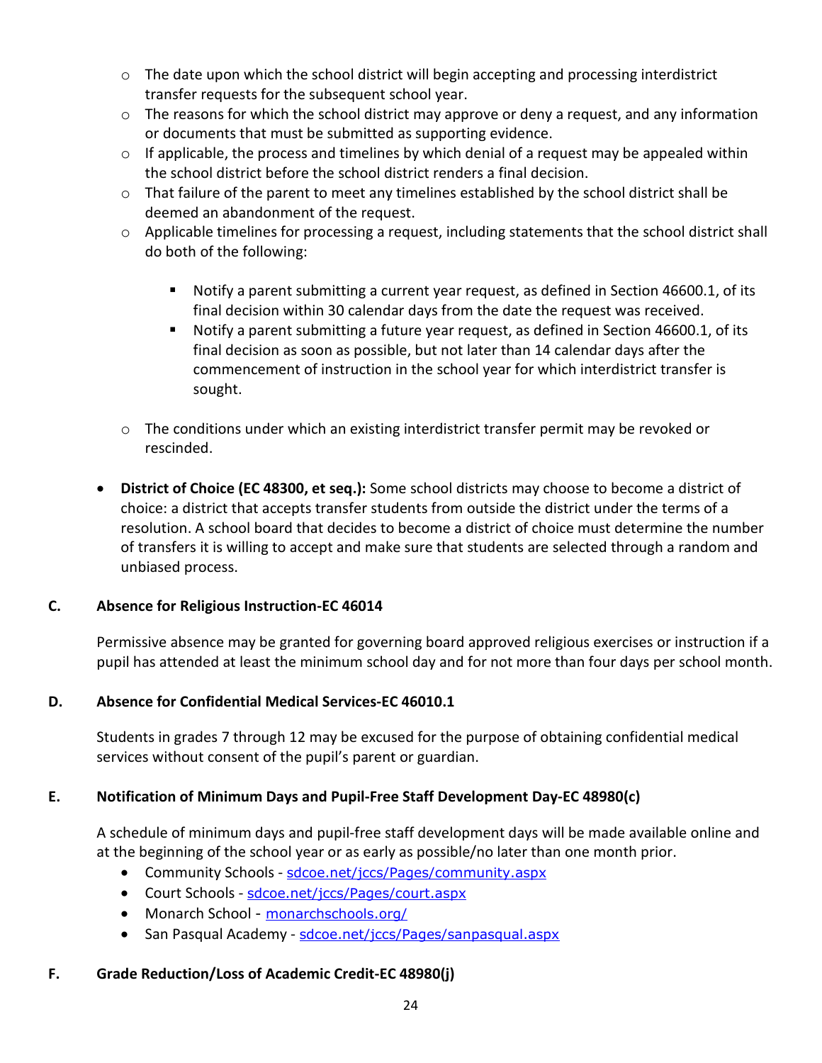- The date upon which the school district will begin accepting and processing interdistrict transfer requests for the subsequent school year.
  - The reasons for which the school district may approve or deny a request, and any information or documents that must be submitted as supporting evidence.
  - If applicable, the process and timelines by which denial of a request may be appealed within the school district before the school district renders a final decision.
  - That failure of the parent to meet any timelines established by the school district shall be deemed an abandonment of the request.
  - Applicable timelines for processing a request, including statements that the school district shall do both of the following:
    - Notify a parent submitting a current year request, as defined in Section 46600.1, of its final decision within 30 calendar days from the date the request was received.
    - Notify a parent submitting a future year request, as defined in Section 46600.1, of its final decision as soon as possible, but not later than 14 calendar days after the commencement of instruction in the school year for which interdistrict transfer is sought.
  - The conditions under which an existing interdistrict transfer permit may be revoked or rescinded.

- **District of Choice (EC 48300, et seq.):** Some school districts may choose to become a district of choice: a district that accepts transfer students from outside the district under the terms of a resolution. A school board that decides to become a district of choice must determine the number of transfers it is willing to accept and make sure that students are selected through a random and unbiased process.

## C. Absence for Religious Instruction-EC 46014

Permissive absence may be granted for governing board approved religious exercises or instruction if a pupil has attended at least the minimum school day and for not more than four days per school month.

## D. Absence for Confidential Medical Services-EC 46010.1

Students in grades 7 through 12 may be excused for the purpose of obtaining confidential medical services without consent of the pupil's parent or guardian.

## E. Notification of Minimum Days and Pupil-Free Staff Development Day-EC 48980(c)

A schedule of minimum days and pupil-free staff development days will be made available online and at the beginning of the school year or as early as possible/no later than one month prior.

- Community Schools - sdcoe.net/jccs/Pages/community.aspx
- Court Schools - sdcoe.net/jccs/Pages/court.aspx
- Monarch School - monarchschools.org/
- San Pasqual Academy - sdcoe.net/jccs/Pages/sanpasqual.aspx

## F. Grade Reduction/Loss of Academic Credit-EC 48980(j)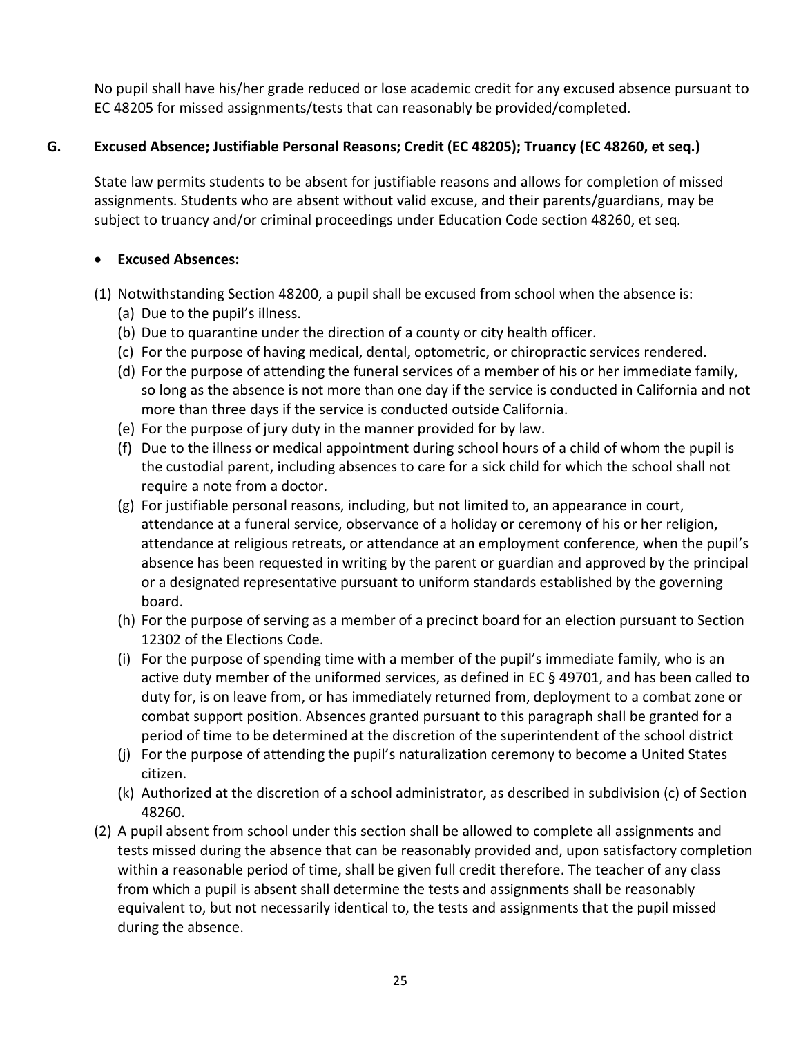No pupil shall have his/her grade reduced or lose academic credit for any excused absence pursuant to EC 48205 for missed assignments/tests that can reasonably be provided/completed.

## G. Excused Absence; Justifiable Personal Reasons; Credit (EC 48205); Truancy (EC 48260, et seq.)

State law permits students to be absent for justifiable reasons and allows for completion of missed assignments. Students who are absent without valid excuse, and their parents/guardians, may be subject to truancy and/or criminal proceedings under Education Code section 48260, et seq.

- **Excused Absences:**

(1) Notwithstanding Section 48200, a pupil shall be excused from school when the absence is:

   (a) Due to the pupil's illness.

   (b) Due to quarantine under the direction of a county or city health officer.

   (c) For the purpose of having medical, dental, optometric, or chiropractic services rendered.

   (d) For the purpose of attending the funeral services of a member of his or her immediate family, so long as the absence is not more than one day if the service is conducted in California and not more than three days if the service is conducted outside California.

   (e) For the purpose of jury duty in the manner provided for by law.

   (f) Due to the illness or medical appointment during school hours of a child of whom the pupil is the custodial parent, including absences to care for a sick child for which the school shall not require a note from a doctor.

   (g) For justifiable personal reasons, including, but not limited to, an appearance in court, attendance at a funeral service, observance of a holiday or ceremony of his or her religion, attendance at religious retreats, or attendance at an employment conference, when the pupil's absence has been requested in writing by the parent or guardian and approved by the principal or a designated representative pursuant to uniform standards established by the governing board.

   (h) For the purpose of serving as a member of a precinct board for an election pursuant to Section 12302 of the Elections Code.

   (i) For the purpose of spending time with a member of the pupil's immediate family, who is an active duty member of the uniformed services, as defined in EC § 49701, and has been called to duty for, is on leave from, or has immediately returned from, deployment to a combat zone or combat support position. Absences granted pursuant to this paragraph shall be granted for a period of time to be determined at the discretion of the superintendent of the school district

   (j) For the purpose of attending the pupil's naturalization ceremony to become a United States citizen.

   (k) Authorized at the discretion of a school administrator, as described in subdivision (c) of Section 48260.

(2) A pupil absent from school under this section shall be allowed to complete all assignments and tests missed during the absence that can be reasonably provided and, upon satisfactory completion within a reasonable period of time, shall be given full credit therefore. The teacher of any class from which a pupil is absent shall determine the tests and assignments shall be reasonably equivalent to, but not necessarily identical to, the tests and assignments that the pupil missed during the absence.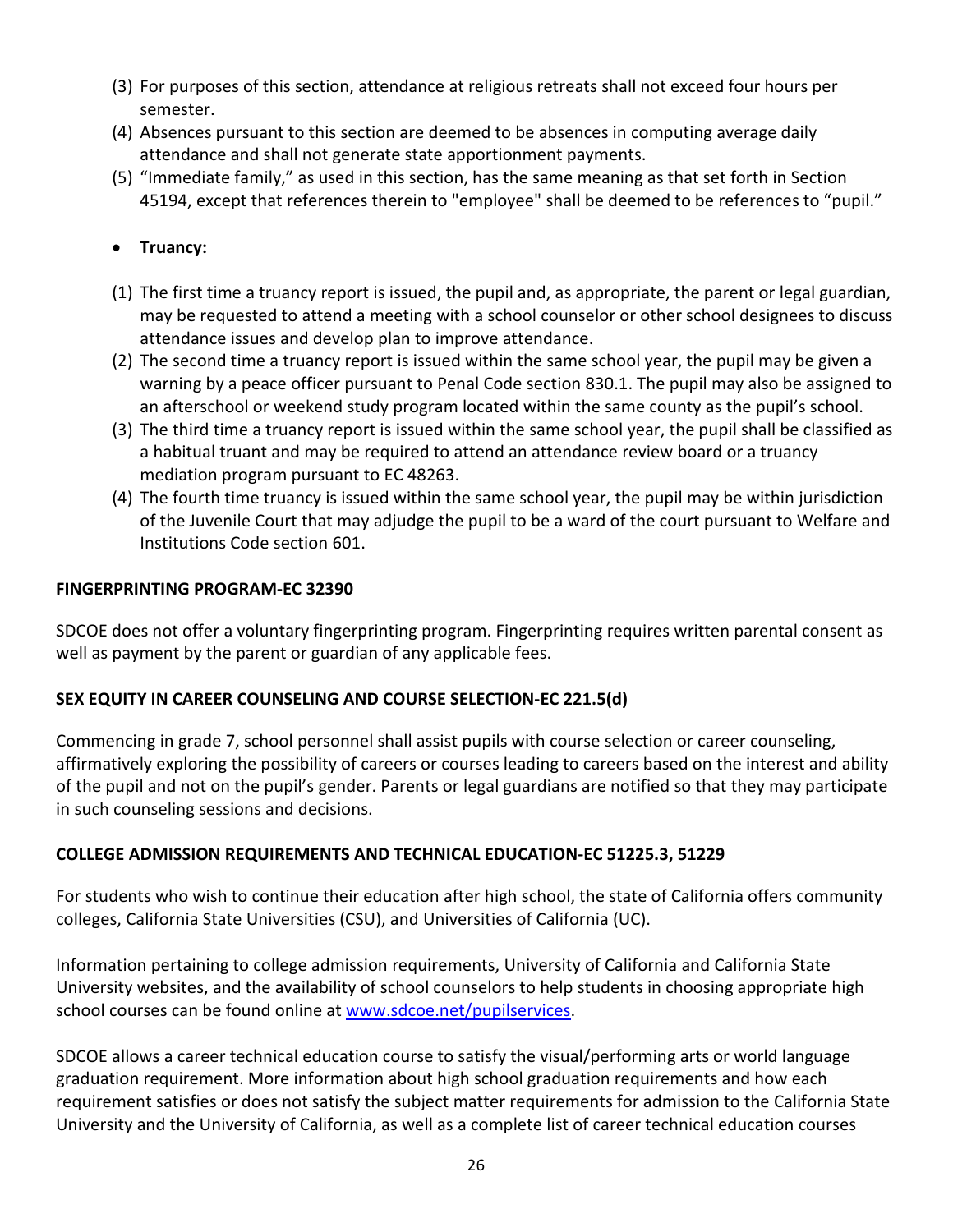(3) For purposes of this section, attendance at religious retreats shall not exceed four hours per semester.
(4) Absences pursuant to this section are deemed to be absences in computing average daily attendance and shall not generate state apportionment payments.
(5) "Immediate family," as used in this section, has the same meaning as that set forth in Section 45194, except that references therein to "employee" shall be deemed to be references to "pupil."

- **Truancy:**

(1) The first time a truancy report is issued, the pupil and, as appropriate, the parent or legal guardian, may be requested to attend a meeting with a school counselor or other school designees to discuss attendance issues and develop plan to improve attendance.
(2) The second time a truancy report is issued within the same school year, the pupil may be given a warning by a peace officer pursuant to Penal Code section 830.1. The pupil may also be assigned to an afterschool or weekend study program located within the same county as the pupil's school.
(3) The third time a truancy report is issued within the same school year, the pupil shall be classified as a habitual truant and may be required to attend an attendance review board or a truancy mediation program pursuant to EC 48263.
(4) The fourth time truancy is issued within the same school year, the pupil may be within jurisdiction of the Juvenile Court that may adjudge the pupil to be a ward of the court pursuant to Welfare and Institutions Code section 601.

**FINGERPRINTING PROGRAM-EC 32390**

SDCOE does not offer a voluntary fingerprinting program. Fingerprinting requires written parental consent as well as payment by the parent or guardian of any applicable fees.

**SEX EQUITY IN CAREER COUNSELING AND COURSE SELECTION-EC 221.5(d)**

Commencing in grade 7, school personnel shall assist pupils with course selection or career counseling, affirmatively exploring the possibility of careers or courses leading to careers based on the interest and ability of the pupil and not on the pupil's gender. Parents or legal guardians are notified so that they may participate in such counseling sessions and decisions.

**COLLEGE ADMISSION REQUIREMENTS AND TECHNICAL EDUCATION-EC 51225.3, 51229**

For students who wish to continue their education after high school, the state of California offers community colleges, California State Universities (CSU), and Universities of California (UC).

Information pertaining to college admission requirements, University of California and California State University websites, and the availability of school counselors to help students in choosing appropriate high school courses can be found online at [www.sdcoe.net/pupilservices](www.sdcoe.net/pupilservices).

SDCOE allows a career technical education course to satisfy the visual/performing arts or world language graduation requirement. More information about high school graduation requirements and how each requirement satisfies or does not satisfy the subject matter requirements for admission to the California State University and the University of California, as well as a complete list of career technical education courses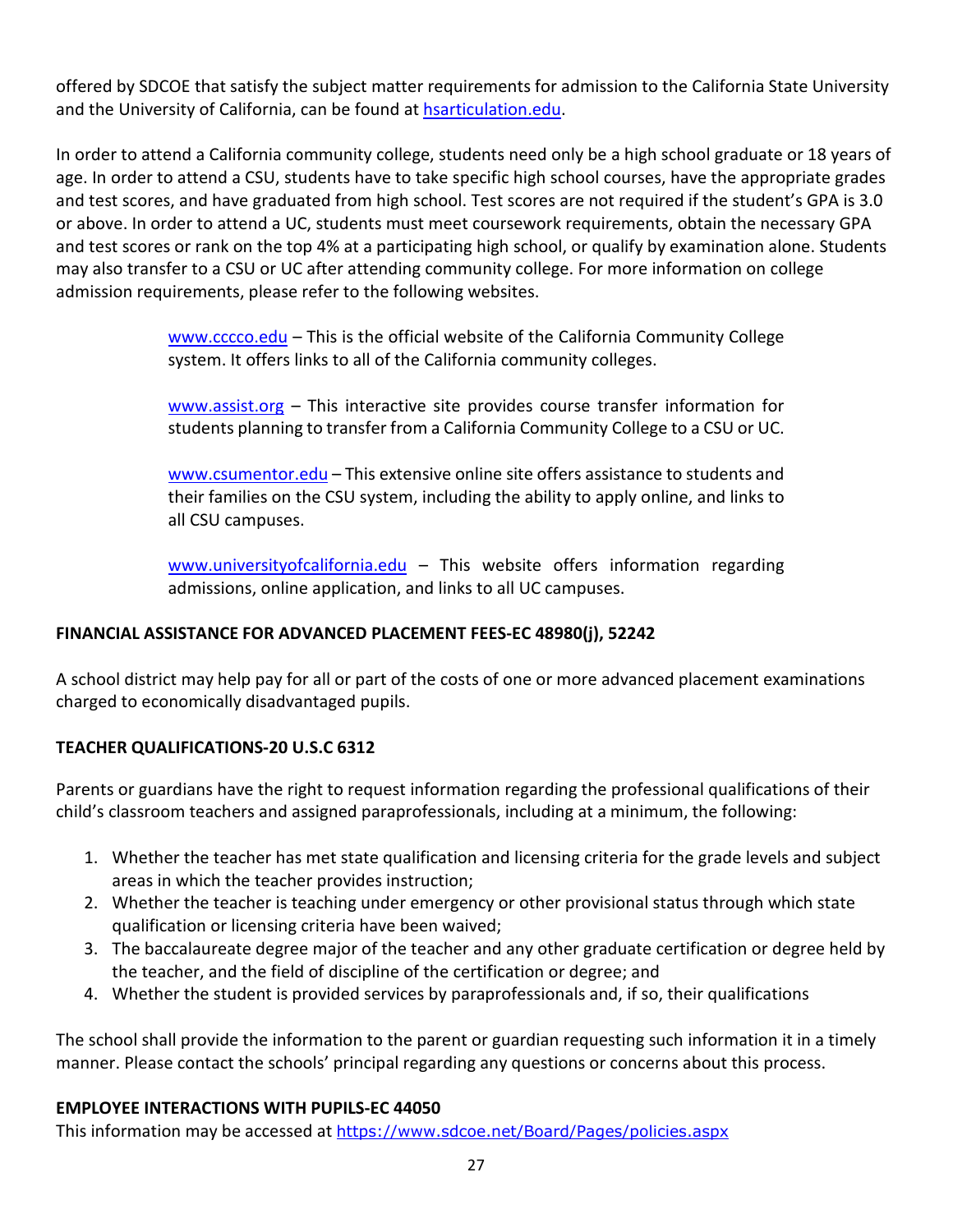offered by SDCOE that satisfy the subject matter requirements for admission to the California State University and the University of California, can be found at [hsarticulation.edu](hsarticulation.edu).

In order to attend a California community college, students need only be a high school graduate or 18 years of age. In order to attend a CSU, students have to take specific high school courses, have the appropriate grades and test scores, and have graduated from high school. Test scores are not required if the student's GPA is 3.0 or above. In order to attend a UC, students must meet coursework requirements, obtain the necessary GPA and test scores or rank on the top 4% at a participating high school, or qualify by examination alone. Students may also transfer to a CSU or UC after attending community college. For more information on college admission requirements, please refer to the following websites.

> [www.cccco.edu](www.cccco.edu) – This is the official website of the California Community College system. It offers links to all of the California community colleges.
>
> [www.assist.org](www.assist.org) – This interactive site provides course transfer information for students planning to transfer from a California Community College to a CSU or UC.
>
> [www.csumentor.edu](www.csumentor.edu) – This extensive online site offers assistance to students and their families on the CSU system, including the ability to apply online, and links to all CSU campuses.
>
> [www.universityofcalifornia.edu](www.universityofcalifornia.edu) – This website offers information regarding admissions, online application, and links to all UC campuses.

**FINANCIAL ASSISTANCE FOR ADVANCED PLACEMENT FEES-EC 48980(j), 52242**

A school district may help pay for all or part of the costs of one or more advanced placement examinations charged to economically disadvantaged pupils.

**TEACHER QUALIFICATIONS-20 U.S.C 6312**

Parents or guardians have the right to request information regarding the professional qualifications of their child's classroom teachers and assigned paraprofessionals, including at a minimum, the following:

1. Whether the teacher has met state qualification and licensing criteria for the grade levels and subject areas in which the teacher provides instruction;
2. Whether the teacher is teaching under emergency or other provisional status through which state qualification or licensing criteria have been waived;
3. The baccalaureate degree major of the teacher and any other graduate certification or degree held by the teacher, and the field of discipline of the certification or degree; and
4. Whether the student is provided services by paraprofessionals and, if so, their qualifications

The school shall provide the information to the parent or guardian requesting such information it in a timely manner. Please contact the schools' principal regarding any questions or concerns about this process.

**EMPLOYEE INTERACTIONS WITH PUPILS-EC 44050**

This information may be accessed at [https://www.sdcoe.net/Board/Pages/policies.aspx](https://www.sdcoe.net/Board/Pages/policies.aspx)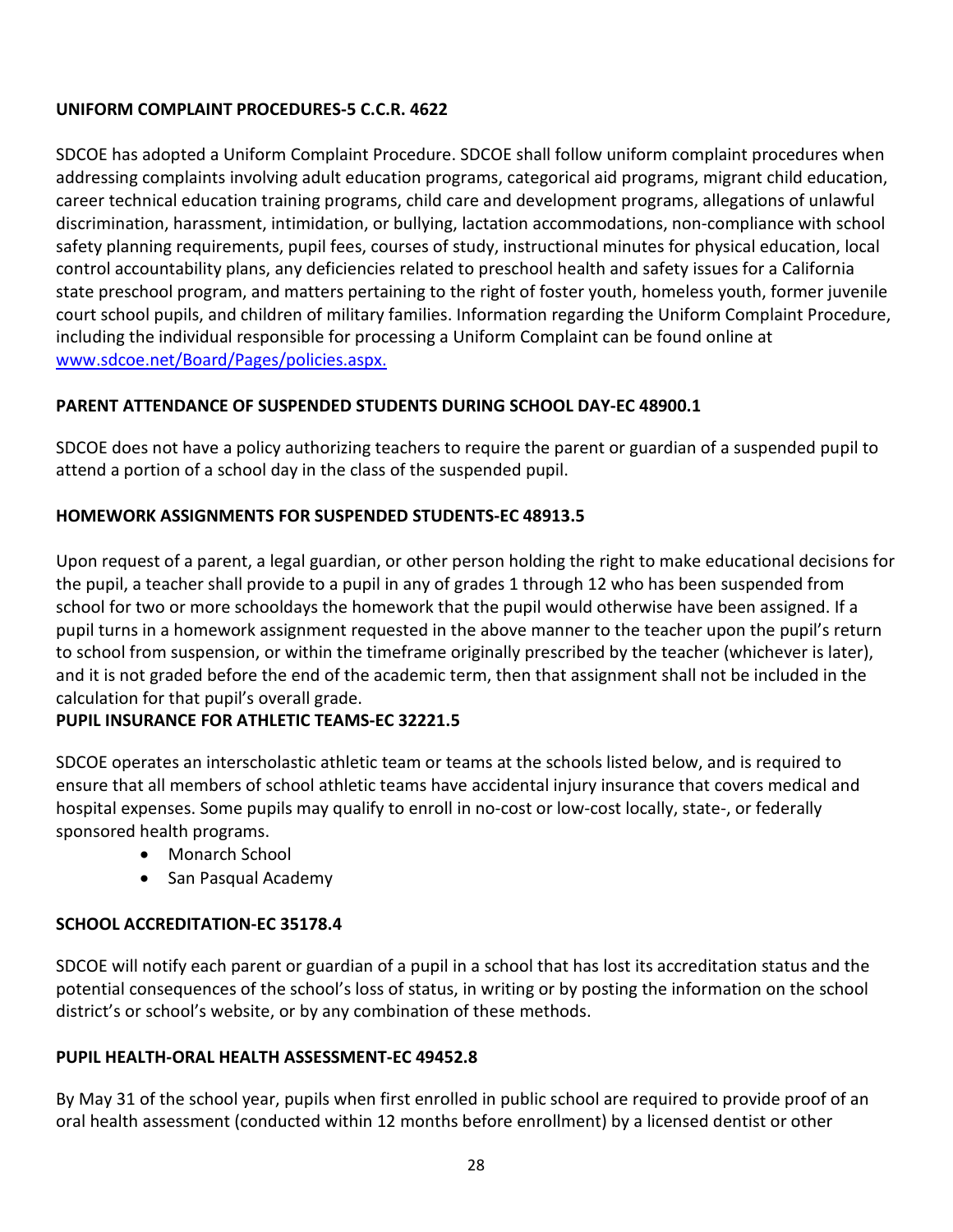**UNIFORM COMPLAINT PROCEDURES-5 C.C.R. 4622**

SDCOE has adopted a Uniform Complaint Procedure. SDCOE shall follow uniform complaint procedures when addressing complaints involving adult education programs, categorical aid programs, migrant child education, career technical education training programs, child care and development programs, allegations of unlawful discrimination, harassment, intimidation, or bullying, lactation accommodations, non-compliance with school safety planning requirements, pupil fees, courses of study, instructional minutes for physical education, local control accountability plans, any deficiencies related to preschool health and safety issues for a California state preschool program, and matters pertaining to the right of foster youth, homeless youth, former juvenile court school pupils, and children of military families. Information regarding the Uniform Complaint Procedure, including the individual responsible for processing a Uniform Complaint can be found online at [www.sdcoe.net/Board/Pages/policies.aspx.](www.sdcoe.net/Board/Pages/policies.aspx)

**PARENT ATTENDANCE OF SUSPENDED STUDENTS DURING SCHOOL DAY-EC 48900.1**

SDCOE does not have a policy authorizing teachers to require the parent or guardian of a suspended pupil to attend a portion of a school day in the class of the suspended pupil.

**HOMEWORK ASSIGNMENTS FOR SUSPENDED STUDENTS-EC 48913.5**

Upon request of a parent, a legal guardian, or other person holding the right to make educational decisions for the pupil, a teacher shall provide to a pupil in any of grades 1 through 12 who has been suspended from school for two or more schooldays the homework that the pupil would otherwise have been assigned. If a pupil turns in a homework assignment requested in the above manner to the teacher upon the pupil's return to school from suspension, or within the timeframe originally prescribed by the teacher (whichever is later), and it is not graded before the end of the academic term, then that assignment shall not be included in the calculation for that pupil's overall grade.

**PUPIL INSURANCE FOR ATHLETIC TEAMS-EC 32221.5**

SDCOE operates an interscholastic athletic team or teams at the schools listed below, and is required to ensure that all members of school athletic teams have accidental injury insurance that covers medical and hospital expenses. Some pupils may qualify to enroll in no-cost or low-cost locally, state-, or federally sponsored health programs.

- Monarch School
- San Pasqual Academy

**SCHOOL ACCREDITATION-EC 35178.4**

SDCOE will notify each parent or guardian of a pupil in a school that has lost its accreditation status and the potential consequences of the school's loss of status, in writing or by posting the information on the school district's or school's website, or by any combination of these methods.

**PUPIL HEALTH-ORAL HEALTH ASSESSMENT-EC 49452.8**

By May 31 of the school year, pupils when first enrolled in public school are required to provide proof of an oral health assessment (conducted within 12 months before enrollment) by a licensed dentist or other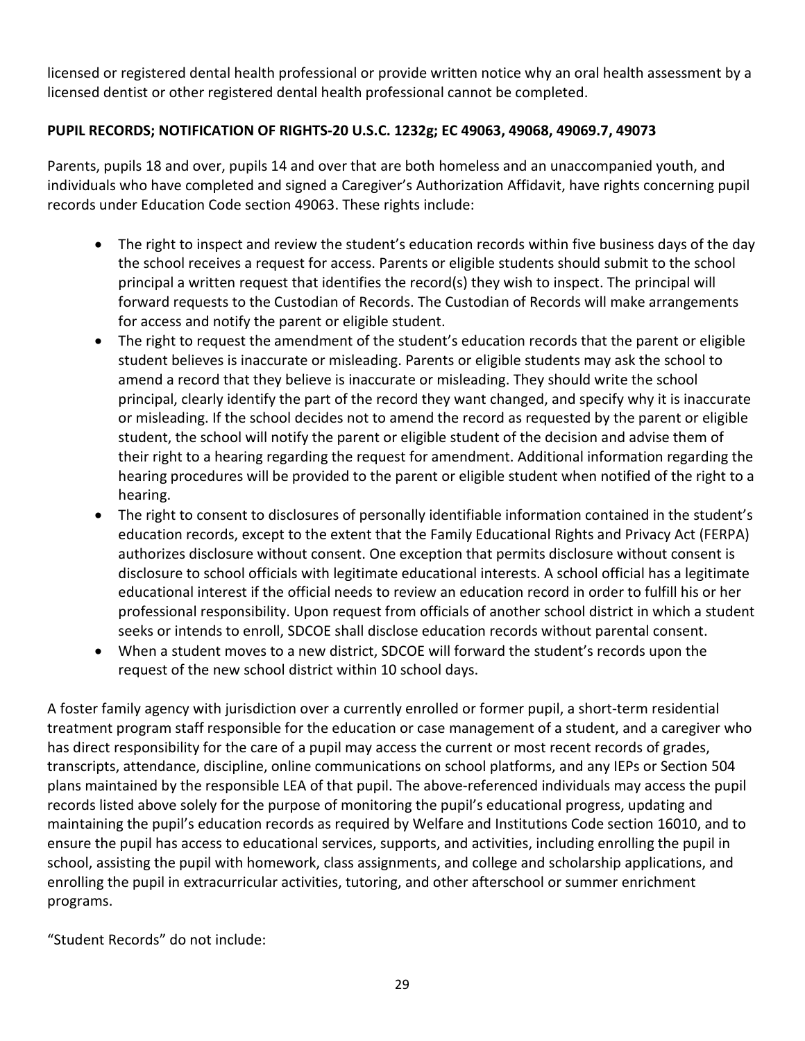licensed or registered dental health professional or provide written notice why an oral health assessment by a licensed dentist or other registered dental health professional cannot be completed.

**PUPIL RECORDS; NOTIFICATION OF RIGHTS-20 U.S.C. 1232g; EC 49063, 49068, 49069.7, 49073**

Parents, pupils 18 and over, pupils 14 and over that are both homeless and an unaccompanied youth, and individuals who have completed and signed a Caregiver's Authorization Affidavit, have rights concerning pupil records under Education Code section 49063. These rights include:

- The right to inspect and review the student's education records within five business days of the day the school receives a request for access. Parents or eligible students should submit to the school principal a written request that identifies the record(s) they wish to inspect. The principal will forward requests to the Custodian of Records. The Custodian of Records will make arrangements for access and notify the parent or eligible student.
- The right to request the amendment of the student's education records that the parent or eligible student believes is inaccurate or misleading. Parents or eligible students may ask the school to amend a record that they believe is inaccurate or misleading. They should write the school principal, clearly identify the part of the record they want changed, and specify why it is inaccurate or misleading. If the school decides not to amend the record as requested by the parent or eligible student, the school will notify the parent or eligible student of the decision and advise them of their right to a hearing regarding the request for amendment. Additional information regarding the hearing procedures will be provided to the parent or eligible student when notified of the right to a hearing.
- The right to consent to disclosures of personally identifiable information contained in the student's education records, except to the extent that the Family Educational Rights and Privacy Act (FERPA) authorizes disclosure without consent. One exception that permits disclosure without consent is disclosure to school officials with legitimate educational interests. A school official has a legitimate educational interest if the official needs to review an education record in order to fulfill his or her professional responsibility. Upon request from officials of another school district in which a student seeks or intends to enroll, SDCOE shall disclose education records without parental consent.
- When a student moves to a new district, SDCOE will forward the student's records upon the request of the new school district within 10 school days.

A foster family agency with jurisdiction over a currently enrolled or former pupil, a short-term residential treatment program staff responsible for the education or case management of a student, and a caregiver who has direct responsibility for the care of a pupil may access the current or most recent records of grades, transcripts, attendance, discipline, online communications on school platforms, and any IEPs or Section 504 plans maintained by the responsible LEA of that pupil. The above-referenced individuals may access the pupil records listed above solely for the purpose of monitoring the pupil's educational progress, updating and maintaining the pupil's education records as required by Welfare and Institutions Code section 16010, and to ensure the pupil has access to educational services, supports, and activities, including enrolling the pupil in school, assisting the pupil with homework, class assignments, and college and scholarship applications, and enrolling the pupil in extracurricular activities, tutoring, and other afterschool or summer enrichment programs.

"Student Records" do not include: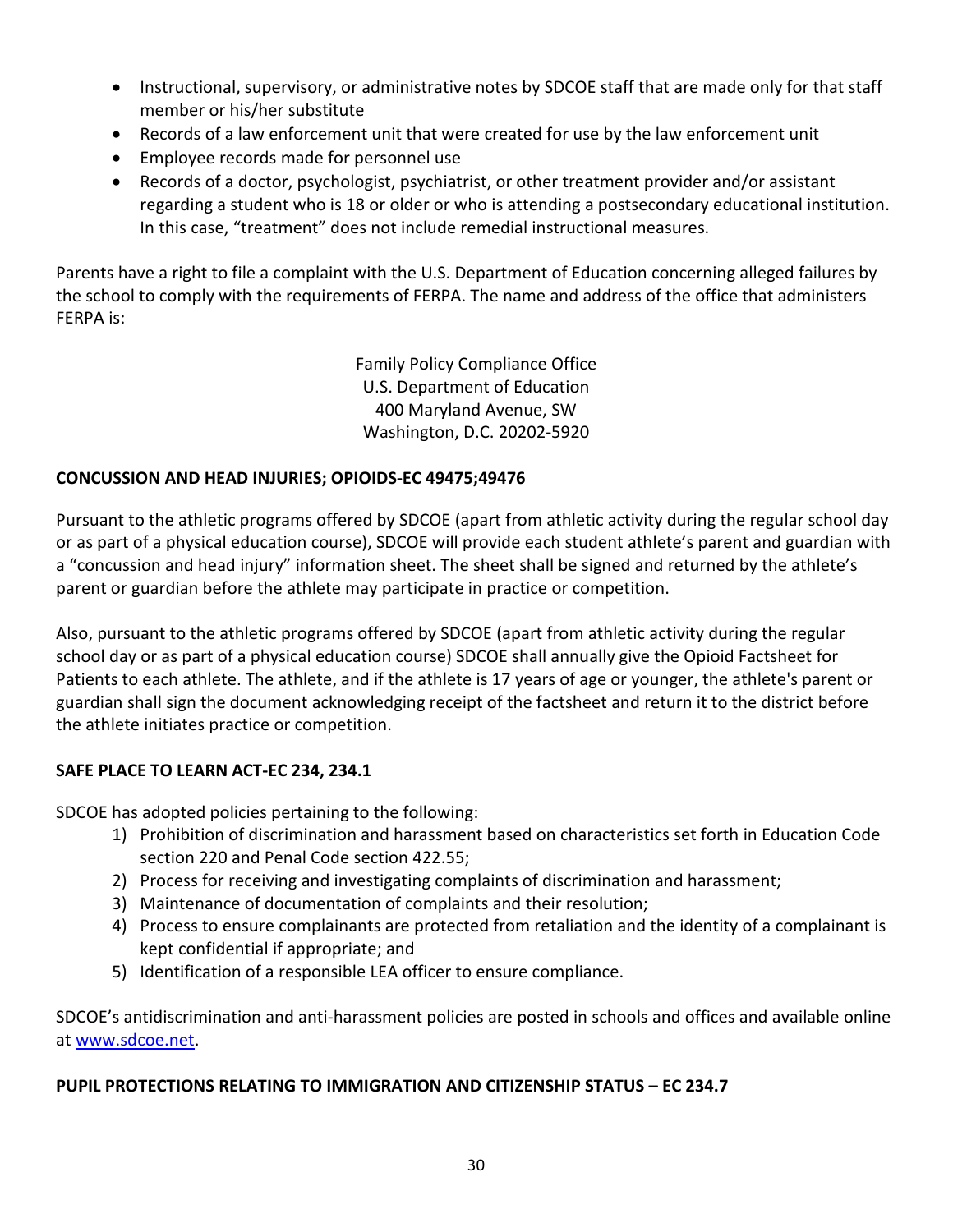- Instructional, supervisory, or administrative notes by SDCOE staff that are made only for that staff member or his/her substitute
- Records of a law enforcement unit that were created for use by the law enforcement unit
- Employee records made for personnel use
- Records of a doctor, psychologist, psychiatrist, or other treatment provider and/or assistant regarding a student who is 18 or older or who is attending a postsecondary educational institution. In this case, "treatment" does not include remedial instructional measures.

Parents have a right to file a complaint with the U.S. Department of Education concerning alleged failures by the school to comply with the requirements of FERPA. The name and address of the office that administers FERPA is:

Family Policy Compliance Office
U.S. Department of Education
400 Maryland Avenue, SW
Washington, D.C. 20202-5920

**CONCUSSION AND HEAD INJURIES; OPIOIDS-EC 49475;49476**

Pursuant to the athletic programs offered by SDCOE (apart from athletic activity during the regular school day or as part of a physical education course), SDCOE will provide each student athlete's parent and guardian with a "concussion and head injury" information sheet. The sheet shall be signed and returned by the athlete's parent or guardian before the athlete may participate in practice or competition.

Also, pursuant to the athletic programs offered by SDCOE (apart from athletic activity during the regular school day or as part of a physical education course) SDCOE shall annually give the Opioid Factsheet for Patients to each athlete. The athlete, and if the athlete is 17 years of age or younger, the athlete's parent or guardian shall sign the document acknowledging receipt of the factsheet and return it to the district before the athlete initiates practice or competition.

**SAFE PLACE TO LEARN ACT-EC 234, 234.1**

SDCOE has adopted policies pertaining to the following:

1) Prohibition of discrimination and harassment based on characteristics set forth in Education Code section 220 and Penal Code section 422.55;
2) Process for receiving and investigating complaints of discrimination and harassment;
3) Maintenance of documentation of complaints and their resolution;
4) Process to ensure complainants are protected from retaliation and the identity of a complainant is kept confidential if appropriate; and
5) Identification of a responsible LEA officer to ensure compliance.

SDCOE's antidiscrimination and anti-harassment policies are posted in schools and offices and available online at www.sdcoe.net.

**PUPIL PROTECTIONS RELATING TO IMMIGRATION AND CITIZENSHIP STATUS – EC 234.7**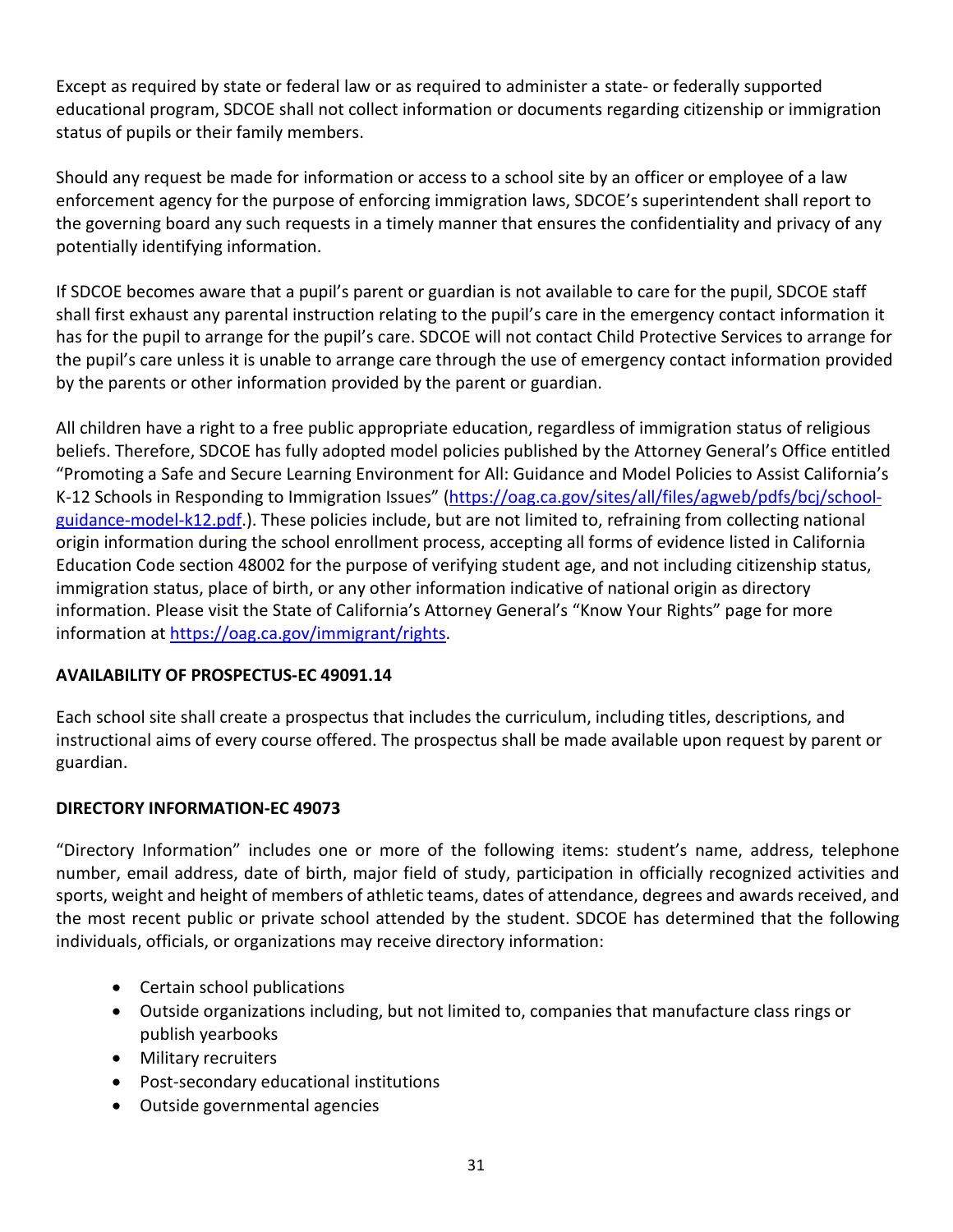Except as required by state or federal law or as required to administer a state- or federally supported educational program, SDCOE shall not collect information or documents regarding citizenship or immigration status of pupils or their family members.

Should any request be made for information or access to a school site by an officer or employee of a law enforcement agency for the purpose of enforcing immigration laws, SDCOE's superintendent shall report to the governing board any such requests in a timely manner that ensures the confidentiality and privacy of any potentially identifying information.

If SDCOE becomes aware that a pupil's parent or guardian is not available to care for the pupil, SDCOE staff shall first exhaust any parental instruction relating to the pupil's care in the emergency contact information it has for the pupil to arrange for the pupil's care. SDCOE will not contact Child Protective Services to arrange for the pupil's care unless it is unable to arrange care through the use of emergency contact information provided by the parents or other information provided by the parent or guardian.

All children have a right to a free public appropriate education, regardless of immigration status of religious beliefs. Therefore, SDCOE has fully adopted model policies published by the Attorney General's Office entitled "Promoting a Safe and Secure Learning Environment for All: Guidance and Model Policies to Assist California's K-12 Schools in Responding to Immigration Issues" (https://oag.ca.gov/sites/all/files/agweb/pdfs/bcj/school-guidance-model-k12.pdf.). These policies include, but are not limited to, refraining from collecting national origin information during the school enrollment process, accepting all forms of evidence listed in California Education Code section 48002 for the purpose of verifying student age, and not including citizenship status, immigration status, place of birth, or any other information indicative of national origin as directory information. Please visit the State of California's Attorney General's "Know Your Rights" page for more information at https://oag.ca.gov/immigrant/rights.

**AVAILABILITY OF PROSPECTUS-EC 49091.14**

Each school site shall create a prospectus that includes the curriculum, including titles, descriptions, and instructional aims of every course offered. The prospectus shall be made available upon request by parent or guardian.

**DIRECTORY INFORMATION-EC 49073**

"Directory Information" includes one or more of the following items: student's name, address, telephone number, email address, date of birth, major field of study, participation in officially recognized activities and sports, weight and height of members of athletic teams, dates of attendance, degrees and awards received, and the most recent public or private school attended by the student. SDCOE has determined that the following individuals, officials, or organizations may receive directory information:

- Certain school publications
- Outside organizations including, but not limited to, companies that manufacture class rings or publish yearbooks
- Military recruiters
- Post-secondary educational institutions
- Outside governmental agencies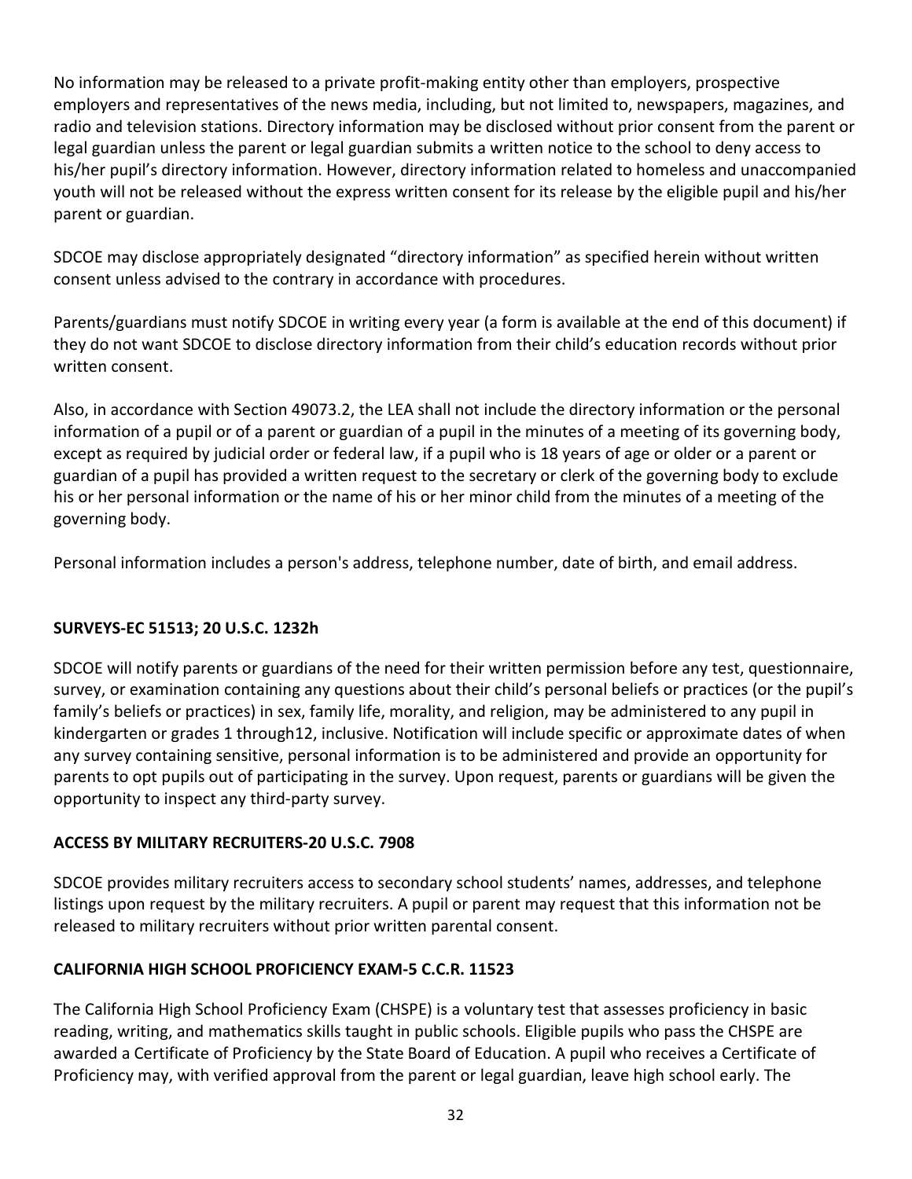No information may be released to a private profit-making entity other than employers, prospective employers and representatives of the news media, including, but not limited to, newspapers, magazines, and radio and television stations. Directory information may be disclosed without prior consent from the parent or legal guardian unless the parent or legal guardian submits a written notice to the school to deny access to his/her pupil's directory information. However, directory information related to homeless and unaccompanied youth will not be released without the express written consent for its release by the eligible pupil and his/her parent or guardian.

SDCOE may disclose appropriately designated "directory information" as specified herein without written consent unless advised to the contrary in accordance with procedures.

Parents/guardians must notify SDCOE in writing every year (a form is available at the end of this document) if they do not want SDCOE to disclose directory information from their child's education records without prior written consent.

Also, in accordance with Section 49073.2, the LEA shall not include the directory information or the personal information of a pupil or of a parent or guardian of a pupil in the minutes of a meeting of its governing body, except as required by judicial order or federal law, if a pupil who is 18 years of age or older or a parent or guardian of a pupil has provided a written request to the secretary or clerk of the governing body to exclude his or her personal information or the name of his or her minor child from the minutes of a meeting of the governing body.

Personal information includes a person's address, telephone number, date of birth, and email address.

**SURVEYS-EC 51513; 20 U.S.C. 1232h**

SDCOE will notify parents or guardians of the need for their written permission before any test, questionnaire, survey, or examination containing any questions about their child's personal beliefs or practices (or the pupil's family's beliefs or practices) in sex, family life, morality, and religion, may be administered to any pupil in kindergarten or grades 1 through12, inclusive. Notification will include specific or approximate dates of when any survey containing sensitive, personal information is to be administered and provide an opportunity for parents to opt pupils out of participating in the survey. Upon request, parents or guardians will be given the opportunity to inspect any third-party survey.

**ACCESS BY MILITARY RECRUITERS-20 U.S.C. 7908**

SDCOE provides military recruiters access to secondary school students' names, addresses, and telephone listings upon request by the military recruiters. A pupil or parent may request that this information not be released to military recruiters without prior written parental consent.

**CALIFORNIA HIGH SCHOOL PROFICIENCY EXAM-5 C.C.R. 11523**

The California High School Proficiency Exam (CHSPE) is a voluntary test that assesses proficiency in basic reading, writing, and mathematics skills taught in public schools. Eligible pupils who pass the CHSPE are awarded a Certificate of Proficiency by the State Board of Education. A pupil who receives a Certificate of Proficiency may, with verified approval from the parent or legal guardian, leave high school early. The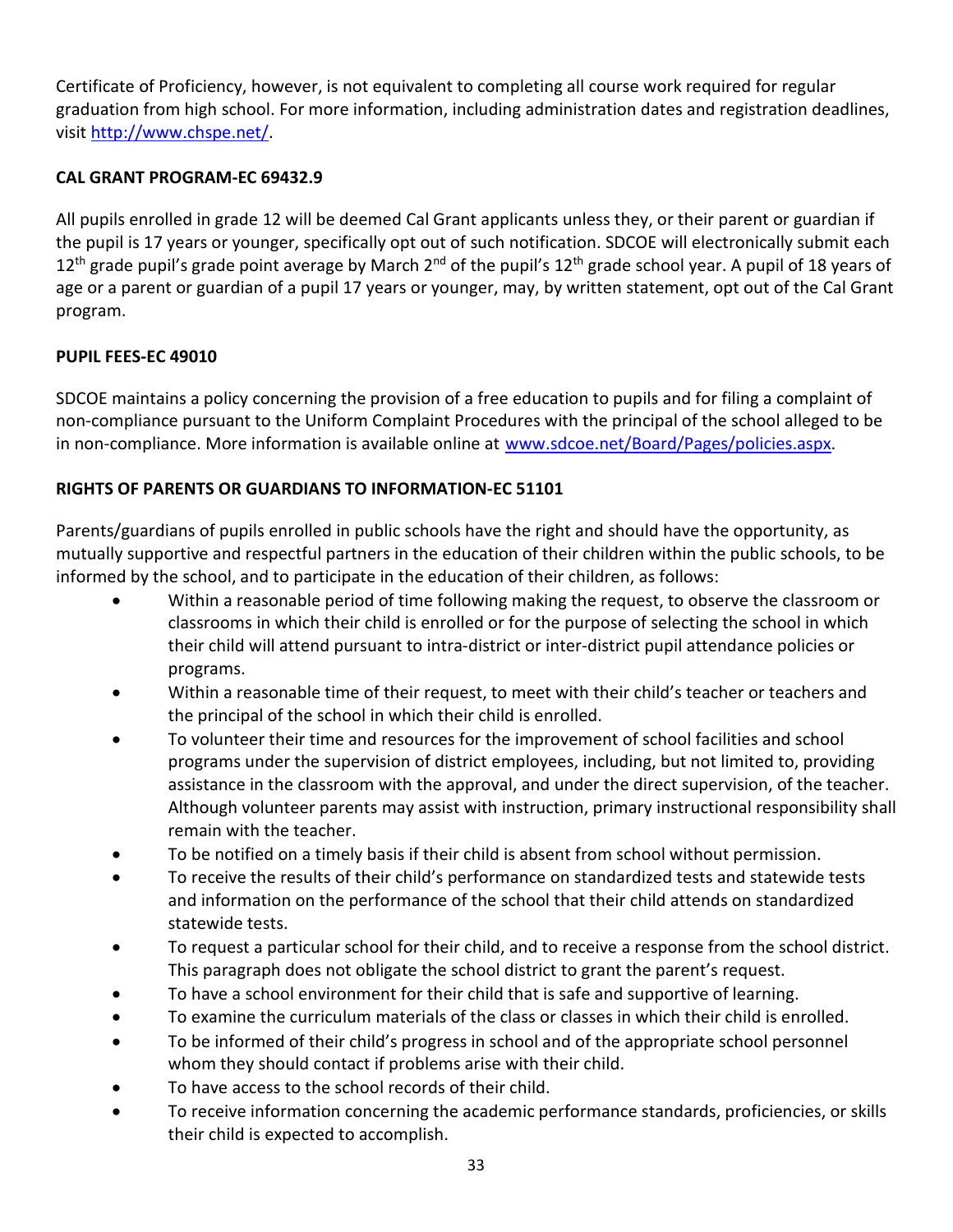Certificate of Proficiency, however, is not equivalent to completing all course work required for regular graduation from high school. For more information, including administration dates and registration deadlines, visit [http://www.chspe.net/](http://www.chspe.net/).

**CAL GRANT PROGRAM-EC 69432.9**

All pupils enrolled in grade 12 will be deemed Cal Grant applicants unless they, or their parent or guardian if the pupil is 17 years or younger, specifically opt out of such notification. SDCOE will electronically submit each 12th grade pupil's grade point average by March 2nd of the pupil's 12th grade school year. A pupil of 18 years of age or a parent or guardian of a pupil 17 years or younger, may, by written statement, opt out of the Cal Grant program.

**PUPIL FEES-EC 49010**

SDCOE maintains a policy concerning the provision of a free education to pupils and for filing a complaint of non-compliance pursuant to the Uniform Complaint Procedures with the principal of the school alleged to be in non-compliance. More information is available online at [www.sdcoe.net/Board/Pages/policies.aspx](www.sdcoe.net/Board/Pages/policies.aspx).

**RIGHTS OF PARENTS OR GUARDIANS TO INFORMATION-EC 51101**

Parents/guardians of pupils enrolled in public schools have the right and should have the opportunity, as mutually supportive and respectful partners in the education of their children within the public schools, to be informed by the school, and to participate in the education of their children, as follows:

- Within a reasonable period of time following making the request, to observe the classroom or classrooms in which their child is enrolled or for the purpose of selecting the school in which their child will attend pursuant to intra-district or inter-district pupil attendance policies or programs.
- Within a reasonable time of their request, to meet with their child's teacher or teachers and the principal of the school in which their child is enrolled.
- To volunteer their time and resources for the improvement of school facilities and school programs under the supervision of district employees, including, but not limited to, providing assistance in the classroom with the approval, and under the direct supervision, of the teacher. Although volunteer parents may assist with instruction, primary instructional responsibility shall remain with the teacher.
- To be notified on a timely basis if their child is absent from school without permission.
- To receive the results of their child's performance on standardized tests and statewide tests and information on the performance of the school that their child attends on standardized statewide tests.
- To request a particular school for their child, and to receive a response from the school district. This paragraph does not obligate the school district to grant the parent's request.
- To have a school environment for their child that is safe and supportive of learning.
- To examine the curriculum materials of the class or classes in which their child is enrolled.
- To be informed of their child's progress in school and of the appropriate school personnel whom they should contact if problems arise with their child.
- To have access to the school records of their child.
- To receive information concerning the academic performance standards, proficiencies, or skills their child is expected to accomplish.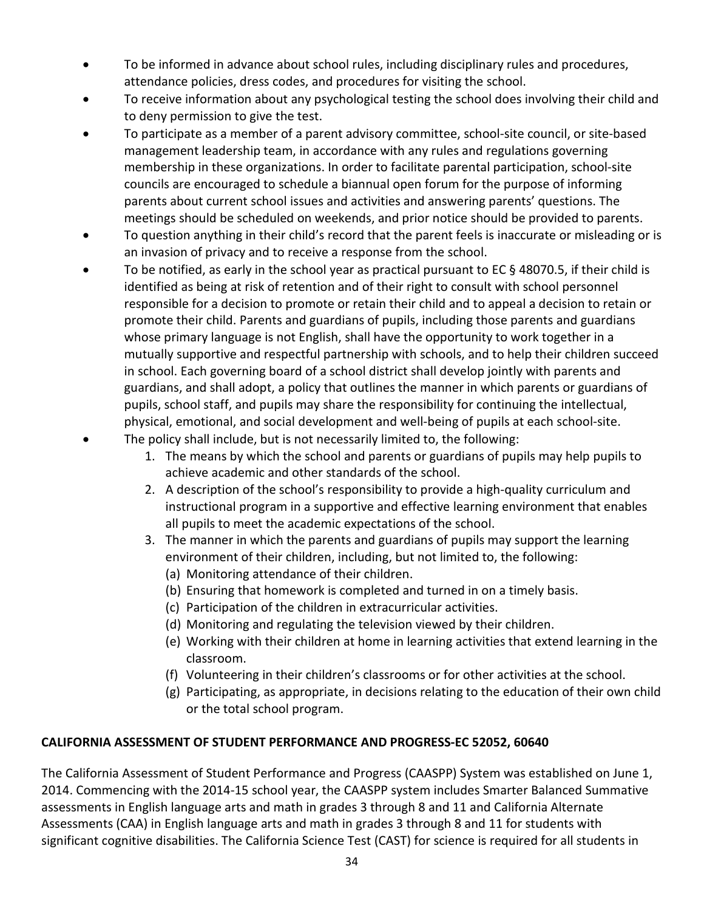- To be informed in advance about school rules, including disciplinary rules and procedures, attendance policies, dress codes, and procedures for visiting the school.
- To receive information about any psychological testing the school does involving their child and to deny permission to give the test.
- To participate as a member of a parent advisory committee, school-site council, or site-based management leadership team, in accordance with any rules and regulations governing membership in these organizations. In order to facilitate parental participation, school-site councils are encouraged to schedule a biannual open forum for the purpose of informing parents about current school issues and activities and answering parents' questions. The meetings should be scheduled on weekends, and prior notice should be provided to parents.
- To question anything in their child's record that the parent feels is inaccurate or misleading or is an invasion of privacy and to receive a response from the school.
- To be notified, as early in the school year as practical pursuant to EC § 48070.5, if their child is identified as being at risk of retention and of their right to consult with school personnel responsible for a decision to promote or retain their child and to appeal a decision to retain or promote their child. Parents and guardians of pupils, including those parents and guardians whose primary language is not English, shall have the opportunity to work together in a mutually supportive and respectful partnership with schools, and to help their children succeed in school. Each governing board of a school district shall develop jointly with parents and guardians, and shall adopt, a policy that outlines the manner in which parents or guardians of pupils, school staff, and pupils may share the responsibility for continuing the intellectual, physical, emotional, and social development and well-being of pupils at each school-site.
- The policy shall include, but is not necessarily limited to, the following:
    1. The means by which the school and parents or guardians of pupils may help pupils to achieve academic and other standards of the school.
    2. A description of the school's responsibility to provide a high-quality curriculum and instructional program in a supportive and effective learning environment that enables all pupils to meet the academic expectations of the school.
    3. The manner in which the parents and guardians of pupils may support the learning environment of their children, including, but not limited to, the following:
        (a) Monitoring attendance of their children.
        (b) Ensuring that homework is completed and turned in on a timely basis.
        (c) Participation of the children in extracurricular activities.
        (d) Monitoring and regulating the television viewed by their children.
        (e) Working with their children at home in learning activities that extend learning in the classroom.
        (f) Volunteering in their children's classrooms or for other activities at the school.
        (g) Participating, as appropriate, in decisions relating to the education of their own child or the total school program.

**CALIFORNIA ASSESSMENT OF STUDENT PERFORMANCE AND PROGRESS-EC 52052, 60640**

The California Assessment of Student Performance and Progress (CAASPP) System was established on June 1, 2014. Commencing with the 2014-15 school year, the CAASPP system includes Smarter Balanced Summative assessments in English language arts and math in grades 3 through 8 and 11 and California Alternate Assessments (CAA) in English language arts and math in grades 3 through 8 and 11 for students with significant cognitive disabilities. The California Science Test (CAST) for science is required for all students in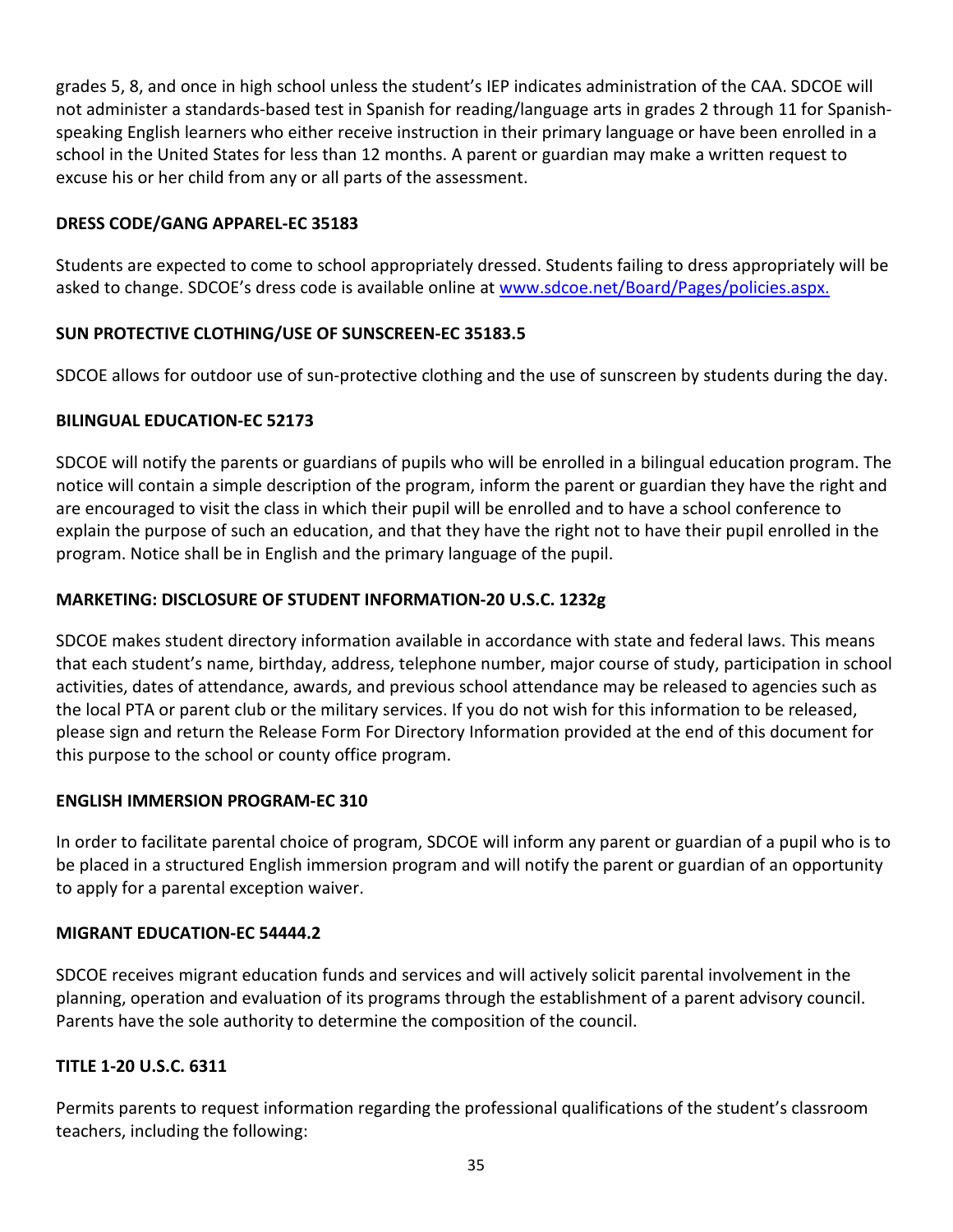grades 5, 8, and once in high school unless the student's IEP indicates administration of the CAA. SDCOE will not administer a standards-based test in Spanish for reading/language arts in grades 2 through 11 for Spanish-speaking English learners who either receive instruction in their primary language or have been enrolled in a school in the United States for less than 12 months. A parent or guardian may make a written request to excuse his or her child from any or all parts of the assessment.

**DRESS CODE/GANG APPAREL-EC 35183**

Students are expected to come to school appropriately dressed. Students failing to dress appropriately will be asked to change. SDCOE's dress code is available online at [www.sdcoe.net/Board/Pages/policies.aspx.](www.sdcoe.net/Board/Pages/policies.aspx)

**SUN PROTECTIVE CLOTHING/USE OF SUNSCREEN-EC 35183.5**

SDCOE allows for outdoor use of sun-protective clothing and the use of sunscreen by students during the day.

**BILINGUAL EDUCATION-EC 52173**

SDCOE will notify the parents or guardians of pupils who will be enrolled in a bilingual education program. The notice will contain a simple description of the program, inform the parent or guardian they have the right and are encouraged to visit the class in which their pupil will be enrolled and to have a school conference to explain the purpose of such an education, and that they have the right not to have their pupil enrolled in the program. Notice shall be in English and the primary language of the pupil.

**MARKETING: DISCLOSURE OF STUDENT INFORMATION-20 U.S.C. 1232g**

SDCOE makes student directory information available in accordance with state and federal laws. This means that each student's name, birthday, address, telephone number, major course of study, participation in school activities, dates of attendance, awards, and previous school attendance may be released to agencies such as the local PTA or parent club or the military services. If you do not wish for this information to be released, please sign and return the Release Form For Directory Information provided at the end of this document for this purpose to the school or county office program.

**ENGLISH IMMERSION PROGRAM-EC 310**

In order to facilitate parental choice of program, SDCOE will inform any parent or guardian of a pupil who is to be placed in a structured English immersion program and will notify the parent or guardian of an opportunity to apply for a parental exception waiver.

**MIGRANT EDUCATION-EC 54444.2**

SDCOE receives migrant education funds and services and will actively solicit parental involvement in the planning, operation and evaluation of its programs through the establishment of a parent advisory council. Parents have the sole authority to determine the composition of the council.

**TITLE 1-20 U.S.C. 6311**

Permits parents to request information regarding the professional qualifications of the student's classroom teachers, including the following: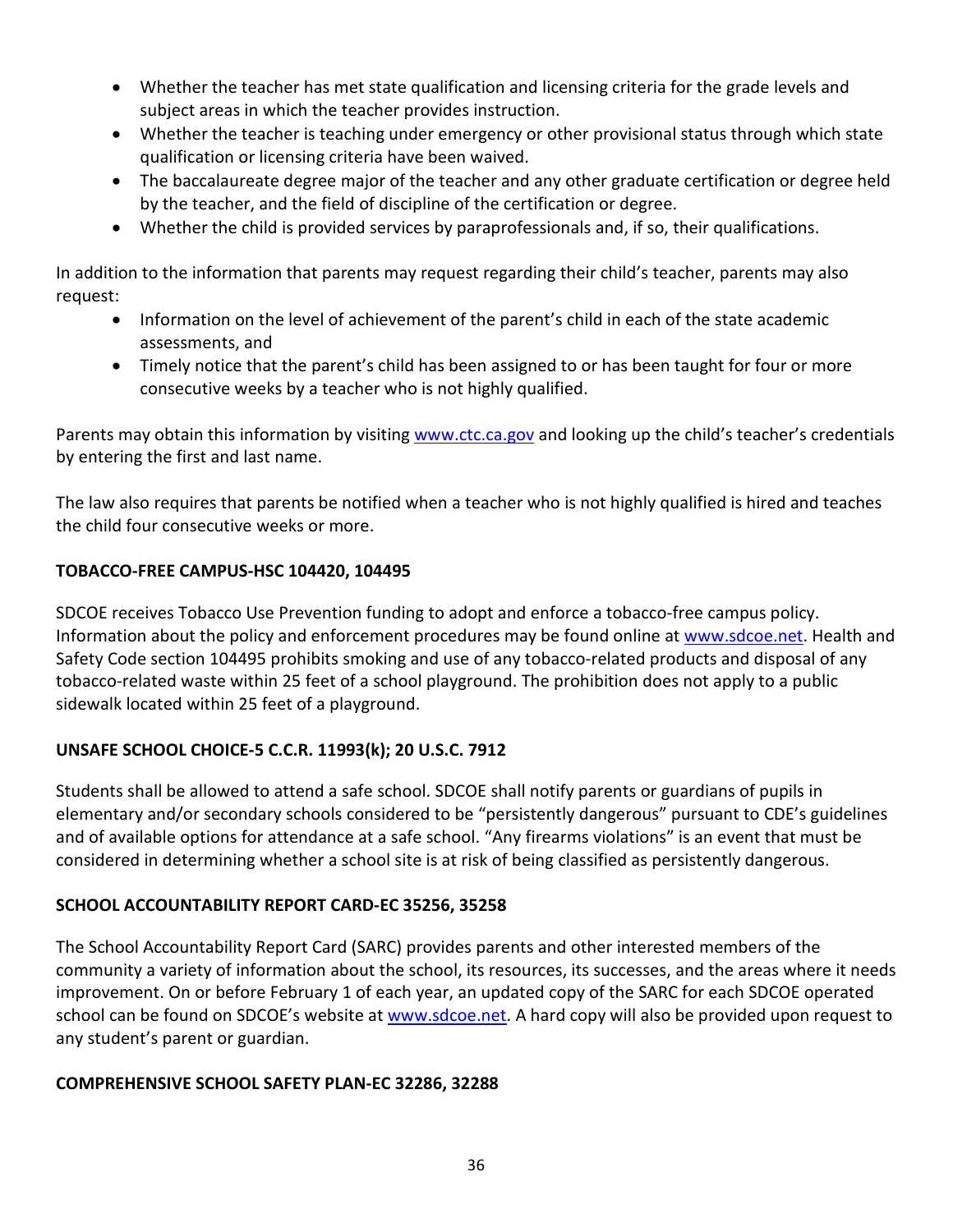- Whether the teacher has met state qualification and licensing criteria for the grade levels and subject areas in which the teacher provides instruction.
- Whether the teacher is teaching under emergency or other provisional status through which state qualification or licensing criteria have been waived.
- The baccalaureate degree major of the teacher and any other graduate certification or degree held by the teacher, and the field of discipline of the certification or degree.
- Whether the child is provided services by paraprofessionals and, if so, their qualifications.

In addition to the information that parents may request regarding their child's teacher, parents may also request:

- Information on the level of achievement of the parent's child in each of the state academic assessments, and
- Timely notice that the parent's child has been assigned to or has been taught for four or more consecutive weeks by a teacher who is not highly qualified.

Parents may obtain this information by visiting www.ctc.ca.gov and looking up the child's teacher's credentials by entering the first and last name.

The law also requires that parents be notified when a teacher who is not highly qualified is hired and teaches the child four consecutive weeks or more.

**TOBACCO-FREE CAMPUS-HSC 104420, 104495**

SDCOE receives Tobacco Use Prevention funding to adopt and enforce a tobacco-free campus policy. Information about the policy and enforcement procedures may be found online at www.sdcoe.net. Health and Safety Code section 104495 prohibits smoking and use of any tobacco-related products and disposal of any tobacco-related waste within 25 feet of a school playground. The prohibition does not apply to a public sidewalk located within 25 feet of a playground.

**UNSAFE SCHOOL CHOICE-5 C.C.R. 11993(k); 20 U.S.C. 7912**

Students shall be allowed to attend a safe school. SDCOE shall notify parents or guardians of pupils in elementary and/or secondary schools considered to be "persistently dangerous" pursuant to CDE's guidelines and of available options for attendance at a safe school. "Any firearms violations" is an event that must be considered in determining whether a school site is at risk of being classified as persistently dangerous.

**SCHOOL ACCOUNTABILITY REPORT CARD-EC 35256, 35258**

The School Accountability Report Card (SARC) provides parents and other interested members of the community a variety of information about the school, its resources, its successes, and the areas where it needs improvement. On or before February 1 of each year, an updated copy of the SARC for each SDCOE operated school can be found on SDCOE's website at www.sdcoe.net. A hard copy will also be provided upon request to any student's parent or guardian.

**COMPREHENSIVE SCHOOL SAFETY PLAN-EC 32286, 32288**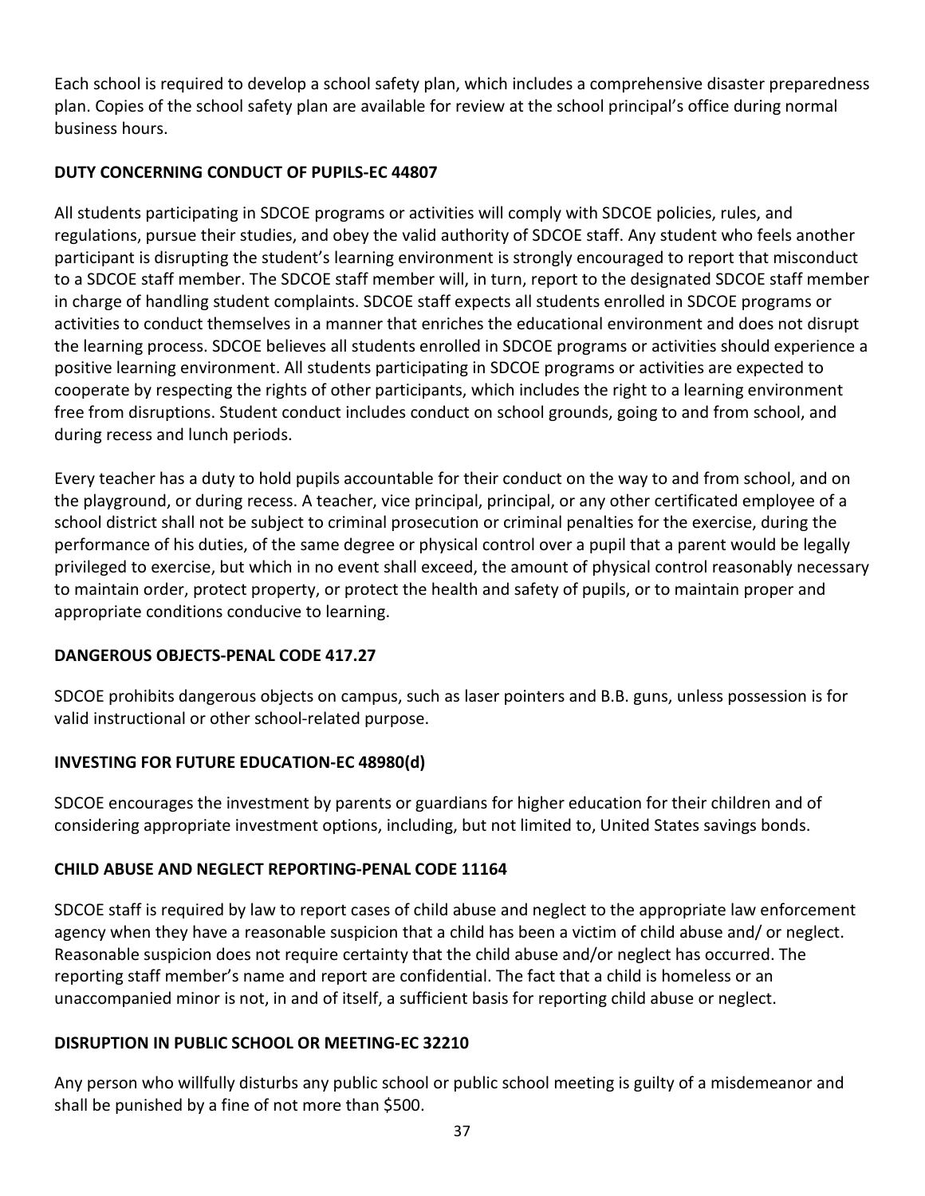Each school is required to develop a school safety plan, which includes a comprehensive disaster preparedness plan. Copies of the school safety plan are available for review at the school principal's office during normal business hours.

**DUTY CONCERNING CONDUCT OF PUPILS-EC 44807**

All students participating in SDCOE programs or activities will comply with SDCOE policies, rules, and regulations, pursue their studies, and obey the valid authority of SDCOE staff. Any student who feels another participant is disrupting the student's learning environment is strongly encouraged to report that misconduct to a SDCOE staff member. The SDCOE staff member will, in turn, report to the designated SDCOE staff member in charge of handling student complaints. SDCOE staff expects all students enrolled in SDCOE programs or activities to conduct themselves in a manner that enriches the educational environment and does not disrupt the learning process. SDCOE believes all students enrolled in SDCOE programs or activities should experience a positive learning environment. All students participating in SDCOE programs or activities are expected to cooperate by respecting the rights of other participants, which includes the right to a learning environment free from disruptions. Student conduct includes conduct on school grounds, going to and from school, and during recess and lunch periods.

Every teacher has a duty to hold pupils accountable for their conduct on the way to and from school, and on the playground, or during recess. A teacher, vice principal, principal, or any other certificated employee of a school district shall not be subject to criminal prosecution or criminal penalties for the exercise, during the performance of his duties, of the same degree or physical control over a pupil that a parent would be legally privileged to exercise, but which in no event shall exceed, the amount of physical control reasonably necessary to maintain order, protect property, or protect the health and safety of pupils, or to maintain proper and appropriate conditions conducive to learning.

**DANGEROUS OBJECTS-PENAL CODE 417.27**

SDCOE prohibits dangerous objects on campus, such as laser pointers and B.B. guns, unless possession is for valid instructional or other school-related purpose.

**INVESTING FOR FUTURE EDUCATION-EC 48980(d)**

SDCOE encourages the investment by parents or guardians for higher education for their children and of considering appropriate investment options, including, but not limited to, United States savings bonds.

**CHILD ABUSE AND NEGLECT REPORTING-PENAL CODE 11164**

SDCOE staff is required by law to report cases of child abuse and neglect to the appropriate law enforcement agency when they have a reasonable suspicion that a child has been a victim of child abuse and/ or neglect. Reasonable suspicion does not require certainty that the child abuse and/or neglect has occurred. The reporting staff member's name and report are confidential. The fact that a child is homeless or an unaccompanied minor is not, in and of itself, a sufficient basis for reporting child abuse or neglect.

**DISRUPTION IN PUBLIC SCHOOL OR MEETING-EC 32210**

Any person who willfully disturbs any public school or public school meeting is guilty of a misdemeanor and shall be punished by a fine of not more than $500.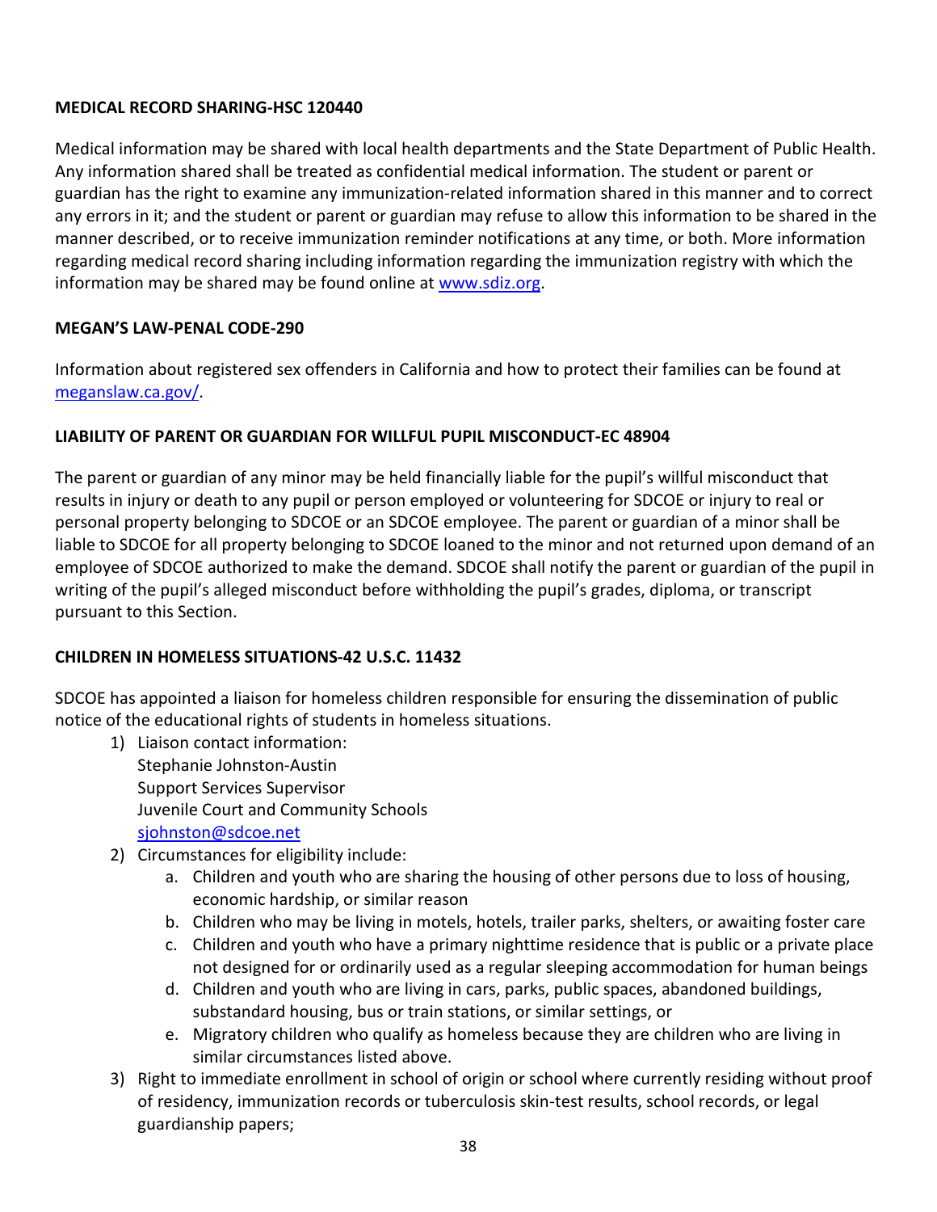**MEDICAL RECORD SHARING-HSC 120440**

Medical information may be shared with local health departments and the State Department of Public Health. Any information shared shall be treated as confidential medical information. The student or parent or guardian has the right to examine any immunization-related information shared in this manner and to correct any errors in it; and the student or parent or guardian may refuse to allow this information to be shared in the manner described, or to receive immunization reminder notifications at any time, or both. More information regarding medical record sharing including information regarding the immunization registry with which the information may be shared may be found online at [www.sdiz.org](http://www.sdiz.org).

**MEGAN'S LAW-PENAL CODE-290**

Information about registered sex offenders in California and how to protect their families can be found at [meganslaw.ca.gov/](https://meganslaw.ca.gov/).

**LIABILITY OF PARENT OR GUARDIAN FOR WILLFUL PUPIL MISCONDUCT-EC 48904**

The parent or guardian of any minor may be held financially liable for the pupil's willful misconduct that results in injury or death to any pupil or person employed or volunteering for SDCOE or injury to real or personal property belonging to SDCOE or an SDCOE employee. The parent or guardian of a minor shall be liable to SDCOE for all property belonging to SDCOE loaned to the minor and not returned upon demand of an employee of SDCOE authorized to make the demand. SDCOE shall notify the parent or guardian of the pupil in writing of the pupil's alleged misconduct before withholding the pupil's grades, diploma, or transcript pursuant to this Section.

**CHILDREN IN HOMELESS SITUATIONS-42 U.S.C. 11432**

SDCOE has appointed a liaison for homeless children responsible for ensuring the dissemination of public notice of the educational rights of students in homeless situations.

1) Liaison contact information:
   Stephanie Johnston-Austin
   Support Services Supervisor
   Juvenile Court and Community Schools
   [sjohnston@sdcoe.net](mailto:sjohnston@sdcoe.net)
2) Circumstances for eligibility include:
   a. Children and youth who are sharing the housing of other persons due to loss of housing, economic hardship, or similar reason
   b. Children who may be living in motels, hotels, trailer parks, shelters, or awaiting foster care
   c. Children and youth who have a primary nighttime residence that is public or a private place not designed for or ordinarily used as a regular sleeping accommodation for human beings
   d. Children and youth who are living in cars, parks, public spaces, abandoned buildings, substandard housing, bus or train stations, or similar settings, or
   e. Migratory children who qualify as homeless because they are children who are living in similar circumstances listed above.
3) Right to immediate enrollment in school of origin or school where currently residing without proof of residency, immunization records or tuberculosis skin-test results, school records, or legal guardianship papers;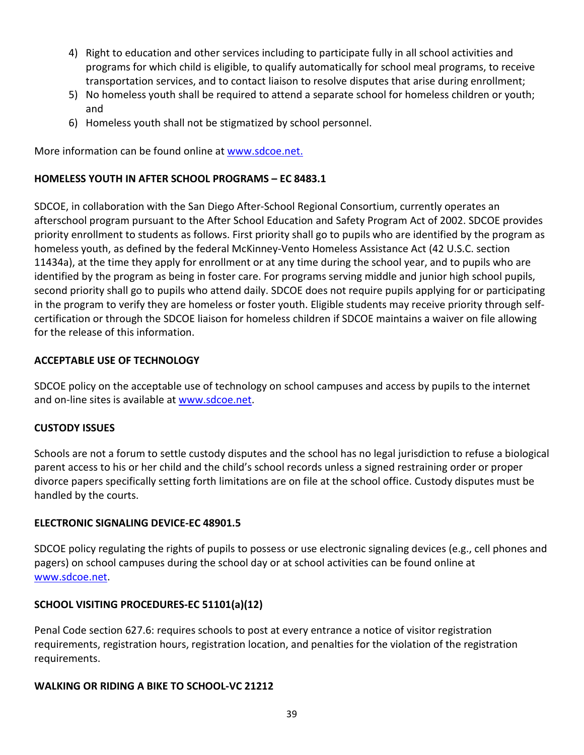4) Right to education and other services including to participate fully in all school activities and programs for which child is eligible, to qualify automatically for school meal programs, to receive transportation services, and to contact liaison to resolve disputes that arise during enrollment;
5) No homeless youth shall be required to attend a separate school for homeless children or youth; and
6) Homeless youth shall not be stigmatized by school personnel.

More information can be found online at [www.sdcoe.net.](http://www.sdcoe.net)

**HOMELESS YOUTH IN AFTER SCHOOL PROGRAMS – EC 8483.1**

SDCOE, in collaboration with the San Diego After-School Regional Consortium, currently operates an afterschool program pursuant to the After School Education and Safety Program Act of 2002. SDCOE provides priority enrollment to students as follows. First priority shall go to pupils who are identified by the program as homeless youth, as defined by the federal McKinney-Vento Homeless Assistance Act (42 U.S.C. section 11434a), at the time they apply for enrollment or at any time during the school year, and to pupils who are identified by the program as being in foster care. For programs serving middle and junior high school pupils, second priority shall go to pupils who attend daily. SDCOE does not require pupils applying for or participating in the program to verify they are homeless or foster youth. Eligible students may receive priority through self-certification or through the SDCOE liaison for homeless children if SDCOE maintains a waiver on file allowing for the release of this information.

**ACCEPTABLE USE OF TECHNOLOGY**

SDCOE policy on the acceptable use of technology on school campuses and access by pupils to the internet and on-line sites is available at [www.sdcoe.net](http://www.sdcoe.net).

**CUSTODY ISSUES**

Schools are not a forum to settle custody disputes and the school has no legal jurisdiction to refuse a biological parent access to his or her child and the child's school records unless a signed restraining order or proper divorce papers specifically setting forth limitations are on file at the school office. Custody disputes must be handled by the courts.

**ELECTRONIC SIGNALING DEVICE-EC 48901.5**

SDCOE policy regulating the rights of pupils to possess or use electronic signaling devices (e.g., cell phones and pagers) on school campuses during the school day or at school activities can be found online at [www.sdcoe.net](http://www.sdcoe.net).

**SCHOOL VISITING PROCEDURES-EC 51101(a)(12)**

Penal Code section 627.6: requires schools to post at every entrance a notice of visitor registration requirements, registration hours, registration location, and penalties for the violation of the registration requirements.

**WALKING OR RIDING A BIKE TO SCHOOL-VC 21212**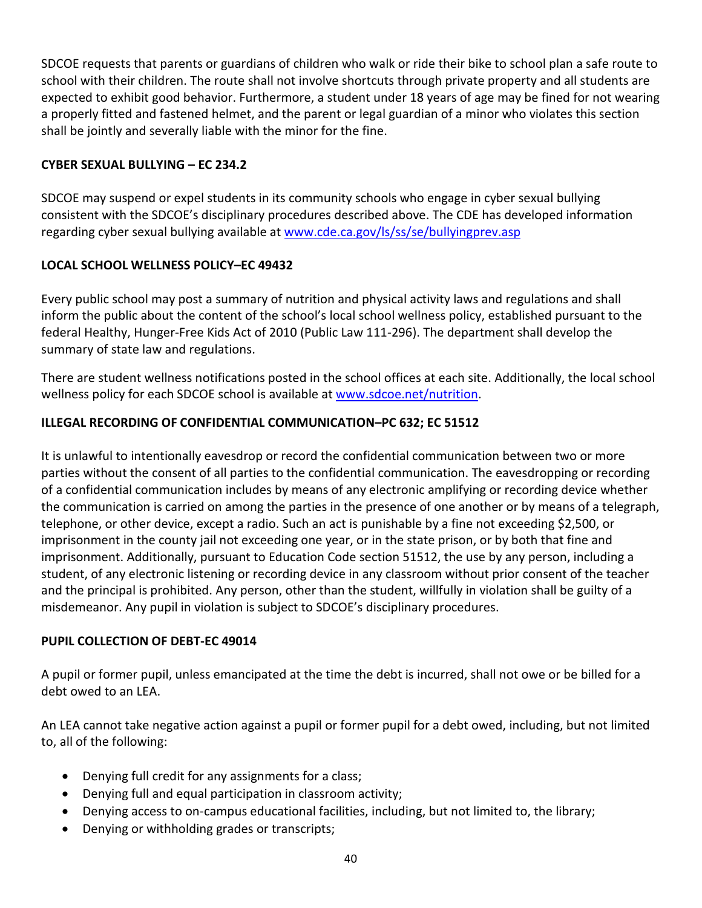SDCOE requests that parents or guardians of children who walk or ride their bike to school plan a safe route to school with their children. The route shall not involve shortcuts through private property and all students are expected to exhibit good behavior. Furthermore, a student under 18 years of age may be fined for not wearing a properly fitted and fastened helmet, and the parent or legal guardian of a minor who violates this section shall be jointly and severally liable with the minor for the fine.

**CYBER SEXUAL BULLYING – EC 234.2**

SDCOE may suspend or expel students in its community schools who engage in cyber sexual bullying consistent with the SDCOE's disciplinary procedures described above. The CDE has developed information regarding cyber sexual bullying available at www.cde.ca.gov/ls/ss/se/bullyingprev.asp

**LOCAL SCHOOL WELLNESS POLICY–EC 49432**

Every public school may post a summary of nutrition and physical activity laws and regulations and shall inform the public about the content of the school's local school wellness policy, established pursuant to the federal Healthy, Hunger-Free Kids Act of 2010 (Public Law 111-296). The department shall develop the summary of state law and regulations.

There are student wellness notifications posted in the school offices at each site. Additionally, the local school wellness policy for each SDCOE school is available at www.sdcoe.net/nutrition.

**ILLEGAL RECORDING OF CONFIDENTIAL COMMUNICATION–PC 632; EC 51512**

It is unlawful to intentionally eavesdrop or record the confidential communication between two or more parties without the consent of all parties to the confidential communication. The eavesdropping or recording of a confidential communication includes by means of any electronic amplifying or recording device whether the communication is carried on among the parties in the presence of one another or by means of a telegraph, telephone, or other device, except a radio. Such an act is punishable by a fine not exceeding $2,500, or imprisonment in the county jail not exceeding one year, or in the state prison, or by both that fine and imprisonment. Additionally, pursuant to Education Code section 51512, the use by any person, including a student, of any electronic listening or recording device in any classroom without prior consent of the teacher and the principal is prohibited. Any person, other than the student, willfully in violation shall be guilty of a misdemeanor. Any pupil in violation is subject to SDCOE's disciplinary procedures.

**PUPIL COLLECTION OF DEBT-EC 49014**

A pupil or former pupil, unless emancipated at the time the debt is incurred, shall not owe or be billed for a debt owed to an LEA.

An LEA cannot take negative action against a pupil or former pupil for a debt owed, including, but not limited to, all of the following:

- Denying full credit for any assignments for a class;
- Denying full and equal participation in classroom activity;
- Denying access to on-campus educational facilities, including, but not limited to, the library;
- Denying or withholding grades or transcripts;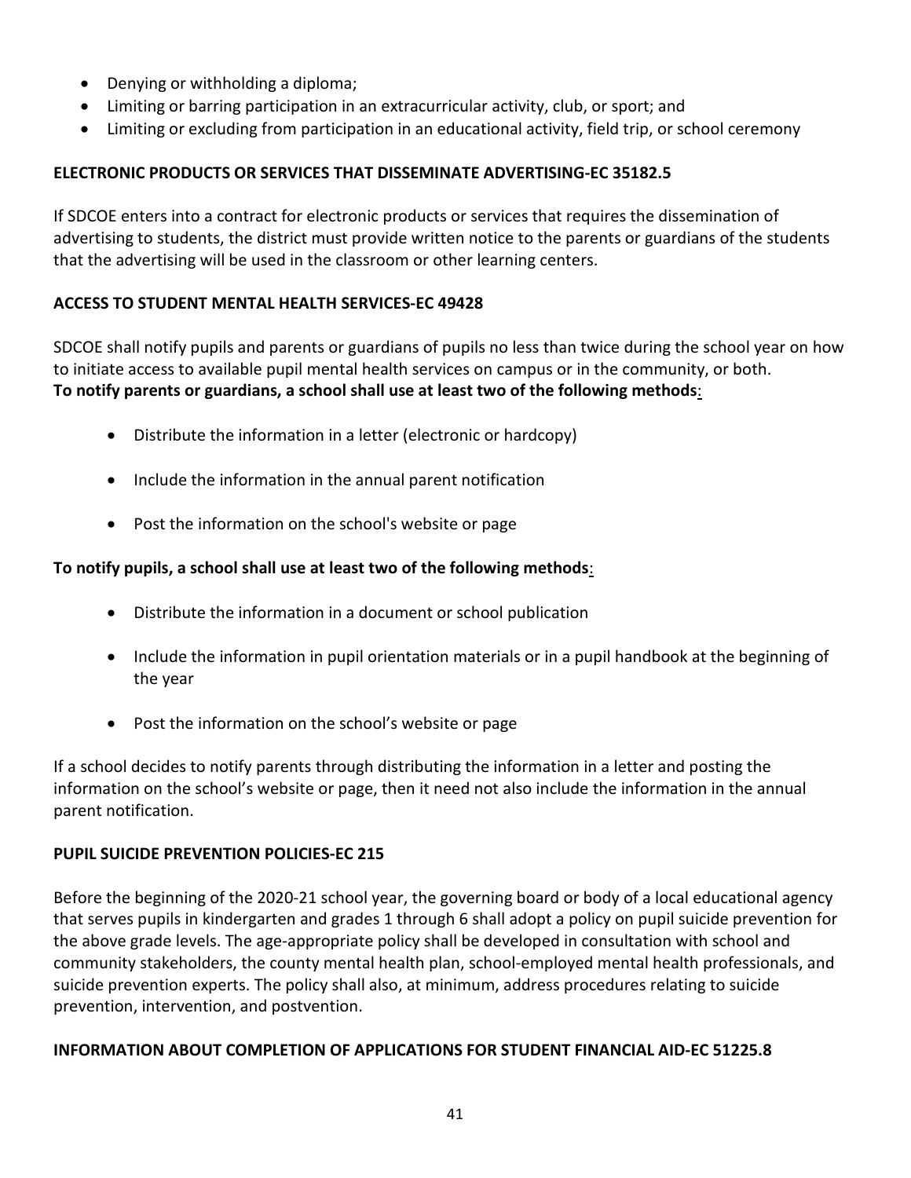- Denying or withholding a diploma;
- Limiting or barring participation in an extracurricular activity, club, or sport; and
- Limiting or excluding from participation in an educational activity, field trip, or school ceremony

**ELECTRONIC PRODUCTS OR SERVICES THAT DISSEMINATE ADVERTISING-EC 35182.5**

If SDCOE enters into a contract for electronic products or services that requires the dissemination of advertising to students, the district must provide written notice to the parents or guardians of the students that the advertising will be used in the classroom or other learning centers.

**ACCESS TO STUDENT MENTAL HEALTH SERVICES-EC 49428**

SDCOE shall notify pupils and parents or guardians of pupils no less than twice during the school year on how to initiate access to available pupil mental health services on campus or in the community, or both.
**To notify parents or guardians, a school shall use at least two of the following methods**:

- Distribute the information in a letter (electronic or hardcopy)
- Include the information in the annual parent notification
- Post the information on the school's website or page

**To notify pupils, a school shall use at least two of the following methods**:

- Distribute the information in a document or school publication
- Include the information in pupil orientation materials or in a pupil handbook at the beginning of the year
- Post the information on the school's website or page

If a school decides to notify parents through distributing the information in a letter and posting the information on the school's website or page, then it need not also include the information in the annual parent notification.

**PUPIL SUICIDE PREVENTION POLICIES-EC 215**

Before the beginning of the 2020-21 school year, the governing board or body of a local educational agency that serves pupils in kindergarten and grades 1 through 6 shall adopt a policy on pupil suicide prevention for the above grade levels. The age-appropriate policy shall be developed in consultation with school and community stakeholders, the county mental health plan, school-employed mental health professionals, and suicide prevention experts. The policy shall also, at minimum, address procedures relating to suicide prevention, intervention, and postvention.

**INFORMATION ABOUT COMPLETION OF APPLICATIONS FOR STUDENT FINANCIAL AID-EC 51225.8**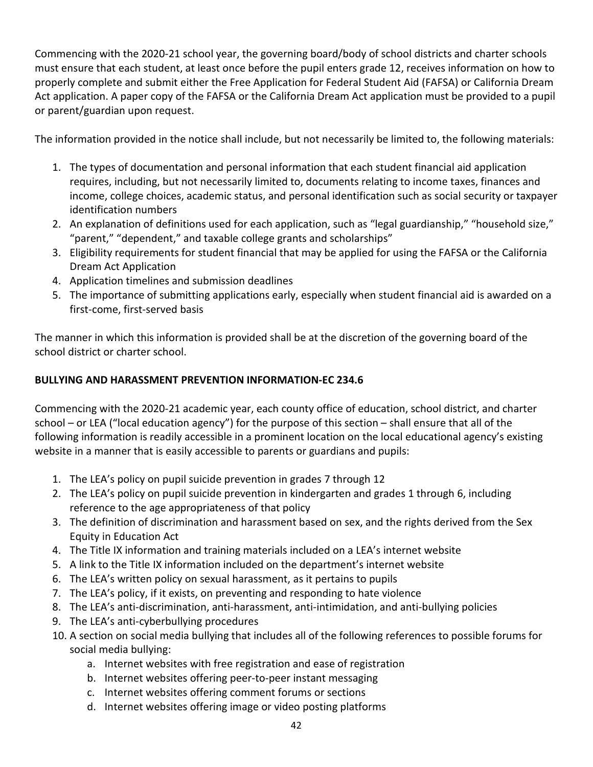Commencing with the 2020-21 school year, the governing board/body of school districts and charter schools must ensure that each student, at least once before the pupil enters grade 12, receives information on how to properly complete and submit either the Free Application for Federal Student Aid (FAFSA) or California Dream Act application. A paper copy of the FAFSA or the California Dream Act application must be provided to a pupil or parent/guardian upon request.

The information provided in the notice shall include, but not necessarily be limited to, the following materials:

1. The types of documentation and personal information that each student financial aid application requires, including, but not necessarily limited to, documents relating to income taxes, finances and income, college choices, academic status, and personal identification such as social security or taxpayer identification numbers
2. An explanation of definitions used for each application, such as "legal guardianship," "household size," "parent," "dependent," and taxable college grants and scholarships"
3. Eligibility requirements for student financial that may be applied for using the FAFSA or the California Dream Act Application
4. Application timelines and submission deadlines
5. The importance of submitting applications early, especially when student financial aid is awarded on a first-come, first-served basis

The manner in which this information is provided shall be at the discretion of the governing board of the school district or charter school.

**BULLYING AND HARASSMENT PREVENTION INFORMATION-EC 234.6**

Commencing with the 2020-21 academic year, each county office of education, school district, and charter school – or LEA ("local education agency") for the purpose of this section – shall ensure that all of the following information is readily accessible in a prominent location on the local educational agency's existing website in a manner that is easily accessible to parents or guardians and pupils:

1. The LEA's policy on pupil suicide prevention in grades 7 through 12
2. The LEA's policy on pupil suicide prevention in kindergarten and grades 1 through 6, including reference to the age appropriateness of that policy
3. The definition of discrimination and harassment based on sex, and the rights derived from the Sex Equity in Education Act
4. The Title IX information and training materials included on a LEA's internet website
5. A link to the Title IX information included on the department's internet website
6. The LEA's written policy on sexual harassment, as it pertains to pupils
7. The LEA's policy, if it exists, on preventing and responding to hate violence
8. The LEA's anti-discrimination, anti-harassment, anti-intimidation, and anti-bullying policies
9. The LEA's anti-cyberbullying procedures
10. A section on social media bullying that includes all of the following references to possible forums for social media bullying:
    a. Internet websites with free registration and ease of registration
    b. Internet websites offering peer-to-peer instant messaging
    c. Internet websites offering comment forums or sections
    d. Internet websites offering image or video posting platforms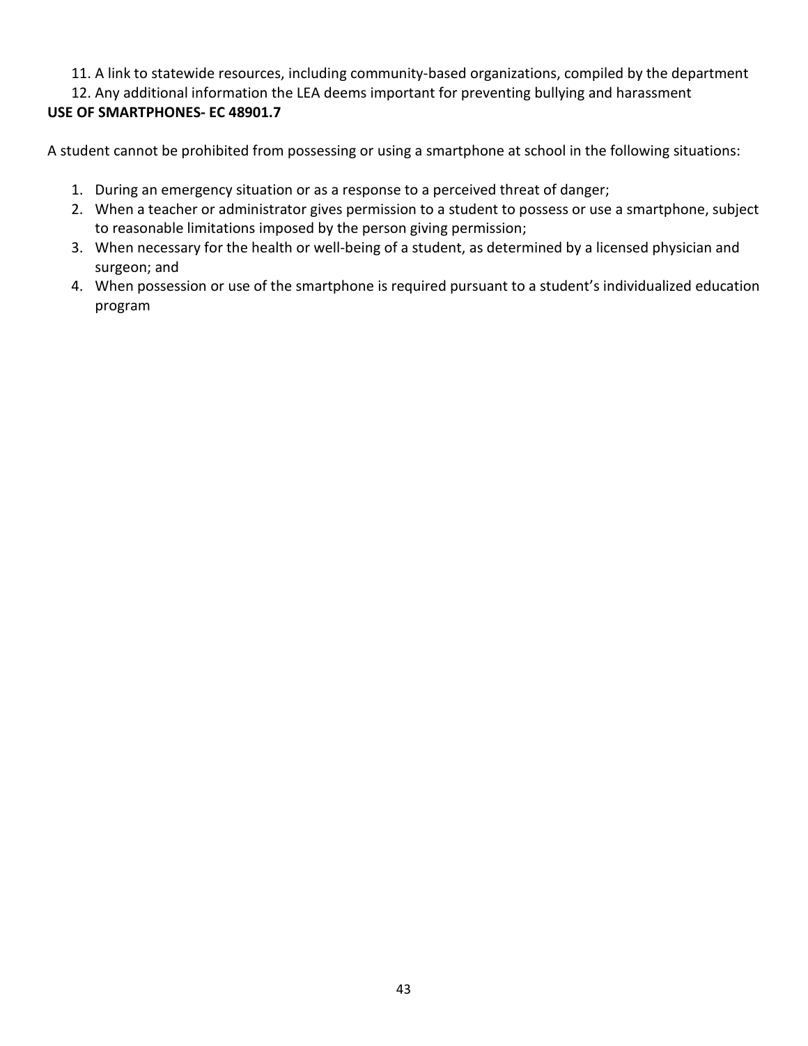11. A link to statewide resources, including community-based organizations, compiled by the department
12. Any additional information the LEA deems important for preventing bullying and harassment

**USE OF SMARTPHONES- EC 48901.7**

A student cannot be prohibited from possessing or using a smartphone at school in the following situations:

1. During an emergency situation or as a response to a perceived threat of danger;
2. When a teacher or administrator gives permission to a student to possess or use a smartphone, subject to reasonable limitations imposed by the person giving permission;
3. When necessary for the health or well-being of a student, as determined by a licensed physician and surgeon; and
4. When possession or use of the smartphone is required pursuant to a student's individualized education program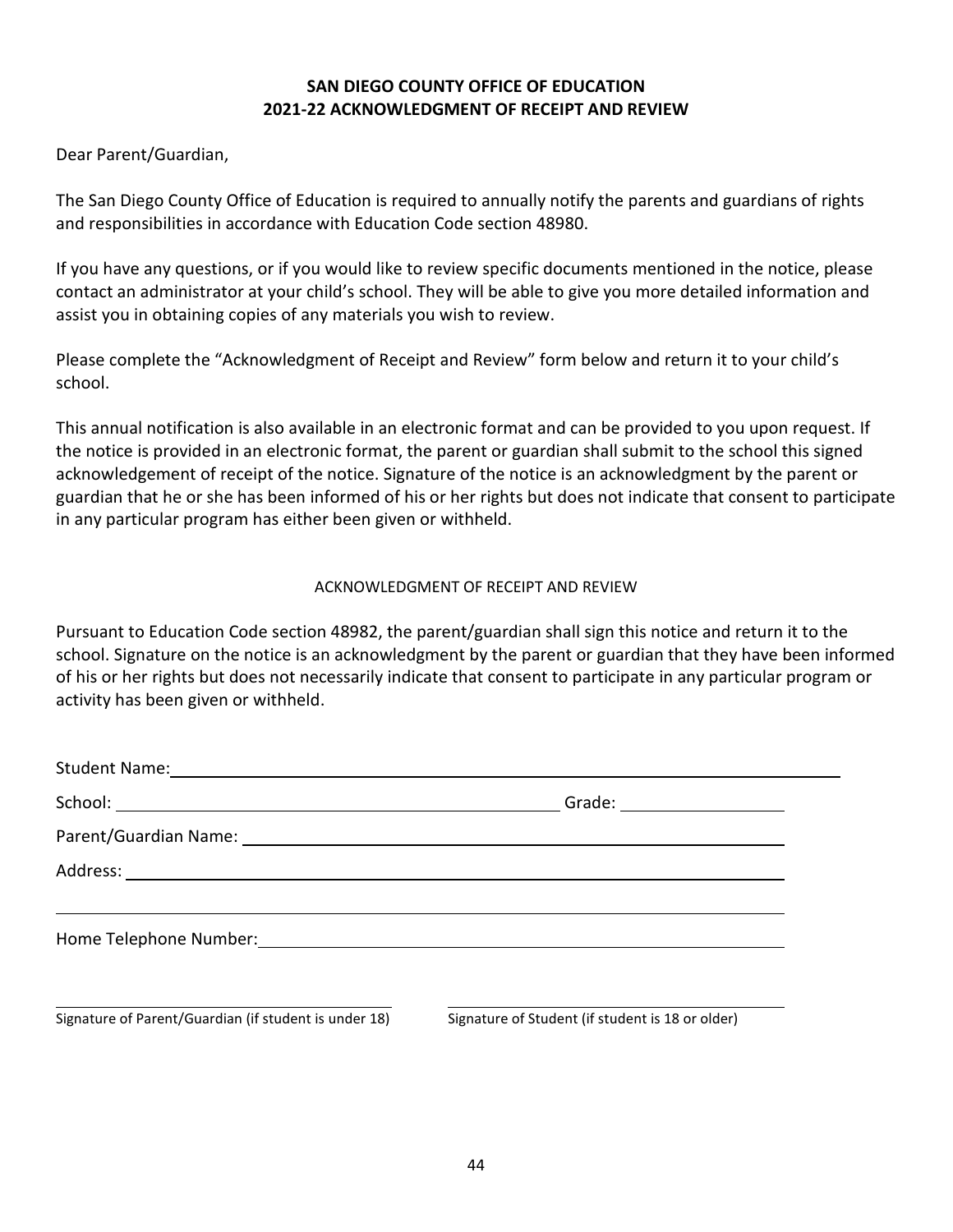# SAN DIEGO COUNTY OFFICE OF EDUCATION
## 2021-22 ACKNOWLEDGMENT OF RECEIPT AND REVIEW

Dear Parent/Guardian,

The San Diego County Office of Education is required to annually notify the parents and guardians of rights and responsibilities in accordance with Education Code section 48980.

If you have any questions, or if you would like to review specific documents mentioned in the notice, please contact an administrator at your child's school. They will be able to give you more detailed information and assist you in obtaining copies of any materials you wish to review.

Please complete the "Acknowledgment of Receipt and Review" form below and return it to your child's school.

This annual notification is also available in an electronic format and can be provided to you upon request. If the notice is provided in an electronic format, the parent or guardian shall submit to the school this signed acknowledgement of receipt of the notice. Signature of the notice is an acknowledgment by the parent or guardian that he or she has been informed of his or her rights but does not indicate that consent to participate in any particular program has either been given or withheld.

ACKNOWLEDGMENT OF RECEIPT AND REVIEW

Pursuant to Education Code section 48982, the parent/guardian shall sign this notice and return it to the school. Signature on the notice is an acknowledgment by the parent or guardian that they have been informed of his or her rights but does not necessarily indicate that consent to participate in any particular program or activity has been given or withheld.

Student Name: ______________________________________________

School: ______________________________ Grade: ______________

Parent/Guardian Name: ______________________________________

Address: ____________________________________________________

____________________________________________________________

Home Telephone Number: _____________________________________

______________________________ ______________________________

Signature of Parent/Guardian (if student is under 18) Signature of Student (if student is 18 or older)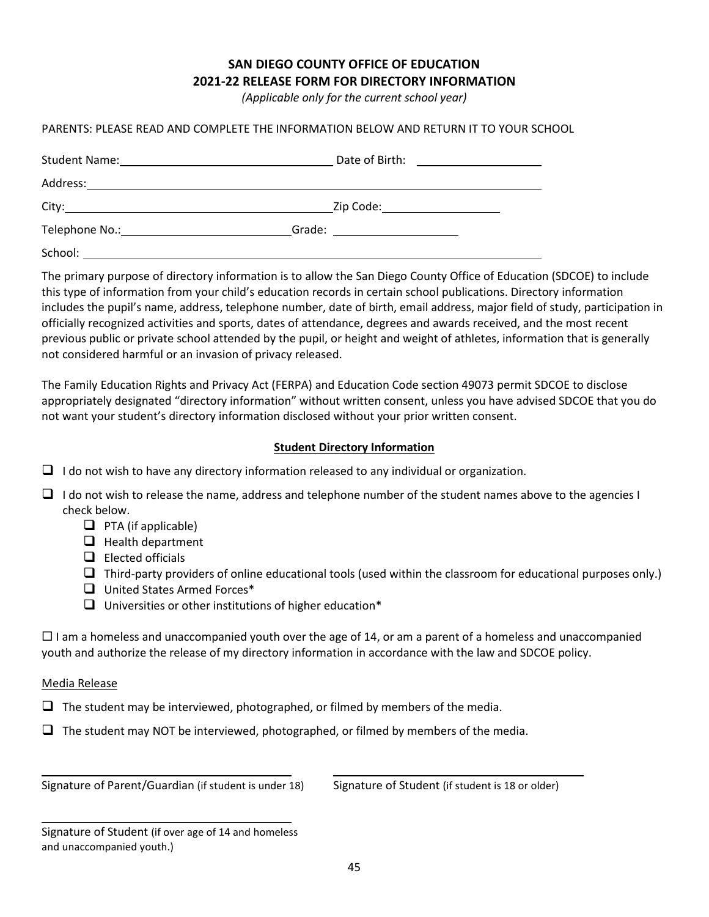# SAN DIEGO COUNTY OFFICE OF EDUCATION
# 2021-22 RELEASE FORM FOR DIRECTORY INFORMATION

*(Applicable only for the current school year)*

PARENTS: PLEASE READ AND COMPLETE THE INFORMATION BELOW AND RETURN IT TO YOUR SCHOOL

Student Name: ______________________________ Date of Birth: ____________________

Address: ______________________________________________________________

City: ______________________________________ Zip Code: __________________

Telephone No.: __________________________ Grade: ____________________

School: _______________________________________________________________

The primary purpose of directory information is to allow the San Diego County Office of Education (SDCOE) to include this type of information from your child's education records in certain school publications. Directory information includes the pupil's name, address, telephone number, date of birth, email address, major field of study, participation in officially recognized activities and sports, dates of attendance, degrees and awards received, and the most recent previous public or private school attended by the pupil, or height and weight of athletes, information that is generally not considered harmful or an invasion of privacy released.

The Family Education Rights and Privacy Act (FERPA) and Education Code section 49073 permit SDCOE to disclose appropriately designated "directory information" without written consent, unless you have advised SDCOE that you do not want your student's directory information disclosed without your prior written consent.

**Student Directory Information**

- ☐ I do not wish to have any directory information released to any individual or organization.
- ☐ I do not wish to release the name, address and telephone number of the student names above to the agencies I check below.
    - ☐ PTA (if applicable)
    - ☐ Health department
    - ☐ Elected officials
    - ☐ Third-party providers of online educational tools (used within the classroom for educational purposes only.)
    - ☐ United States Armed Forces*
    - ☐ Universities or other institutions of higher education*

☐ I am a homeless and unaccompanied youth over the age of 14, or am a parent of a homeless and unaccompanied youth and authorize the release of my directory information in accordance with the law and SDCOE policy.

Media Release

- ☐ The student may be interviewed, photographed, or filmed by members of the media.
- ☐ The student may NOT be interviewed, photographed, or filmed by members of the media.

______________________________________ ______________________________________

Signature of Parent/Guardian (if student is under 18) Signature of Student (if student is 18 or older)

______________________________________

Signature of Student (if over age of 14 and homeless and unaccompanied youth.)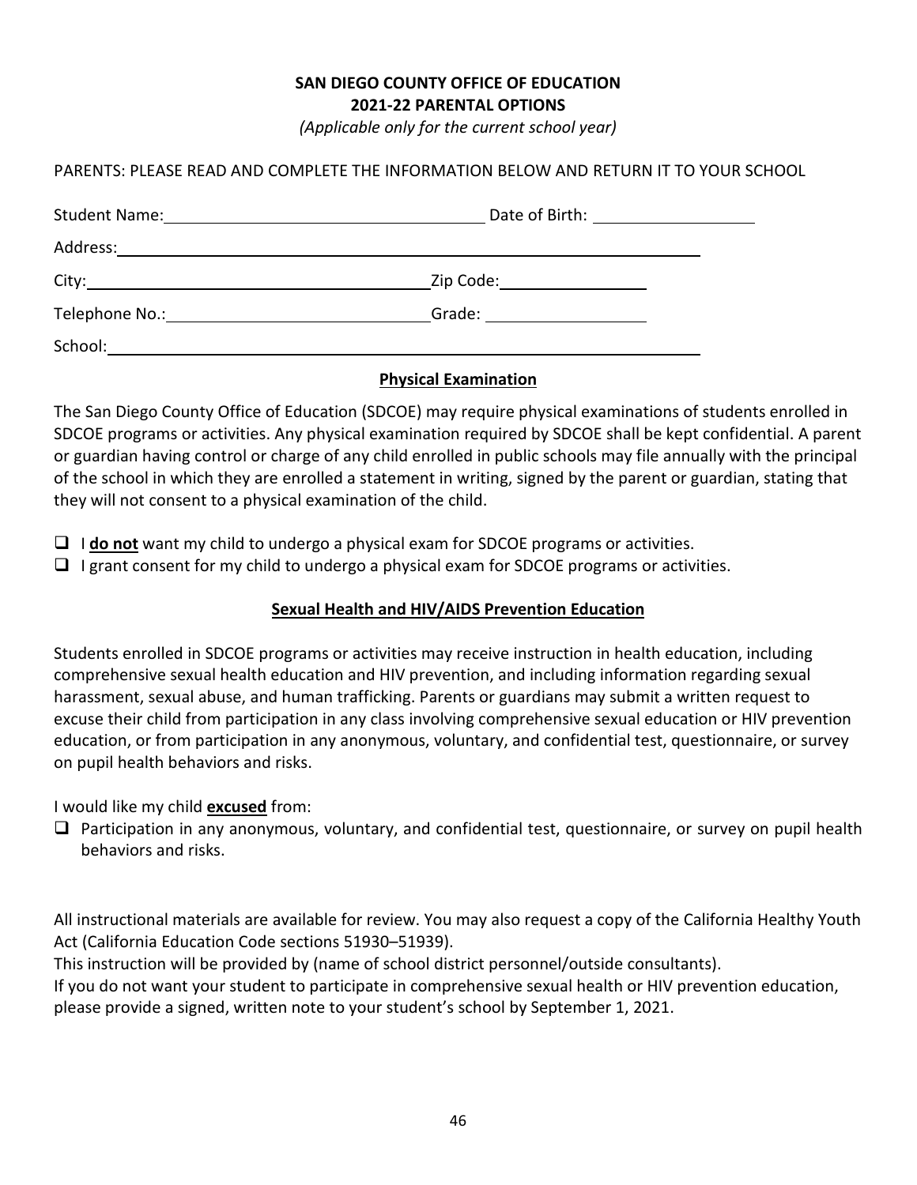**SAN DIEGO COUNTY OFFICE OF EDUCATION**
**2021-22 PARENTAL OPTIONS**
*(Applicable only for the current school year)*

PARENTS: PLEASE READ AND COMPLETE THE INFORMATION BELOW AND RETURN IT TO YOUR SCHOOL

Student Name: ______________________________ Date of Birth: ________________

Address: ____________________________________________________________

City: ______________________________ Zip Code: ________________

Telephone No.: ______________________________ Grade: ________________

School: ____________________________________________________________

**Physical Examination**

The San Diego County Office of Education (SDCOE) may require physical examinations of students enrolled in SDCOE programs or activities. Any physical examination required by SDCOE shall be kept confidential. A parent or guardian having control or charge of any child enrolled in public schools may file annually with the principal of the school in which they are enrolled a statement in writing, signed by the parent or guardian, stating that they will not consent to a physical examination of the child.

- ☐ I **do not** want my child to undergo a physical exam for SDCOE programs or activities.
- ☐ I grant consent for my child to undergo a physical exam for SDCOE programs or activities.

**Sexual Health and HIV/AIDS Prevention Education**

Students enrolled in SDCOE programs or activities may receive instruction in health education, including comprehensive sexual health education and HIV prevention, and including information regarding sexual harassment, sexual abuse, and human trafficking. Parents or guardians may submit a written request to excuse their child from participation in any class involving comprehensive sexual education or HIV prevention education, or from participation in any anonymous, voluntary, and confidential test, questionnaire, or survey on pupil health behaviors and risks.

I would like my child **excused** from:

- ☐ Participation in any anonymous, voluntary, and confidential test, questionnaire, or survey on pupil health behaviors and risks.

All instructional materials are available for review. You may also request a copy of the California Healthy Youth Act (California Education Code sections 51930–51939).

This instruction will be provided by (name of school district personnel/outside consultants).

If you do not want your student to participate in comprehensive sexual health or HIV prevention education, please provide a signed, written note to your student's school by September 1, 2021.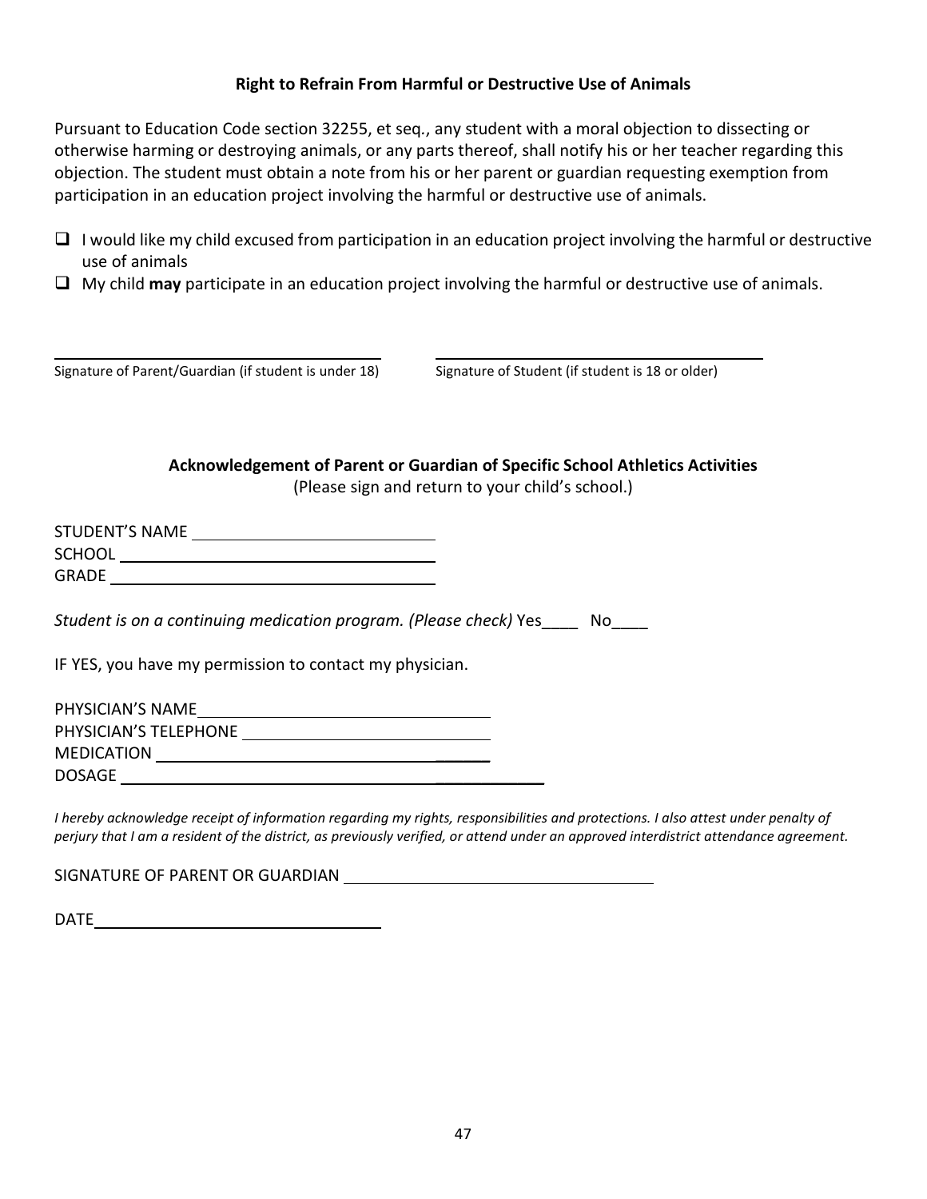**Right to Refrain From Harmful or Destructive Use of Animals**

Pursuant to Education Code section 32255, et seq., any student with a moral objection to dissecting or otherwise harming or destroying animals, or any parts thereof, shall notify his or her teacher regarding this objection. The student must obtain a note from his or her parent or guardian requesting exemption from participation in an education project involving the harmful or destructive use of animals.

- ☐ I would like my child excused from participation in an education project involving the harmful or destructive use of animals
- ☐ My child **may** participate in an education project involving the harmful or destructive use of animals.

\_\_\_\_\_\_\_\_\_\_\_\_\_\_\_\_\_\_\_\_\_\_\_\_\_\_\_\_\_\_\_\_\_\_\_\_
Signature of Parent/Guardian (if student is under 18)

\_\_\_\_\_\_\_\_\_\_\_\_\_\_\_\_\_\_\_\_\_\_\_\_\_\_\_\_\_\_\_\_\_\_\_\_
Signature of Student (if student is 18 or older)

**Acknowledgement of Parent or Guardian of Specific School Athletics Activities**

(Please sign and return to your child's school.)

STUDENT'S NAME \_\_\_\_\_\_\_\_\_\_\_\_\_\_\_\_\_\_\_\_\_\_\_\_\_\_\_\_

SCHOOL \_\_\_\_\_\_\_\_\_\_\_\_\_\_\_\_\_\_\_\_\_\_\_\_\_\_\_\_\_\_\_\_\_\_

GRADE \_\_\_\_\_\_\_\_\_\_\_\_\_\_\_\_\_\_\_\_\_\_\_\_\_\_\_\_\_\_\_\_\_\_\_

*Student is on a continuing medication program. (Please check)* Yes\_\_\_\_ No\_\_\_\_

IF YES, you have my permission to contact my physician.

PHYSICIAN'S NAME \_\_\_\_\_\_\_\_\_\_\_\_\_\_\_\_\_\_\_\_\_\_\_\_\_\_\_\_\_\_\_

PHYSICIAN'S TELEPHONE \_\_\_\_\_\_\_\_\_\_\_\_\_\_\_\_\_\_\_\_\_\_\_\_\_\_\_

MEDICATION \_\_\_\_\_\_\_\_\_\_\_\_\_\_\_\_\_\_\_\_\_\_\_\_\_\_\_\_\_\_\_\_\_\_\_

DOSAGE \_\_\_\_\_\_\_\_\_\_\_\_\_\_\_\_\_\_\_\_\_\_\_\_\_\_\_\_\_\_\_\_\_\_\_\_\_\_\_\_\_\_\_\_

*I hereby acknowledge receipt of information regarding my rights, responsibilities and protections. I also attest under penalty of perjury that I am a resident of the district, as previously verified, or attend under an approved interdistrict attendance agreement.*

SIGNATURE OF PARENT OR GUARDIAN \_\_\_\_\_\_\_\_\_\_\_\_\_\_\_\_\_\_\_\_\_\_\_\_\_\_\_\_\_\_\_

DATE \_\_\_\_\_\_\_\_\_\_\_\_\_\_\_\_\_\_\_\_\_\_\_\_\_\_\_\_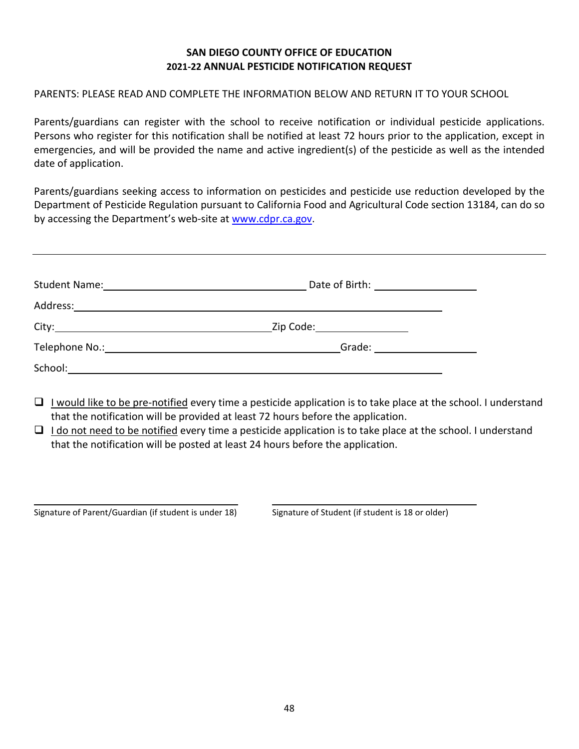**SAN DIEGO COUNTY OFFICE OF EDUCATION**
**2021-22 ANNUAL PESTICIDE NOTIFICATION REQUEST**

PARENTS: PLEASE READ AND COMPLETE THE INFORMATION BELOW AND RETURN IT TO YOUR SCHOOL

Parents/guardians can register with the school to receive notification or individual pesticide applications. Persons who register for this notification shall be notified at least 72 hours prior to the application, except in emergencies, and will be provided the name and active ingredient(s) of the pesticide as well as the intended date of application.

Parents/guardians seeking access to information on pesticides and pesticide use reduction developed by the Department of Pesticide Regulation pursuant to California Food and Agricultural Code section 13184, can do so by accessing the Department's web-site at www.cdpr.ca.gov.

---

Student Name: ______________________________ Date of Birth: ________________

Address: ____________________________________________________

City: ______________________________ Zip Code: ______________

Telephone No.: ______________________________ Grade: ________________

School: ____________________________________________________

- ☐ I would like to be pre-notified every time a pesticide application is to take place at the school. I understand that the notification will be provided at least 72 hours before the application.
- ☐ I do not need to be notified every time a pesticide application is to take place at the school. I understand that the notification will be posted at least 24 hours before the application.

______________________________ ______________________________
Signature of Parent/Guardian (if student is under 18) Signature of Student (if student is 18 or older)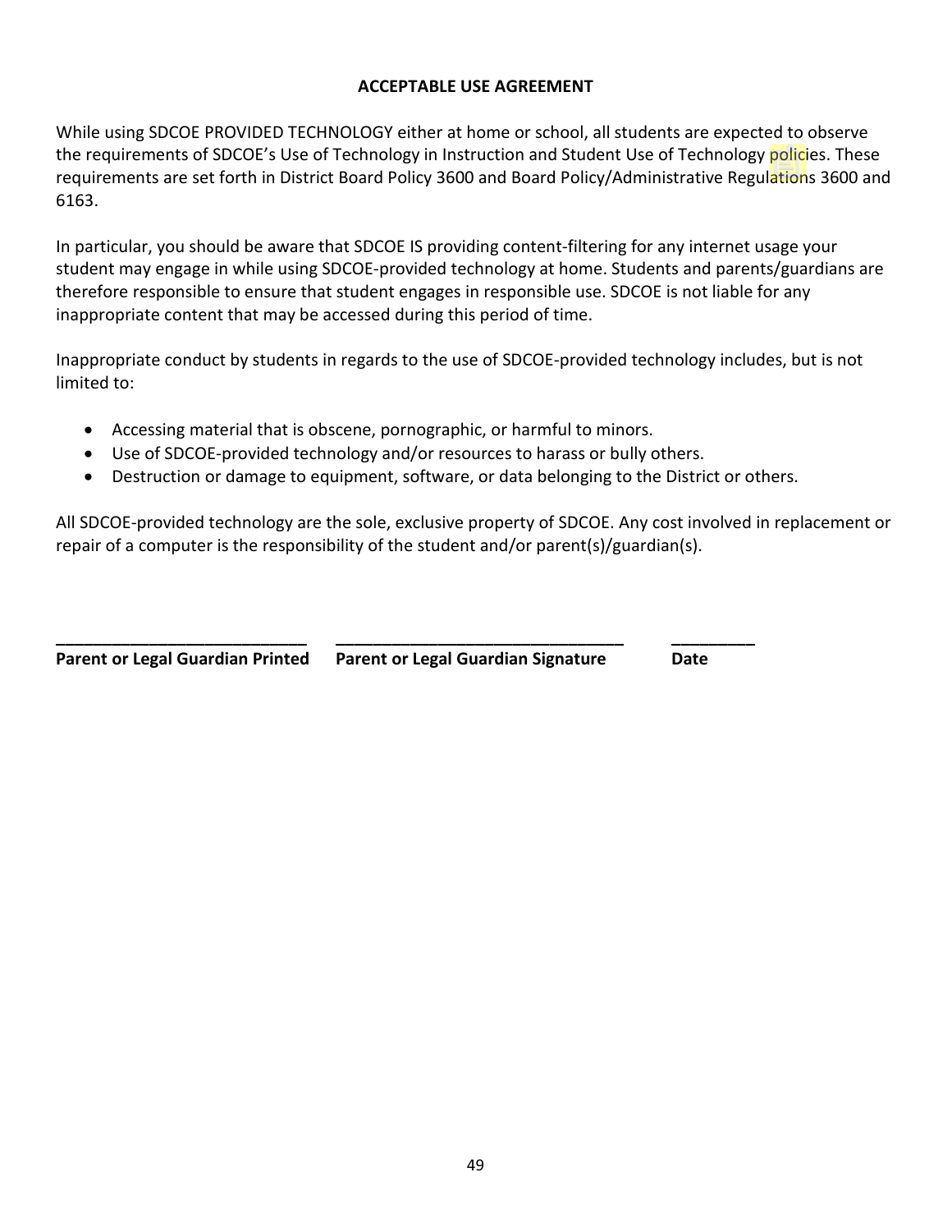**ACCEPTABLE USE AGREEMENT**

While using SDCOE PROVIDED TECHNOLOGY either at home or school, all students are expected to observe the requirements of SDCOE's Use of Technology in Instruction and Student Use of Technology policies. These requirements are set forth in District Board Policy 3600 and Board Policy/Administrative Regulations 3600 and 6163.

In particular, you should be aware that SDCOE IS providing content-filtering for any internet usage your student may engage in while using SDCOE-provided technology at home. Students and parents/guardians are therefore responsible to ensure that student engages in responsible use. SDCOE is not liable for any inappropriate content that may be accessed during this period of time.

Inappropriate conduct by students in regards to the use of SDCOE-provided technology includes, but is not limited to:

- Accessing material that is obscene, pornographic, or harmful to minors.
- Use of SDCOE-provided technology and/or resources to harass or bully others.
- Destruction or damage to equipment, software, or data belonging to the District or others.

All SDCOE-provided technology are the sole, exclusive property of SDCOE. Any cost involved in replacement or repair of a computer is the responsibility of the student and/or parent(s)/guardian(s).

| ____________________________ | ________________________________ | _________ |
|---|---|---|
| **Parent or Legal Guardian Printed** | **Parent or Legal Guardian Signature** | **Date** |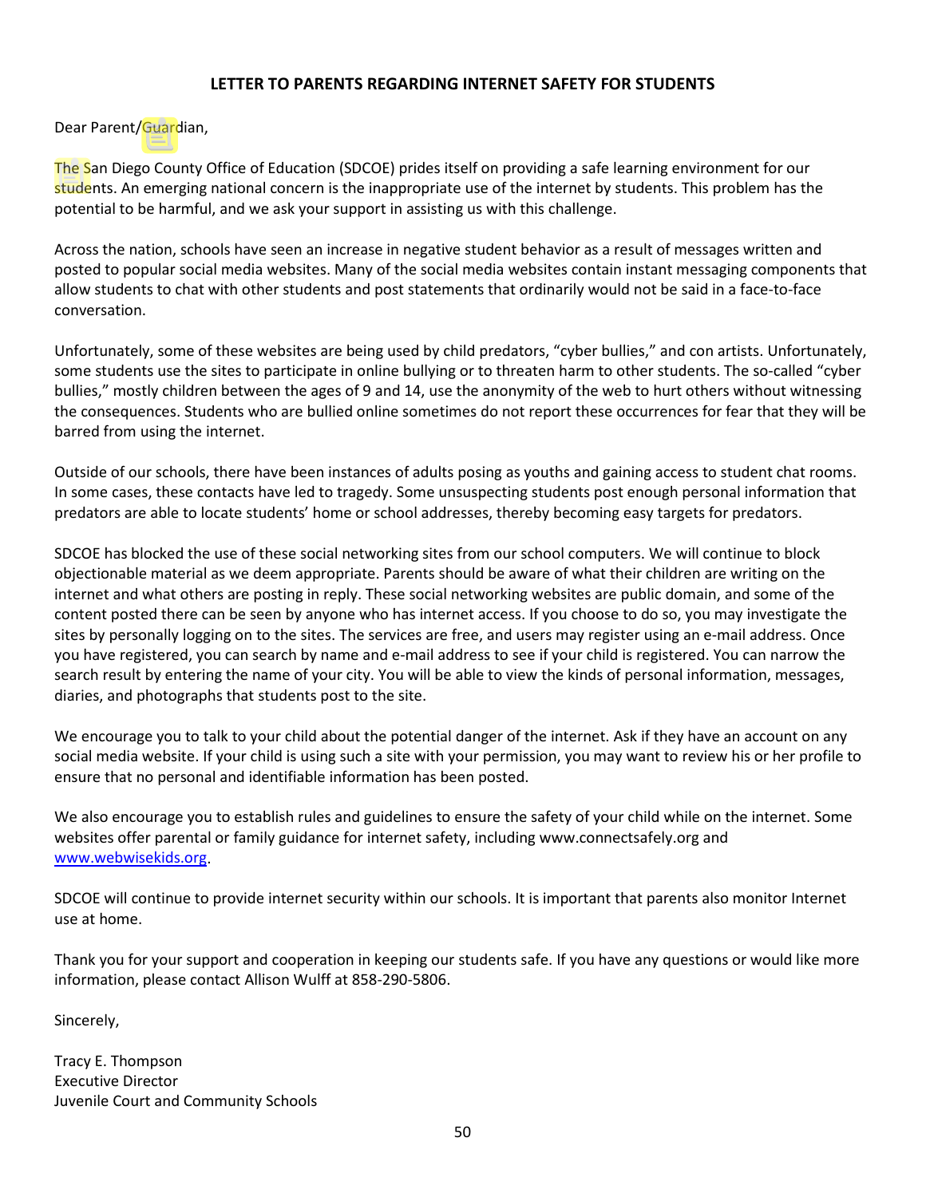**LETTER TO PARENTS REGARDING INTERNET SAFETY FOR STUDENTS**

Dear Parent/Guardian,

The San Diego County Office of Education (SDCOE) prides itself on providing a safe learning environment for our students. An emerging national concern is the inappropriate use of the internet by students. This problem has the potential to be harmful, and we ask your support in assisting us with this challenge.

Across the nation, schools have seen an increase in negative student behavior as a result of messages written and posted to popular social media websites. Many of the social media websites contain instant messaging components that allow students to chat with other students and post statements that ordinarily would not be said in a face-to-face conversation.

Unfortunately, some of these websites are being used by child predators, "cyber bullies," and con artists. Unfortunately, some students use the sites to participate in online bullying or to threaten harm to other students. The so-called "cyber bullies," mostly children between the ages of 9 and 14, use the anonymity of the web to hurt others without witnessing the consequences. Students who are bullied online sometimes do not report these occurrences for fear that they will be barred from using the internet.

Outside of our schools, there have been instances of adults posing as youths and gaining access to student chat rooms. In some cases, these contacts have led to tragedy. Some unsuspecting students post enough personal information that predators are able to locate students' home or school addresses, thereby becoming easy targets for predators.

SDCOE has blocked the use of these social networking sites from our school computers. We will continue to block objectionable material as we deem appropriate. Parents should be aware of what their children are writing on the internet and what others are posting in reply. These social networking websites are public domain, and some of the content posted there can be seen by anyone who has internet access. If you choose to do so, you may investigate the sites by personally logging on to the sites. The services are free, and users may register using an e-mail address. Once you have registered, you can search by name and e-mail address to see if your child is registered. You can narrow the search result by entering the name of your city. You will be able to view the kinds of personal information, messages, diaries, and photographs that students post to the site.

We encourage you to talk to your child about the potential danger of the internet. Ask if they have an account on any social media website. If your child is using such a site with your permission, you may want to review his or her profile to ensure that no personal and identifiable information has been posted.

We also encourage you to establish rules and guidelines to ensure the safety of your child while on the internet. Some websites offer parental or family guidance for internet safety, including www.connectsafely.org and [www.webwisekids.org](http://www.webwisekids.org).

SDCOE will continue to provide internet security within our schools. It is important that parents also monitor Internet use at home.

Thank you for your support and cooperation in keeping our students safe. If you have any questions or would like more information, please contact Allison Wulff at 858-290-5806.

Sincerely,

Tracy E. Thompson
Executive Director
Juvenile Court and Community Schools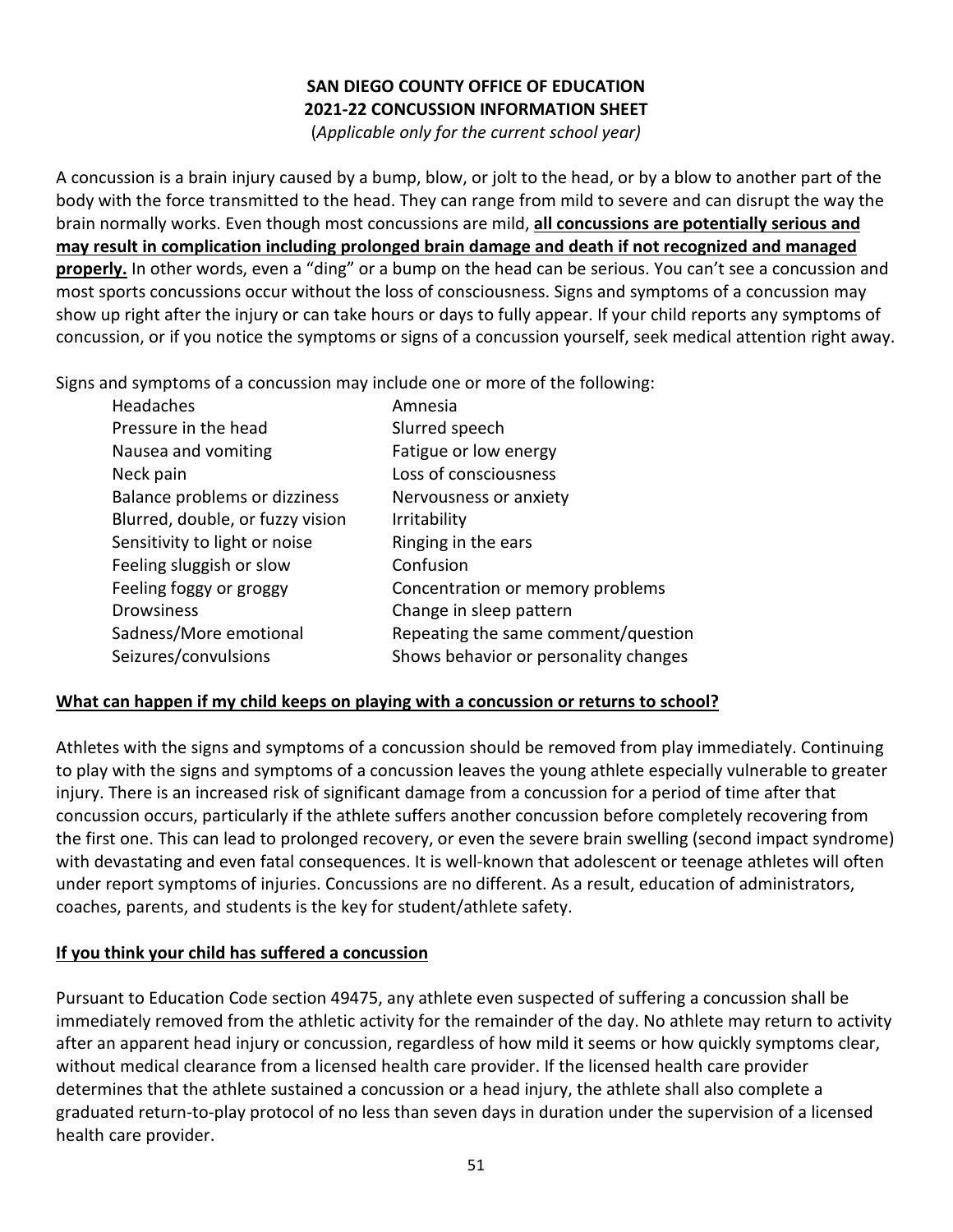**SAN DIEGO COUNTY OFFICE OF EDUCATION**
**2021-22 CONCUSSION INFORMATION SHEET**
(*Applicable only for the current school year)*

A concussion is a brain injury caused by a bump, blow, or jolt to the head, or by a blow to another part of the body with the force transmitted to the head. They can range from mild to severe and can disrupt the way the brain normally works. Even though most concussions are mild, **all concussions are potentially serious and may result in complication including prolonged brain damage and death if not recognized and managed properly.** In other words, even a "ding" or a bump on the head can be serious. You can't see a concussion and most sports concussions occur without the loss of consciousness. Signs and symptoms of a concussion may show up right after the injury or can take hours or days to fully appear. If your child reports any symptoms of concussion, or if you notice the symptoms or signs of a concussion yourself, seek medical attention right away.

Signs and symptoms of a concussion may include one or more of the following:

| | |
|---|---|
| Headaches | Amnesia |
| Pressure in the head | Slurred speech |
| Nausea and vomiting | Fatigue or low energy |
| Neck pain | Loss of consciousness |
| Balance problems or dizziness | Nervousness or anxiety |
| Blurred, double, or fuzzy vision | Irritability |
| Sensitivity to light or noise | Ringing in the ears |
| Feeling sluggish or slow | Confusion |
| Feeling foggy or groggy | Concentration or memory problems |
| Drowsiness | Change in sleep pattern |
| Sadness/More emotional | Repeating the same comment/question |
| Seizures/convulsions | Shows behavior or personality changes |

**What can happen if my child keeps on playing with a concussion or returns to school?**

Athletes with the signs and symptoms of a concussion should be removed from play immediately. Continuing to play with the signs and symptoms of a concussion leaves the young athlete especially vulnerable to greater injury. There is an increased risk of significant damage from a concussion for a period of time after that concussion occurs, particularly if the athlete suffers another concussion before completely recovering from the first one. This can lead to prolonged recovery, or even the severe brain swelling (second impact syndrome) with devastating and even fatal consequences. It is well-known that adolescent or teenage athletes will often under report symptoms of injuries. Concussions are no different. As a result, education of administrators, coaches, parents, and students is the key for student/athlete safety.

**If you think your child has suffered a concussion**

Pursuant to Education Code section 49475, any athlete even suspected of suffering a concussion shall be immediately removed from the athletic activity for the remainder of the day. No athlete may return to activity after an apparent head injury or concussion, regardless of how mild it seems or how quickly symptoms clear, without medical clearance from a licensed health care provider. If the licensed health care provider determines that the athlete sustained a concussion or a head injury, the athlete shall also complete a graduated return-to-play protocol of no less than seven days in duration under the supervision of a licensed health care provider.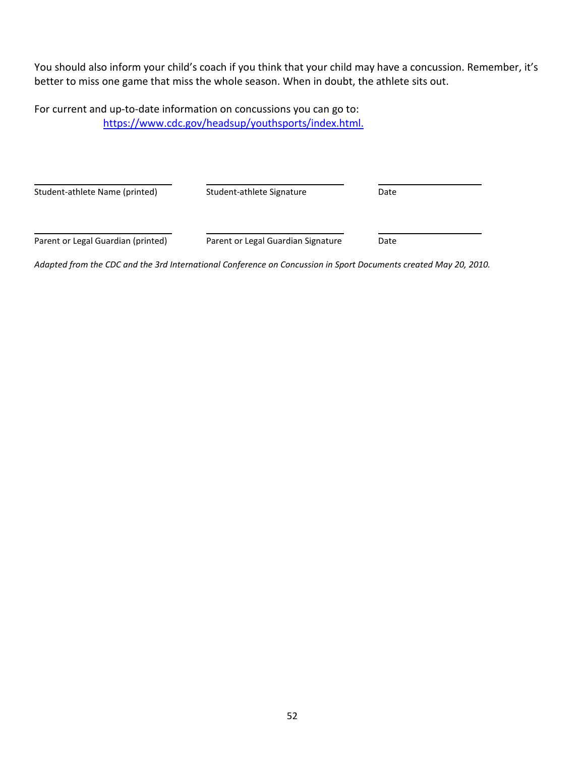You should also inform your child's coach if you think that your child may have a concussion. Remember, it's better to miss one game that miss the whole season. When in doubt, the athlete sits out.

For current and up-to-date information on concussions you can go to:
[https://www.cdc.gov/headsup/youthsports/index.html.](https://www.cdc.gov/headsup/youthsports/index.html)

| ______________________ | ______________________ | ________________ |
|---|---|---|
| Student-athlete Name (printed) | Student-athlete Signature | Date |

| ______________________ | ______________________ | ________________ |
|---|---|---|
| Parent or Legal Guardian (printed) | Parent or Legal Guardian Signature | Date |

*Adapted from the CDC and the 3rd International Conference on Concussion in Sport Documents created May 20, 2010.*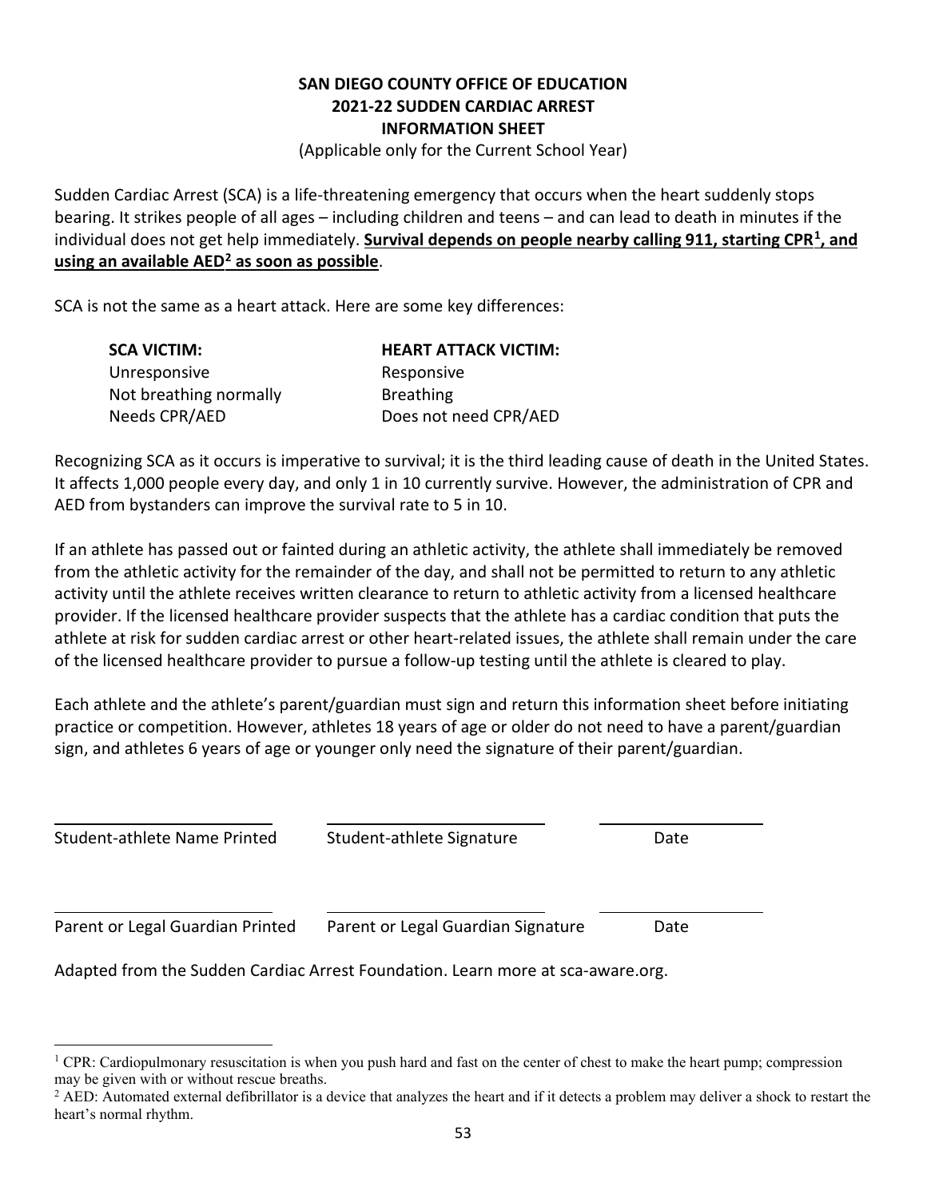# SAN DIEGO COUNTY OFFICE OF EDUCATION
# 2021-22 SUDDEN CARDIAC ARREST
# INFORMATION SHEET

(Applicable only for the Current School Year)

Sudden Cardiac Arrest (SCA) is a life-threatening emergency that occurs when the heart suddenly stops bearing. It strikes people of all ages – including children and teens – and can lead to death in minutes if the individual does not get help immediately. **Survival depends on people nearby calling 911, starting CPR[1], and using an available AED[2] as soon as possible**.

SCA is not the same as a heart attack. Here are some key differences:

| **SCA VICTIM:** | **HEART ATTACK VICTIM:** |
|---|---|
| Unresponsive | Responsive |
| Not breathing normally | Breathing |
| Needs CPR/AED | Does not need CPR/AED |

Recognizing SCA as it occurs is imperative to survival; it is the third leading cause of death in the United States. It affects 1,000 people every day, and only 1 in 10 currently survive. However, the administration of CPR and AED from bystanders can improve the survival rate to 5 in 10.

If an athlete has passed out or fainted during an athletic activity, the athlete shall immediately be removed from the athletic activity for the remainder of the day, and shall not be permitted to return to any athletic activity until the athlete receives written clearance to return to athletic activity from a licensed healthcare provider. If the licensed healthcare provider suspects that the athlete has a cardiac condition that puts the athlete at risk for sudden cardiac arrest or other heart-related issues, the athlete shall remain under the care of the licensed healthcare provider to pursue a follow-up testing until the athlete is cleared to play.

Each athlete and the athlete's parent/guardian must sign and return this information sheet before initiating practice or competition. However, athletes 18 years of age or older do not need to have a parent/guardian sign, and athletes 6 years of age or younger only need the signature of their parent/guardian.

| ______________________ | ______________________ | ______________ |
|---|---|---|
| Student-athlete Name Printed | Student-athlete Signature | Date |

| ______________________ | ______________________ | ______________ |
|---|---|---|
| Parent or Legal Guardian Printed | Parent or Legal Guardian Signature | Date |

Adapted from the Sudden Cardiac Arrest Foundation. Learn more at sca-aware.org.

---

[1] CPR: Cardiopulmonary resuscitation is when you push hard and fast on the center of chest to make the heart pump; compression may be given with or without rescue breaths.

[2] AED: Automated external defibrillator is a device that analyzes the heart and if it detects a problem may deliver a shock to restart the heart's normal rhythm.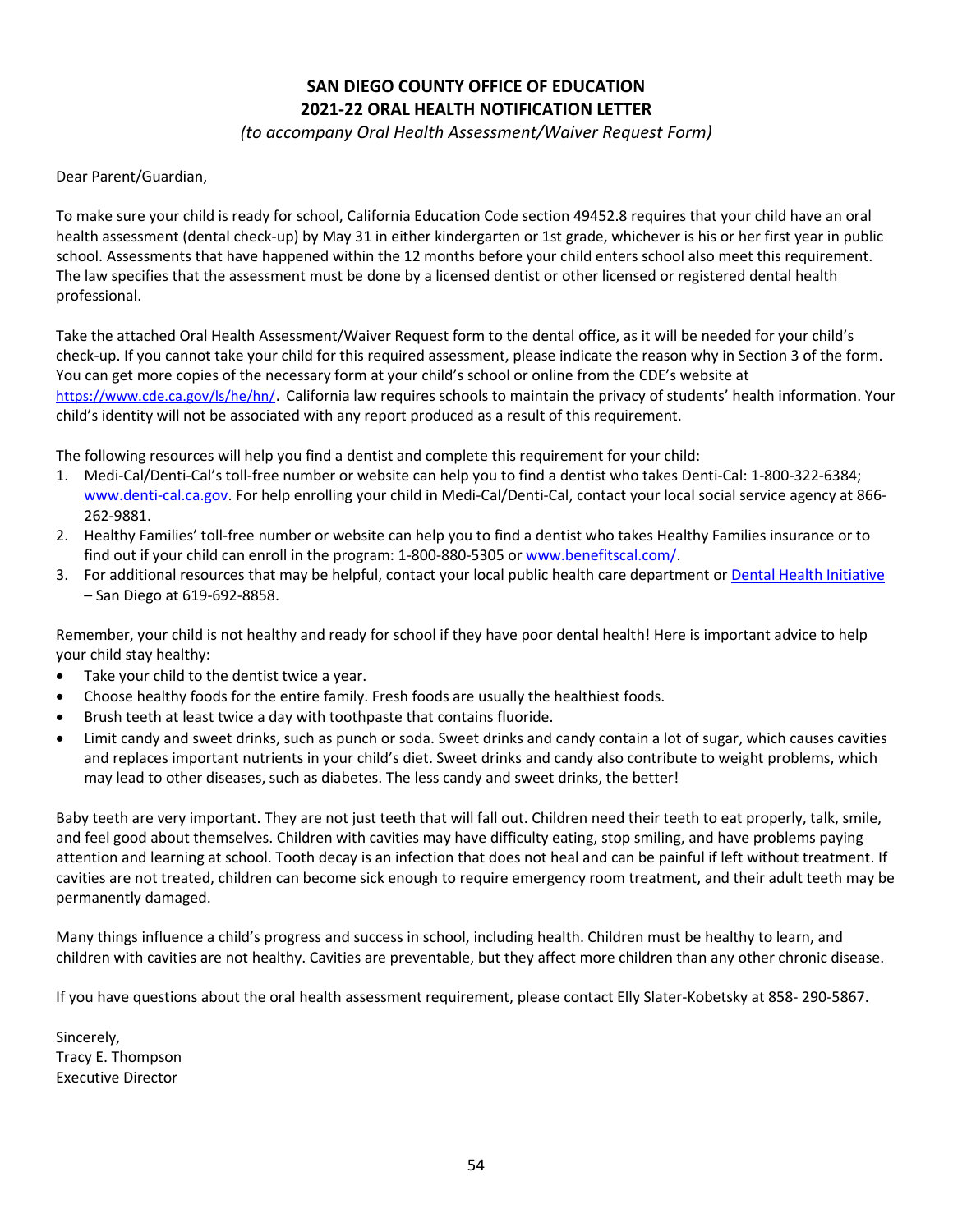# SAN DIEGO COUNTY OFFICE OF EDUCATION
# 2021-22 ORAL HEALTH NOTIFICATION LETTER

*(to accompany Oral Health Assessment/Waiver Request Form)*

Dear Parent/Guardian,

To make sure your child is ready for school, California Education Code section 49452.8 requires that your child have an oral health assessment (dental check-up) by May 31 in either kindergarten or 1st grade, whichever is his or her first year in public school. Assessments that have happened within the 12 months before your child enters school also meet this requirement. The law specifies that the assessment must be done by a licensed dentist or other licensed or registered dental health professional.

Take the attached Oral Health Assessment/Waiver Request form to the dental office, as it will be needed for your child's check-up. If you cannot take your child for this required assessment, please indicate the reason why in Section 3 of the form. You can get more copies of the necessary form at your child's school or online from the CDE's website at https://www.cde.ca.gov/ls/he/hn/. California law requires schools to maintain the privacy of students' health information. Your child's identity will not be associated with any report produced as a result of this requirement.

The following resources will help you find a dentist and complete this requirement for your child:

1. Medi-Cal/Denti-Cal's toll-free number or website can help you to find a dentist who takes Denti-Cal: 1-800-322-6384; www.denti-cal.ca.gov. For help enrolling your child in Medi-Cal/Denti-Cal, contact your local social service agency at 866-262-9881.
2. Healthy Families' toll-free number or website can help you to find a dentist who takes Healthy Families insurance or to find out if your child can enroll in the program: 1-800-880-5305 or www.benefitscal.com/.
3. For additional resources that may be helpful, contact your local public health care department or Dental Health Initiative – San Diego at 619-692-8858.

Remember, your child is not healthy and ready for school if they have poor dental health! Here is important advice to help your child stay healthy:

- Take your child to the dentist twice a year.
- Choose healthy foods for the entire family. Fresh foods are usually the healthiest foods.
- Brush teeth at least twice a day with toothpaste that contains fluoride.
- Limit candy and sweet drinks, such as punch or soda. Sweet drinks and candy contain a lot of sugar, which causes cavities and replaces important nutrients in your child's diet. Sweet drinks and candy also contribute to weight problems, which may lead to other diseases, such as diabetes. The less candy and sweet drinks, the better!

Baby teeth are very important. They are not just teeth that will fall out. Children need their teeth to eat properly, talk, smile, and feel good about themselves. Children with cavities may have difficulty eating, stop smiling, and have problems paying attention and learning at school. Tooth decay is an infection that does not heal and can be painful if left without treatment. If cavities are not treated, children can become sick enough to require emergency room treatment, and their adult teeth may be permanently damaged.

Many things influence a child's progress and success in school, including health. Children must be healthy to learn, and children with cavities are not healthy. Cavities are preventable, but they affect more children than any other chronic disease.

If you have questions about the oral health assessment requirement, please contact Elly Slater-Kobetsky at 858- 290-5867.

Sincerely,
Tracy E. Thompson
Executive Director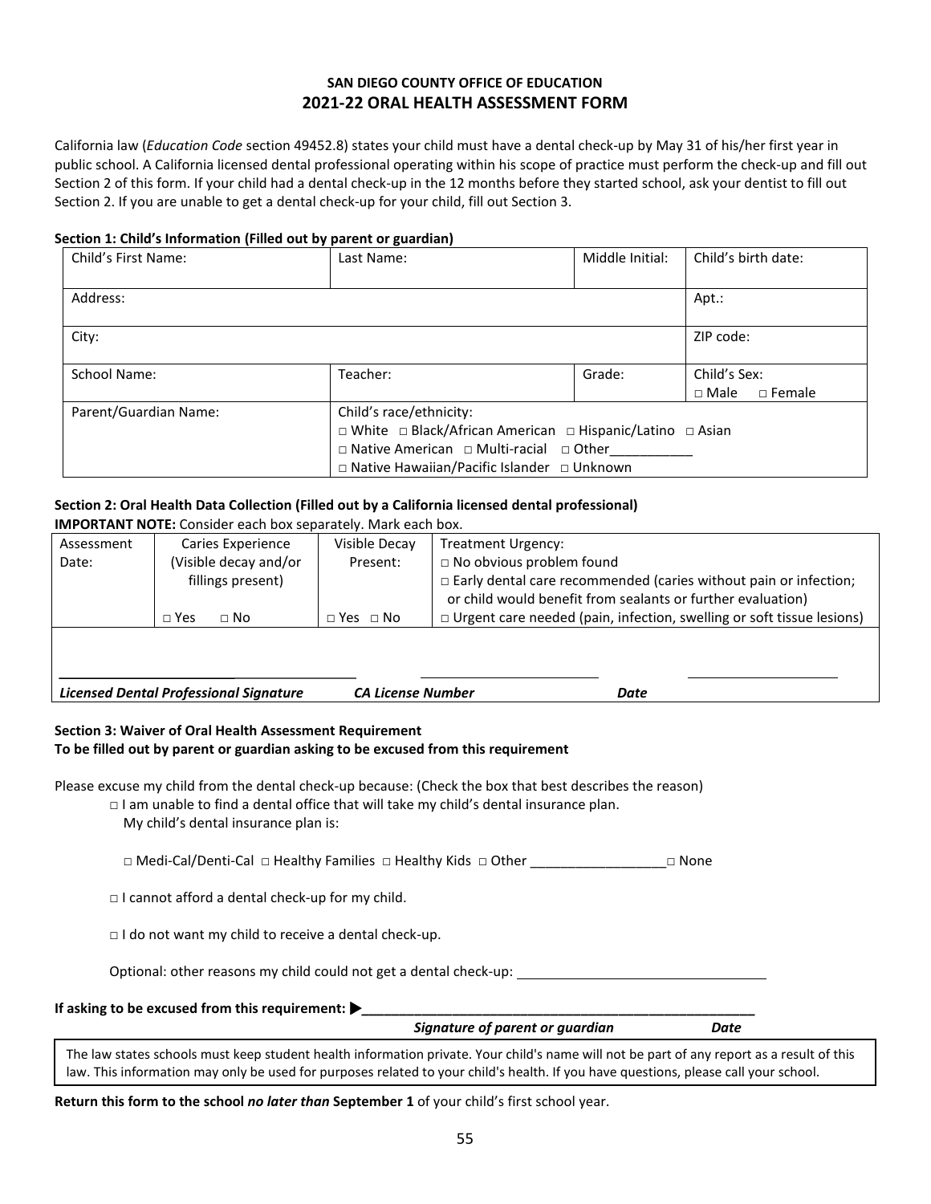**SAN DIEGO COUNTY OFFICE OF EDUCATION**

## 2021-22 ORAL HEALTH ASSESSMENT FORM

California law (*Education Code* section 49452.8) states your child must have a dental check-up by May 31 of his/her first year in public school. A California licensed dental professional operating within his scope of practice must perform the check-up and fill out Section 2 of this form. If your child had a dental check-up in the 12 months before they started school, ask your dentist to fill out Section 2. If you are unable to get a dental check-up for your child, fill out Section 3.

**Section 1: Child's Information (Filled out by parent or guardian)**

| Child's First Name: | Last Name: | Middle Initial: | Child's birth date: |
|---|---|---|---|
| Address: | | | Apt.: |
| City: | | | ZIP code: |
| School Name: | Teacher: | Grade: | Child's Sex: □ Male □ Female |
| Parent/Guardian Name: | Child's race/ethnicity: □ White □ Black/African American □ Hispanic/Latino □ Asian □ Native American □ Multi-racial □ Other___________ □ Native Hawaiian/Pacific Islander □ Unknown | | |

**Section 2: Oral Health Data Collection (Filled out by a California licensed dental professional)**

**IMPORTANT NOTE:** Consider each box separately. Mark each box.

| Assessment Date: | Caries Experience (Visible decay and/or fillings present) □ Yes □ No | Visible Decay Present: □ Yes □ No | Treatment Urgency: □ No obvious problem found □ Early dental care recommended (caries without pain or infection; or child would benefit from sealants or further evaluation) □ Urgent care needed (pain, infection, swelling or soft tissue lesions) |
|---|---|---|---|

___________________________ ________________________ ____________________

***Licensed Dental Professional Signature*** ***CA License Number*** ***Date***

**Section 3: Waiver of Oral Health Assessment Requirement**
**To be filled out by parent or guardian asking to be excused from this requirement**

Please excuse my child from the dental check-up because: (Check the box that best describes the reason)

□ I am unable to find a dental office that will take my child's dental insurance plan.
My child's dental insurance plan is:

□ Medi-Cal/Denti-Cal □ Healthy Families □ Healthy Kids □ Other _________________ □ None

□ I cannot afford a dental check-up for my child.

□ I do not want my child to receive a dental check-up.

Optional: other reasons my child could not get a dental check-up: ________________________________

**If asking to be excused from this requirement:** ▶______________________________________________________

***Signature of parent or guardian*** ***Date***

The law states schools must keep student health information private. Your child's name will not be part of any report as a result of this law. This information may only be used for purposes related to your child's health. If you have questions, please call your school.

**Return this form to the school *no later than* September 1** of your child's first school year.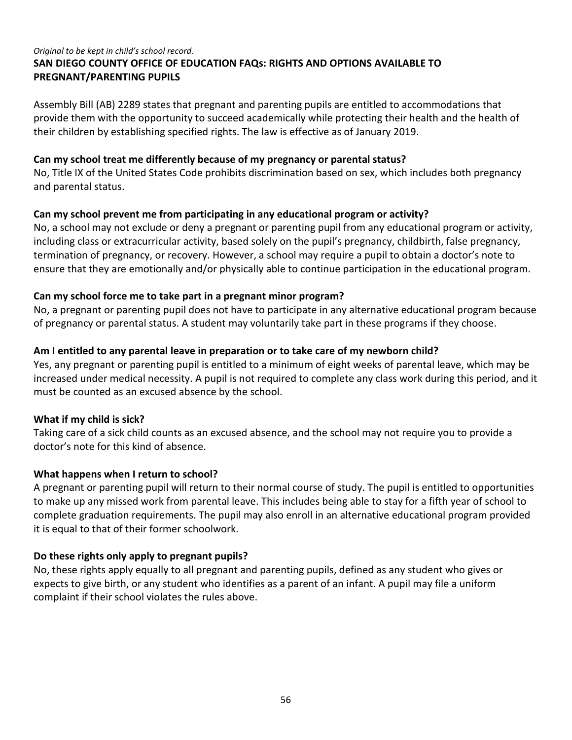*Original to be kept in child's school record.*

## SAN DIEGO COUNTY OFFICE OF EDUCATION FAQs: RIGHTS AND OPTIONS AVAILABLE TO PREGNANT/PARENTING PUPILS

Assembly Bill (AB) 2289 states that pregnant and parenting pupils are entitled to accommodations that provide them with the opportunity to succeed academically while protecting their health and the health of their children by establishing specified rights. The law is effective as of January 2019.

**Can my school treat me differently because of my pregnancy or parental status?**

No, Title IX of the United States Code prohibits discrimination based on sex, which includes both pregnancy and parental status.

**Can my school prevent me from participating in any educational program or activity?**

No, a school may not exclude or deny a pregnant or parenting pupil from any educational program or activity, including class or extracurricular activity, based solely on the pupil's pregnancy, childbirth, false pregnancy, termination of pregnancy, or recovery. However, a school may require a pupil to obtain a doctor's note to ensure that they are emotionally and/or physically able to continue participation in the educational program.

**Can my school force me to take part in a pregnant minor program?**

No, a pregnant or parenting pupil does not have to participate in any alternative educational program because of pregnancy or parental status. A student may voluntarily take part in these programs if they choose.

**Am I entitled to any parental leave in preparation or to take care of my newborn child?**

Yes, any pregnant or parenting pupil is entitled to a minimum of eight weeks of parental leave, which may be increased under medical necessity. A pupil is not required to complete any class work during this period, and it must be counted as an excused absence by the school.

**What if my child is sick?**

Taking care of a sick child counts as an excused absence, and the school may not require you to provide a doctor's note for this kind of absence.

**What happens when I return to school?**

A pregnant or parenting pupil will return to their normal course of study. The pupil is entitled to opportunities to make up any missed work from parental leave. This includes being able to stay for a fifth year of school to complete graduation requirements. The pupil may also enroll in an alternative educational program provided it is equal to that of their former schoolwork.

**Do these rights only apply to pregnant pupils?**

No, these rights apply equally to all pregnant and parenting pupils, defined as any student who gives or expects to give birth, or any student who identifies as a parent of an infant. A pupil may file a uniform complaint if their school violates the rules above.